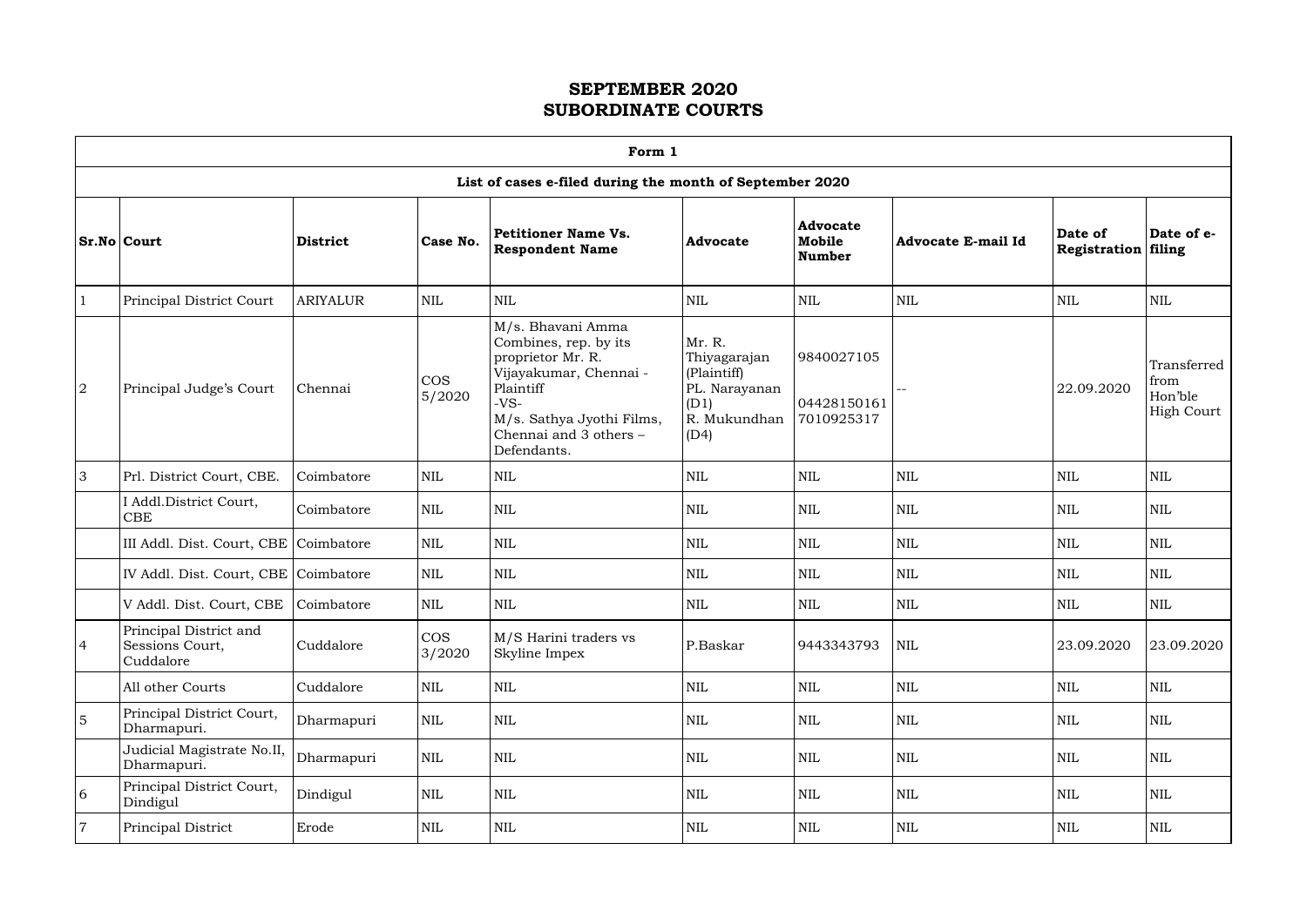# SEPTEMBER 2020
# SUBORDINATE COURTS

**Form 1**

**List of cases e-filed during the month of September 2020**

| Sr.No | Court | District | Case No. | Petitioner Name Vs. Respondent Name | Advocate | Advocate Mobile Number | Advocate E-mail Id | Date of Registration | Date of e-filing |
|---|---|---|---|---|---|---|---|---|---|
| 1 | Principal District Court | ARIYALUR | NIL | NIL | NIL | NIL | NIL | NIL | NIL |
| 2 | Principal Judge's Court | Chennai | COS 5/2020 | M/s. Bhavani Amma Combines, rep. by its proprietor Mr. R. Vijayakumar, Chennai - Plaintiff -VS- M/s. Sathya Jyothi Films, Chennai and 3 others – Defendants. | Mr. R. Thiyagarajan (Plaintiff) PL. Narayanan (D1) R. Mukundhan (D4) | 9840027105 04428150161 7010925317 | -- | 22.09.2020 | Transferred from Hon'ble High Court |
| 3 | Prl. District Court, CBE. | Coimbatore | NIL | NIL | NIL | NIL | NIL | NIL | NIL |
| | I Addl.District Court, CBE | Coimbatore | NIL | NIL | NIL | NIL | NIL | NIL | NIL |
| | III Addl. Dist. Court, CBE | Coimbatore | NIL | NIL | NIL | NIL | NIL | NIL | NIL |
| | IV Addl. Dist. Court, CBE | Coimbatore | NIL | NIL | NIL | NIL | NIL | NIL | NIL |
| | V Addl. Dist. Court, CBE | Coimbatore | NIL | NIL | NIL | NIL | NIL | NIL | NIL |
| 4 | Principal District and Sessions Court, Cuddalore | Cuddalore | COS 3/2020 | M/S Harini traders vs Skyline Impex | P.Baskar | 9443343793 | NIL | 23.09.2020 | 23.09.2020 |
| | All other Courts | Cuddalore | NIL | NIL | NIL | NIL | NIL | NIL | NIL |
| 5 | Principal District Court, Dharmapuri. | Dharmapuri | NIL | NIL | NIL | NIL | NIL | NIL | NIL |
| | Judicial Magistrate No.II, Dharmapuri. | Dharmapuri | NIL | NIL | NIL | NIL | NIL | NIL | NIL |
| 6 | Principal District Court, Dindigul | Dindigul | NIL | NIL | NIL | NIL | NIL | NIL | NIL |
| 7 | Principal District | Erode | NIL | NIL | NIL | NIL | NIL | NIL | NIL |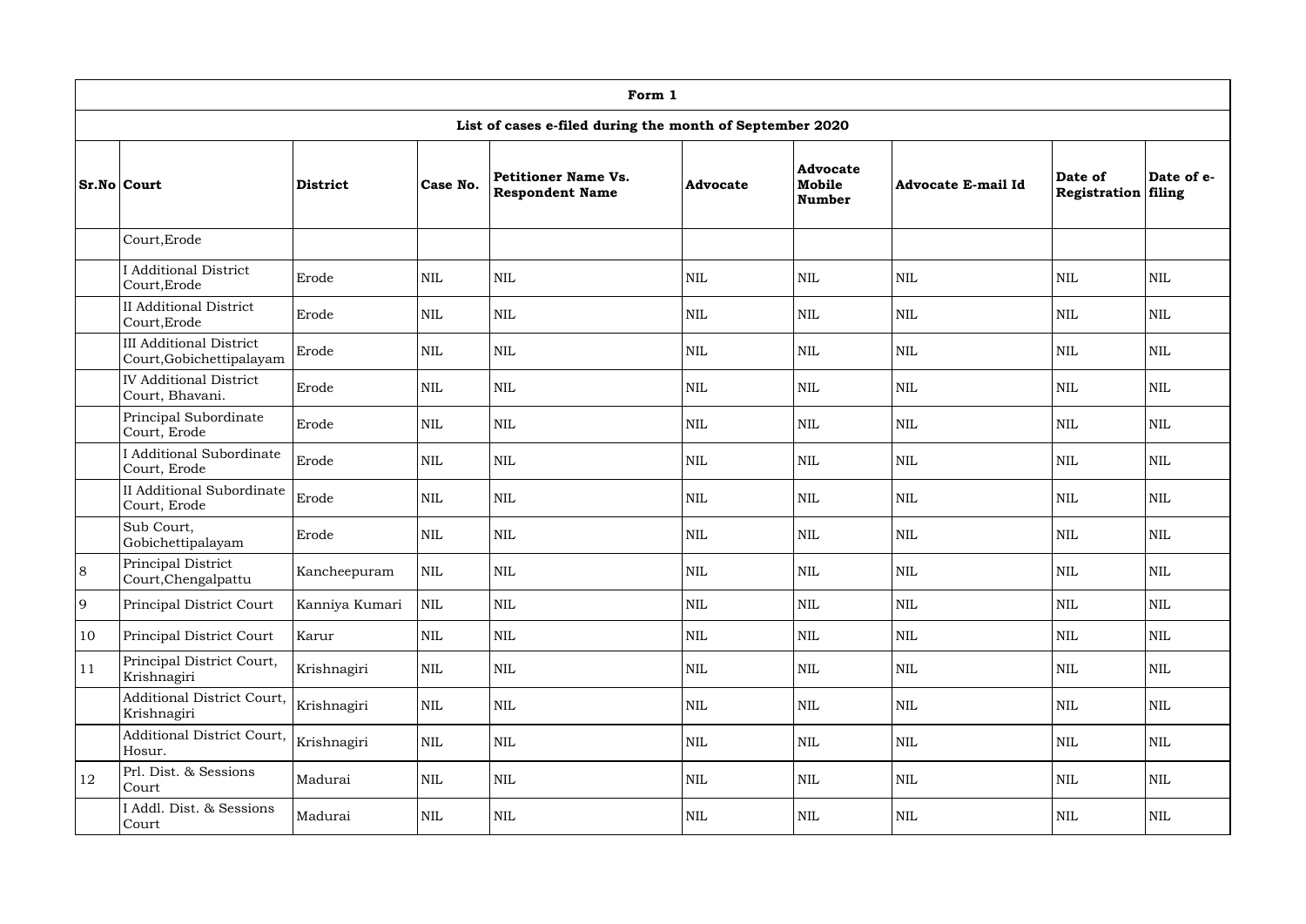| Form 1 | | | | | | | | | |
|---|---|---|---|---|---|---|---|---|---|
| List of cases e-filed during the month of September 2020 | | | | | | | | | |
| **Sr.No** | **Court** | **District** | **Case No.** | **Petitioner Name Vs. Respondent Name** | **Advocate** | **Advocate Mobile Number** | **Advocate E-mail Id** | **Date of Registration** | **Date of e-filing** |
| | Court,Erode | | | | | | | | |
| | I Additional District Court,Erode | Erode | NIL | NIL | NIL | NIL | NIL | NIL | NIL |
| | II Additional District Court,Erode | Erode | NIL | NIL | NIL | NIL | NIL | NIL | NIL |
| | III Additional District Court,Gobichettipalayam | Erode | NIL | NIL | NIL | NIL | NIL | NIL | NIL |
| | IV Additional District Court, Bhavani. | Erode | NIL | NIL | NIL | NIL | NIL | NIL | NIL |
| | Principal Subordinate Court, Erode | Erode | NIL | NIL | NIL | NIL | NIL | NIL | NIL |
| | I Additional Subordinate Court, Erode | Erode | NIL | NIL | NIL | NIL | NIL | NIL | NIL |
| | II Additional Subordinate Court, Erode | Erode | NIL | NIL | NIL | NIL | NIL | NIL | NIL |
| | Sub Court, Gobichettipalayam | Erode | NIL | NIL | NIL | NIL | NIL | NIL | NIL |
| 8 | Principal District Court,Chengalpattu | Kancheepuram | NIL | NIL | NIL | NIL | NIL | NIL | NIL |
| 9 | Principal District Court | Kanniya Kumari | NIL | NIL | NIL | NIL | NIL | NIL | NIL |
| 10 | Principal District Court | Karur | NIL | NIL | NIL | NIL | NIL | NIL | NIL |
| 11 | Principal District Court, Krishnagiri | Krishnagiri | NIL | NIL | NIL | NIL | NIL | NIL | NIL |
| | Additional District Court, Krishnagiri | Krishnagiri | NIL | NIL | NIL | NIL | NIL | NIL | NIL |
| | Additional District Court, Hosur. | Krishnagiri | NIL | NIL | NIL | NIL | NIL | NIL | NIL |
| 12 | Prl. Dist. & Sessions Court | Madurai | NIL | NIL | NIL | NIL | NIL | NIL | NIL |
| | I Addl. Dist. & Sessions Court | Madurai | NIL | NIL | NIL | NIL | NIL | NIL | NIL |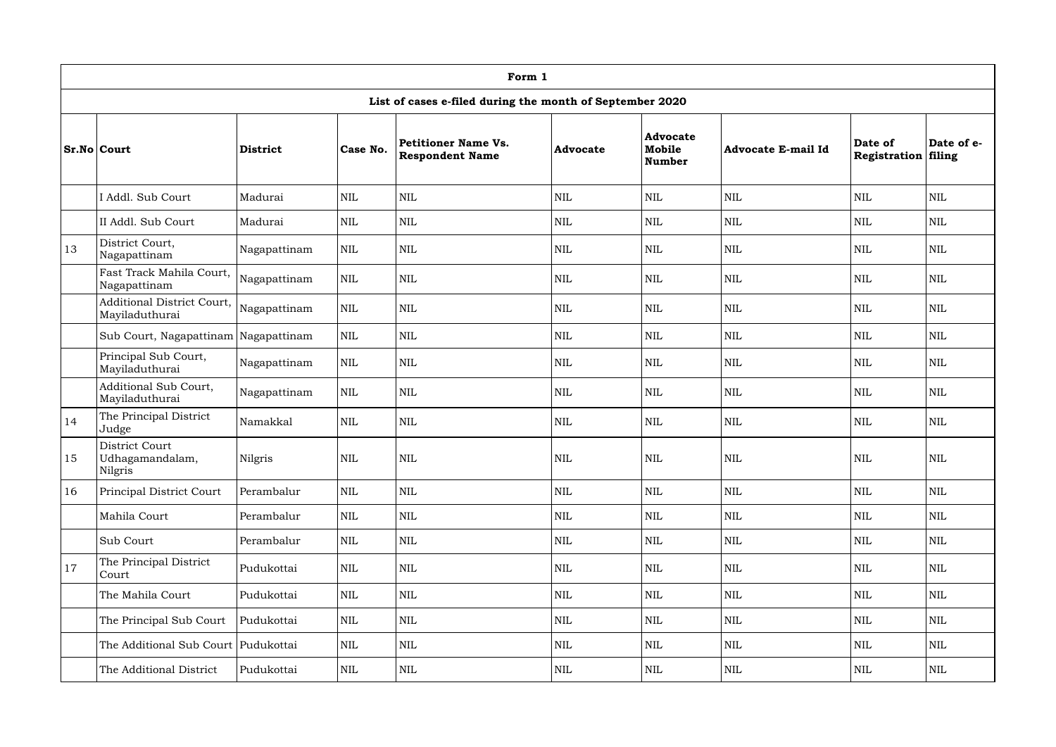| Form 1 | | | | | | | | | |
|---|---|---|---|---|---|---|---|---|---|
| List of cases e-filed during the month of September 2020 | | | | | | | | | |
| **Sr.No** | **Court** | **District** | **Case No.** | **Petitioner Name Vs. Respondent Name** | **Advocate** | **Advocate Mobile Number** | **Advocate E-mail Id** | **Date of Registration** | **Date of e-filing** |
| | I Addl. Sub Court | Madurai | NIL | NIL | NIL | NIL | NIL | NIL | NIL |
| | II Addl. Sub Court | Madurai | NIL | NIL | NIL | NIL | NIL | NIL | NIL |
| 13 | District Court, Nagapattinam | Nagapattinam | NIL | NIL | NIL | NIL | NIL | NIL | NIL |
| | Fast Track Mahila Court, Nagapattinam | Nagapattinam | NIL | NIL | NIL | NIL | NIL | NIL | NIL |
| | Additional District Court, Mayiladuthurai | Nagapattinam | NIL | NIL | NIL | NIL | NIL | NIL | NIL |
| | Sub Court, Nagapattinam | Nagapattinam | NIL | NIL | NIL | NIL | NIL | NIL | NIL |
| | Principal Sub Court, Mayiladuthurai | Nagapattinam | NIL | NIL | NIL | NIL | NIL | NIL | NIL |
| | Additional Sub Court, Mayiladuthurai | Nagapattinam | NIL | NIL | NIL | NIL | NIL | NIL | NIL |
| 14 | The Principal District Judge | Namakkal | NIL | NIL | NIL | NIL | NIL | NIL | NIL |
| 15 | District Court Udhagamandalam, Nilgris | Nilgris | NIL | NIL | NIL | NIL | NIL | NIL | NIL |
| 16 | Principal District Court | Perambalur | NIL | NIL | NIL | NIL | NIL | NIL | NIL |
| | Mahila Court | Perambalur | NIL | NIL | NIL | NIL | NIL | NIL | NIL |
| | Sub Court | Perambalur | NIL | NIL | NIL | NIL | NIL | NIL | NIL |
| 17 | The Principal District Court | Pudukottai | NIL | NIL | NIL | NIL | NIL | NIL | NIL |
| | The Mahila Court | Pudukottai | NIL | NIL | NIL | NIL | NIL | NIL | NIL |
| | The Principal Sub Court | Pudukottai | NIL | NIL | NIL | NIL | NIL | NIL | NIL |
| | The Additional Sub Court | Pudukottai | NIL | NIL | NIL | NIL | NIL | NIL | NIL |
| | The Additional District | Pudukottai | NIL | NIL | NIL | NIL | NIL | NIL | NIL |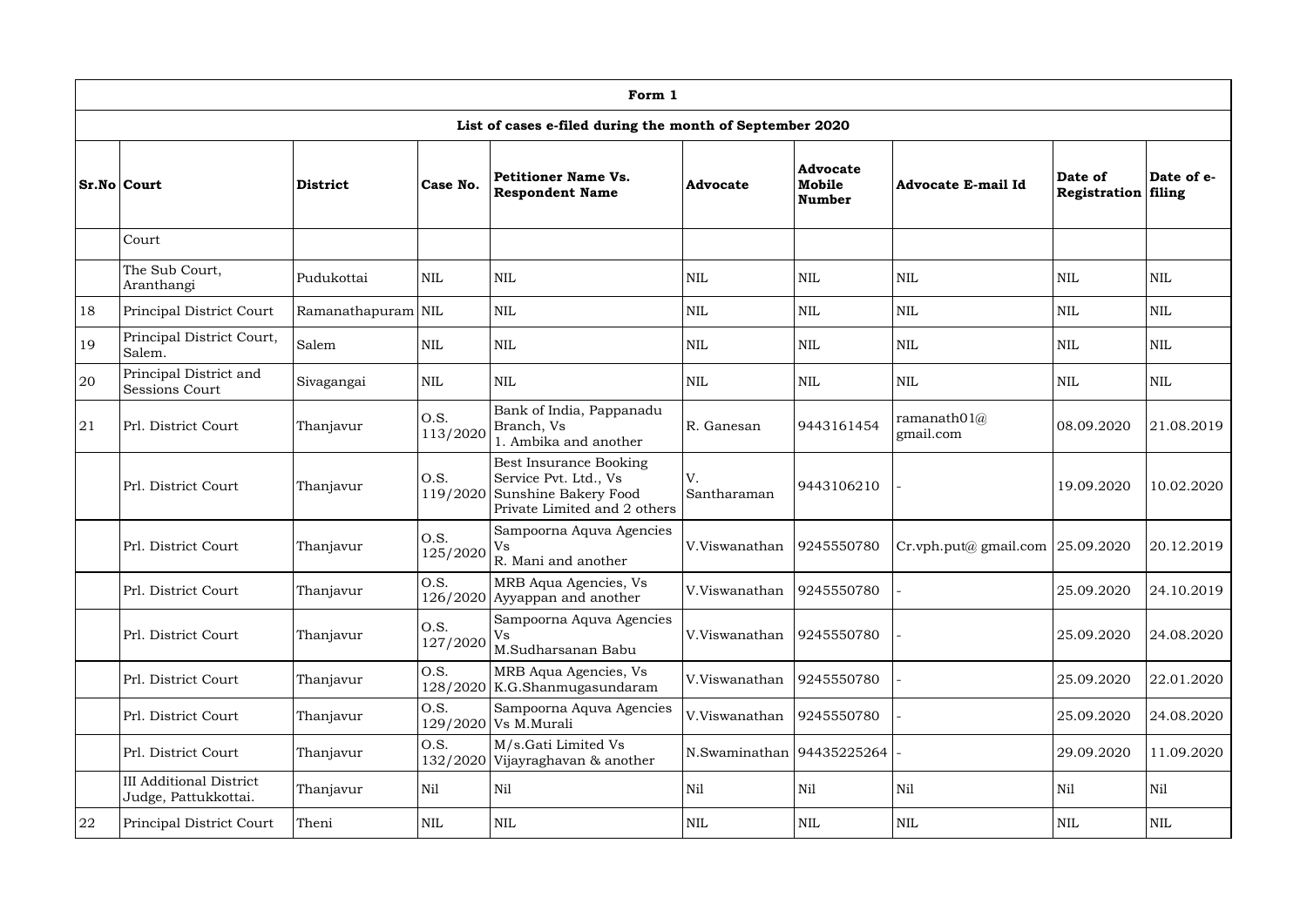| Form 1 | | | | | | | | | |
|---|---|---|---|---|---|---|---|---|---|
| List of cases e-filed during the month of September 2020 | | | | | | | | | |
| Sr.No | Court | District | Case No. | Petitioner Name Vs. Respondent Name | Advocate | Advocate Mobile Number | Advocate E-mail Id | Date of Registration | Date of e-filing |
| | Court | | | | | | | | |
| | The Sub Court, Aranthangi | Pudukottai | NIL | NIL | NIL | NIL | NIL | NIL | NIL |
| 18 | Principal District Court | Ramanathapuram | NIL | NIL | NIL | NIL | NIL | NIL | NIL |
| 19 | Principal District Court, Salem. | Salem | NIL | NIL | NIL | NIL | NIL | NIL | NIL |
| 20 | Principal District and Sessions Court | Sivagangai | NIL | NIL | NIL | NIL | NIL | NIL | NIL |
| 21 | Prl. District Court | Thanjavur | O.S. 113/2020 | Bank of India, Pappanadu Branch, Vs 1. Ambika and another | R. Ganesan | 9443161454 | ramanath01@ gmail.com | 08.09.2020 | 21.08.2019 |
| | Prl. District Court | Thanjavur | O.S. 119/2020 | Best Insurance Booking Service Pvt. Ltd., Vs Sunshine Bakery Food Private Limited and 2 others | V. Santharaman | 9443106210 | - | 19.09.2020 | 10.02.2020 |
| | Prl. District Court | Thanjavur | O.S. 125/2020 | Sampoorna Aquva Agencies Vs R. Mani and another | V.Viswanathan | 9245550780 | Cr.vph.put@ gmail.com | 25.09.2020 | 20.12.2019 |
| | Prl. District Court | Thanjavur | O.S. 126/2020 | MRB Aqua Agencies, Vs Ayyappan and another | V.Viswanathan | 9245550780 | - | 25.09.2020 | 24.10.2019 |
| | Prl. District Court | Thanjavur | O.S. 127/2020 | Sampoorna Aquva Agencies Vs M.Sudharsanan Babu | V.Viswanathan | 9245550780 | - | 25.09.2020 | 24.08.2020 |
| | Prl. District Court | Thanjavur | O.S. 128/2020 | MRB Aqua Agencies, Vs K.G.Shanmugasundaram | V.Viswanathan | 9245550780 | - | 25.09.2020 | 22.01.2020 |
| | Prl. District Court | Thanjavur | O.S. 129/2020 | Sampoorna Aquva Agencies Vs M.Murali | V.Viswanathan | 9245550780 | - | 25.09.2020 | 24.08.2020 |
| | Prl. District Court | Thanjavur | O.S. 132/2020 | M/s.Gati Limited Vs Vijayraghavan & another | N.Swaminathan | 94435225264 | - | 29.09.2020 | 11.09.2020 |
| | III Additional District Judge, Pattukkottai. | Thanjavur | Nil | Nil | Nil | Nil | Nil | Nil | Nil |
| 22 | Principal District Court | Theni | NIL | NIL | NIL | NIL | NIL | NIL | NIL |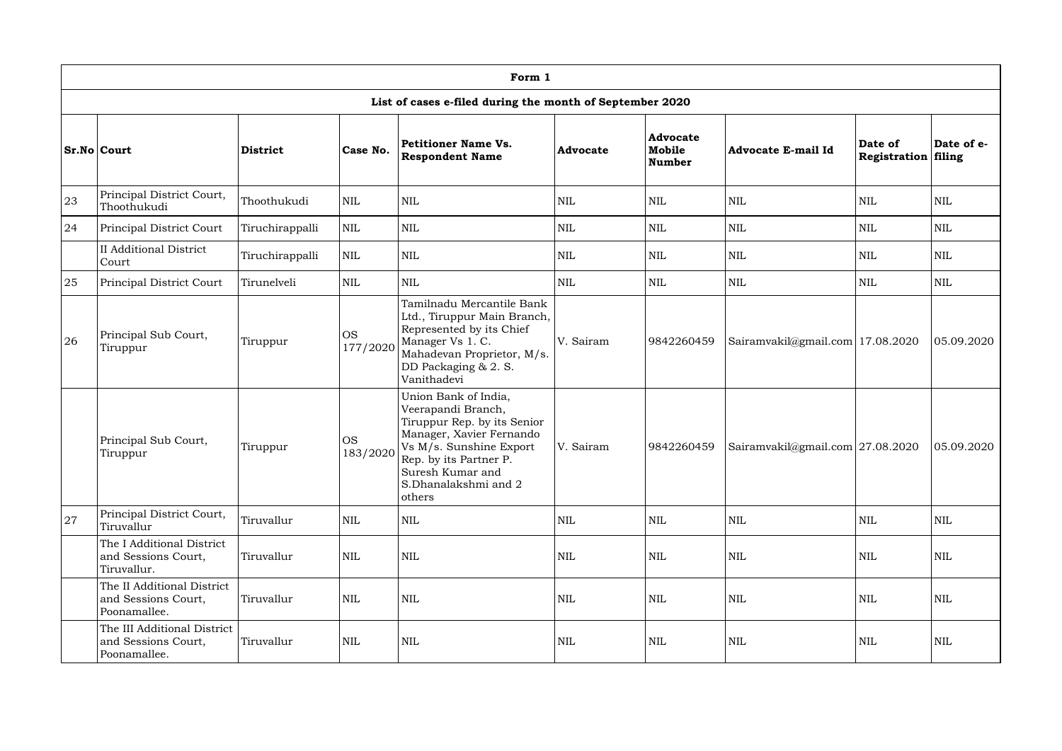| Form 1 | | | | | | | | | |
|---|---|---|---|---|---|---|---|---|---|
| List of cases e-filed during the month of September 2020 | | | | | | | | | |
| Sr.No | Court | District | Case No. | Petitioner Name Vs. Respondent Name | Advocate | Advocate Mobile Number | Advocate E-mail Id | Date of Registration | Date of e-filing |
| 23 | Principal District Court, Thoothukudi | Thoothukudi | NIL | NIL | NIL | NIL | NIL | NIL | NIL |
| 24 | Principal District Court | Tiruchirappalli | NIL | NIL | NIL | NIL | NIL | NIL | NIL |
| | II Additional District Court | Tiruchirappalli | NIL | NIL | NIL | NIL | NIL | NIL | NIL |
| 25 | Principal District Court | Tirunelveli | NIL | NIL | NIL | NIL | NIL | NIL | NIL |
| 26 | Principal Sub Court, Tiruppur | Tiruppur | OS 177/2020 | Tamilnadu Mercantile Bank Ltd., Tiruppur Main Branch, Represented by its Chief Manager Vs 1. C. Mahadevan Proprietor, M/s. DD Packaging & 2. S. Vanithadevi | V. Sairam | 9842260459 | Sairamvakil@gmail.com | 17.08.2020 | 05.09.2020 |
| | Principal Sub Court, Tiruppur | Tiruppur | OS 183/2020 | Union Bank of India, Veerapandi Branch, Tiruppur Rep. by its Senior Manager, Xavier Fernando Vs M/s. Sunshine Export Rep. by its Partner P. Suresh Kumar and S.Dhanalakshmi and 2 others | V. Sairam | 9842260459 | Sairamvakil@gmail.com | 27.08.2020 | 05.09.2020 |
| 27 | Principal District Court, Tiruvallur | Tiruvallur | NIL | NIL | NIL | NIL | NIL | NIL | NIL |
| | The I Additional District and Sessions Court, Tiruvallur. | Tiruvallur | NIL | NIL | NIL | NIL | NIL | NIL | NIL |
| | The II Additional District and Sessions Court, Poonamallee. | Tiruvallur | NIL | NIL | NIL | NIL | NIL | NIL | NIL |
| | The III Additional District and Sessions Court, Poonamallee. | Tiruvallur | NIL | NIL | NIL | NIL | NIL | NIL | NIL |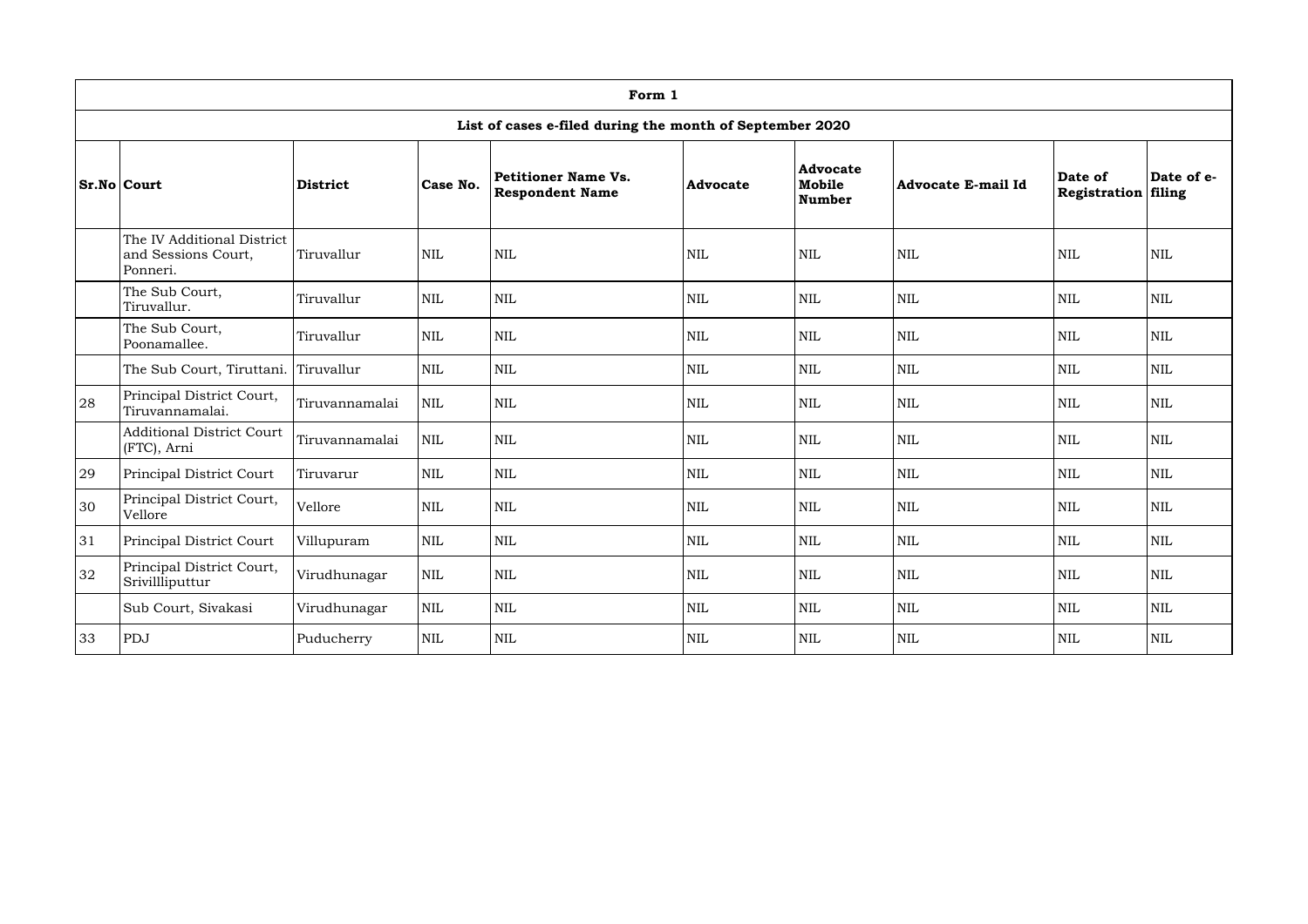| Form 1 | | | | | | | | | |
|---|---|---|---|---|---|---|---|---|---|
| **List of cases e-filed during the month of September 2020** | | | | | | | | | |
| **Sr.No** | **Court** | **District** | **Case No.** | **Petitioner Name Vs. Respondent Name** | **Advocate** | **Advocate Mobile Number** | **Advocate E-mail Id** | **Date of Registration** | **Date of e-filing** |
| | The IV Additional District and Sessions Court, Ponneri. | Tiruvallur | NIL | NIL | NIL | NIL | NIL | NIL | NIL |
| | The Sub Court, Tiruvallur. | Tiruvallur | NIL | NIL | NIL | NIL | NIL | NIL | NIL |
| | The Sub Court, Poonamallee. | Tiruvallur | NIL | NIL | NIL | NIL | NIL | NIL | NIL |
| | The Sub Court, Tiruttani. | Tiruvallur | NIL | NIL | NIL | NIL | NIL | NIL | NIL |
| 28 | Principal District Court, Tiruvannamalai. | Tiruvannamalai | NIL | NIL | NIL | NIL | NIL | NIL | NIL |
| | Additional District Court (FTC), Arni | Tiruvannamalai | NIL | NIL | NIL | NIL | NIL | NIL | NIL |
| 29 | Principal District Court | Tiruvarur | NIL | NIL | NIL | NIL | NIL | NIL | NIL |
| 30 | Principal District Court, Vellore | Vellore | NIL | NIL | NIL | NIL | NIL | NIL | NIL |
| 31 | Principal District Court | Villupuram | NIL | NIL | NIL | NIL | NIL | NIL | NIL |
| 32 | Principal District Court, Srivillliputtur | Virudhunagar | NIL | NIL | NIL | NIL | NIL | NIL | NIL |
| | Sub Court, Sivakasi | Virudhunagar | NIL | NIL | NIL | NIL | NIL | NIL | NIL |
| 33 | PDJ | Puducherry | NIL | NIL | NIL | NIL | NIL | NIL | NIL |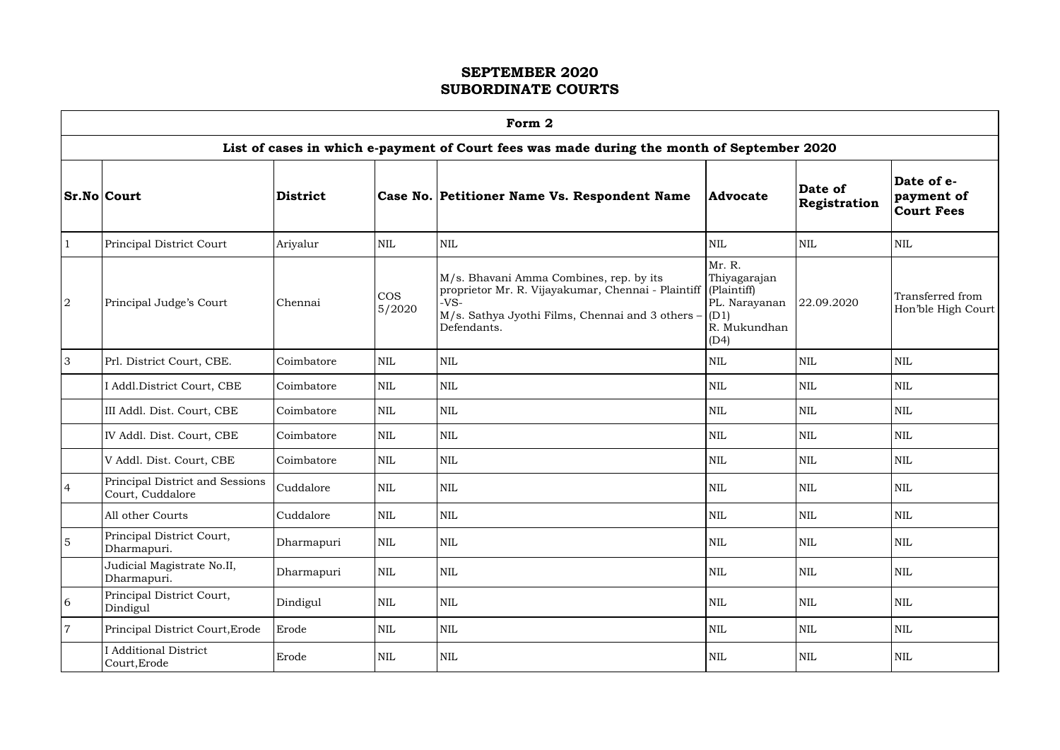# SEPTEMBER 2020
# SUBORDINATE COURTS

| Form 2 | | | | | | | |
|---|---|---|---|---|---|---|---|
| **List of cases in which e-payment of Court fees was made during the month of September 2020** | | | | | | | |
| **Sr.No** | **Court** | **District** | **Case No.** | **Petitioner Name Vs. Respondent Name** | **Advocate** | **Date of Registration** | **Date of e-payment of Court Fees** |
| 1 | Principal District Court | Ariyalur | NIL | NIL | NIL | NIL | NIL |
| 2 | Principal Judge's Court | Chennai | COS 5/2020 | M/s. Bhavani Amma Combines, rep. by its proprietor Mr. R. Vijayakumar, Chennai - Plaintiff -VS- M/s. Sathya Jyothi Films, Chennai and 3 others – Defendants. | Mr. R. Thiyagarajan (Plaintiff) PL. Narayanan (D1) R. Mukundhan (D4) | 22.09.2020 | Transferred from Hon'ble High Court |
| 3 | Prl. District Court, CBE. | Coimbatore | NIL | NIL | NIL | NIL | NIL |
| | I Addl.District Court, CBE | Coimbatore | NIL | NIL | NIL | NIL | NIL |
| | III Addl. Dist. Court, CBE | Coimbatore | NIL | NIL | NIL | NIL | NIL |
| | IV Addl. Dist. Court, CBE | Coimbatore | NIL | NIL | NIL | NIL | NIL |
| | V Addl. Dist. Court, CBE | Coimbatore | NIL | NIL | NIL | NIL | NIL |
| 4 | Principal District and Sessions Court, Cuddalore | Cuddalore | NIL | NIL | NIL | NIL | NIL |
| | All other Courts | Cuddalore | NIL | NIL | NIL | NIL | NIL |
| 5 | Principal District Court, Dharmapuri. | Dharmapuri | NIL | NIL | NIL | NIL | NIL |
| | Judicial Magistrate No.II, Dharmapuri. | Dharmapuri | NIL | NIL | NIL | NIL | NIL |
| 6 | Principal District Court, Dindigul | Dindigul | NIL | NIL | NIL | NIL | NIL |
| 7 | Principal District Court,Erode | Erode | NIL | NIL | NIL | NIL | NIL |
| | I Additional District Court,Erode | Erode | NIL | NIL | NIL | NIL | NIL |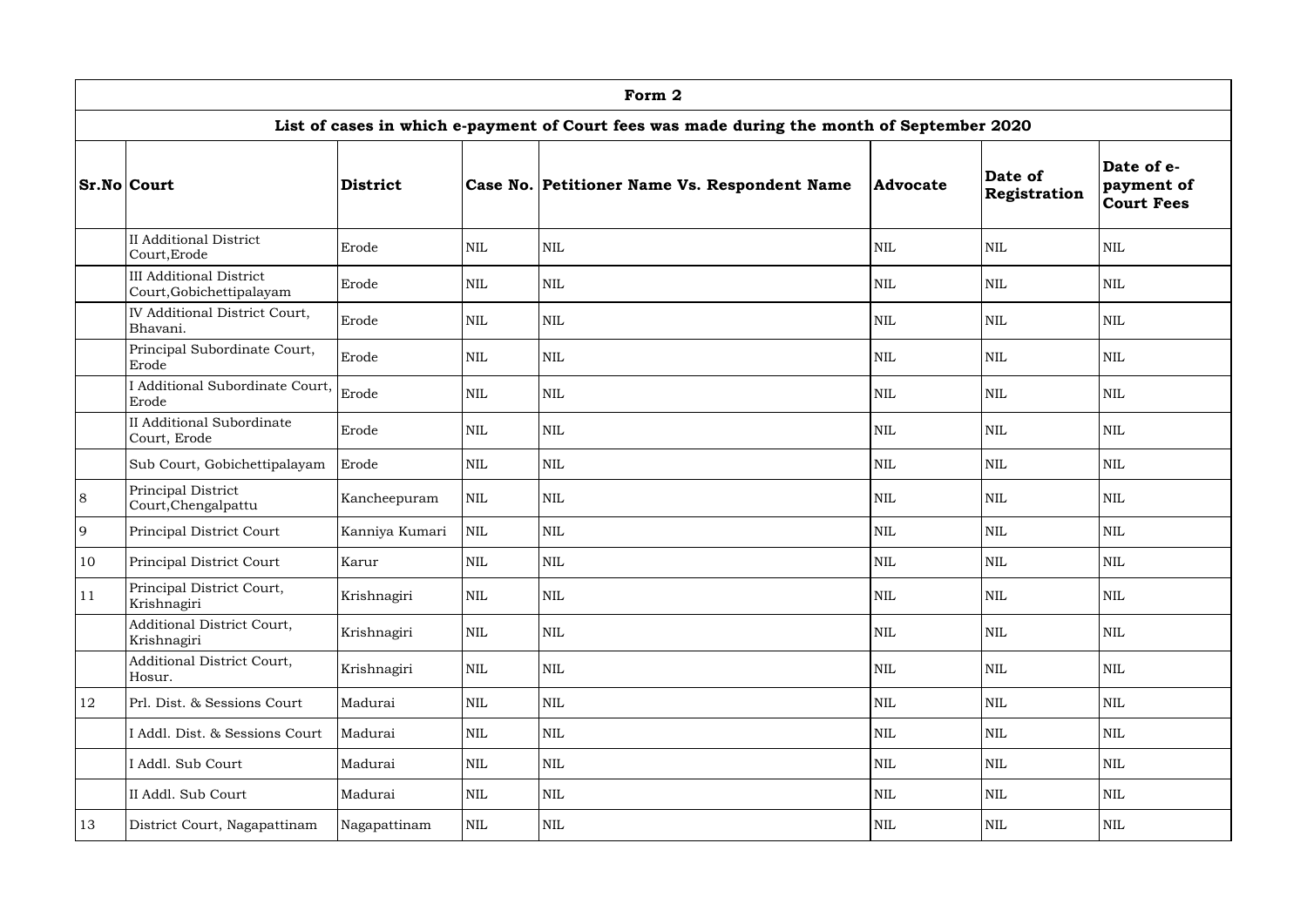| Form 2 | | | | | | | |
|---|---|---|---|---|---|---|---|
| **List of cases in which e-payment of Court fees was made during the month of September 2020** | | | | | | | |
| **Sr.No** | **Court** | **District** | **Case No.** | **Petitioner Name Vs. Respondent Name** | **Advocate** | **Date of Registration** | **Date of e-payment of Court Fees** |
| | II Additional District Court,Erode | Erode | NIL | NIL | NIL | NIL | NIL |
| | III Additional District Court,Gobichettipalayam | Erode | NIL | NIL | NIL | NIL | NIL |
| | IV Additional District Court, Bhavani. | Erode | NIL | NIL | NIL | NIL | NIL |
| | Principal Subordinate Court, Erode | Erode | NIL | NIL | NIL | NIL | NIL |
| | I Additional Subordinate Court, Erode | Erode | NIL | NIL | NIL | NIL | NIL |
| | II Additional Subordinate Court, Erode | Erode | NIL | NIL | NIL | NIL | NIL |
| | Sub Court, Gobichettipalayam | Erode | NIL | NIL | NIL | NIL | NIL |
| 8 | Principal District Court,Chengalpattu | Kancheepuram | NIL | NIL | NIL | NIL | NIL |
| 9 | Principal District Court | Kanniya Kumari | NIL | NIL | NIL | NIL | NIL |
| 10 | Principal District Court | Karur | NIL | NIL | NIL | NIL | NIL |
| 11 | Principal District Court, Krishnagiri | Krishnagiri | NIL | NIL | NIL | NIL | NIL |
| | Additional District Court, Krishnagiri | Krishnagiri | NIL | NIL | NIL | NIL | NIL |
| | Additional District Court, Hosur. | Krishnagiri | NIL | NIL | NIL | NIL | NIL |
| 12 | Prl. Dist. & Sessions Court | Madurai | NIL | NIL | NIL | NIL | NIL |
| | I Addl. Dist. & Sessions Court | Madurai | NIL | NIL | NIL | NIL | NIL |
| | I Addl. Sub Court | Madurai | NIL | NIL | NIL | NIL | NIL |
| | II Addl. Sub Court | Madurai | NIL | NIL | NIL | NIL | NIL |
| 13 | District Court, Nagapattinam | Nagapattinam | NIL | NIL | NIL | NIL | NIL |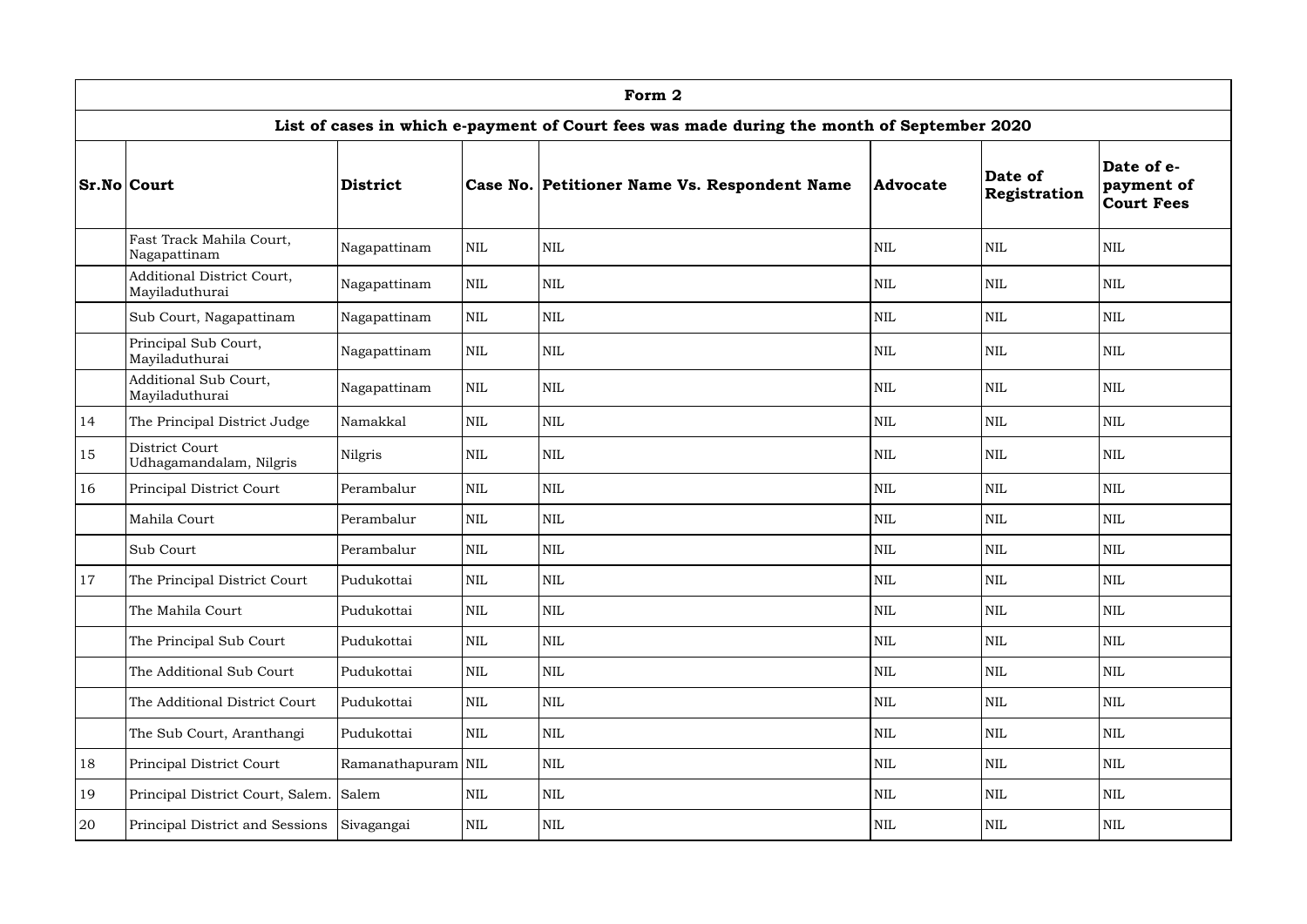| Form 2 | | | | | | | |
|---|---|---|---|---|---|---|---|
| **List of cases in which e-payment of Court fees was made during the month of September 2020** | | | | | | | |
| **Sr.No** | **Court** | **District** | **Case No.** | **Petitioner Name Vs. Respondent Name** | **Advocate** | **Date of Registration** | **Date of e-payment of Court Fees** |
| | Fast Track Mahila Court, Nagapattinam | Nagapattinam | NIL | NIL | NIL | NIL | NIL |
| | Additional District Court, Mayiladuthurai | Nagapattinam | NIL | NIL | NIL | NIL | NIL |
| | Sub Court, Nagapattinam | Nagapattinam | NIL | NIL | NIL | NIL | NIL |
| | Principal Sub Court, Mayiladuthurai | Nagapattinam | NIL | NIL | NIL | NIL | NIL |
| | Additional Sub Court, Mayiladuthurai | Nagapattinam | NIL | NIL | NIL | NIL | NIL |
| 14 | The Principal District Judge | Namakkal | NIL | NIL | NIL | NIL | NIL |
| 15 | District Court Udhagamandalam, Nilgris | Nilgris | NIL | NIL | NIL | NIL | NIL |
| 16 | Principal District Court | Perambalur | NIL | NIL | NIL | NIL | NIL |
| | Mahila Court | Perambalur | NIL | NIL | NIL | NIL | NIL |
| | Sub Court | Perambalur | NIL | NIL | NIL | NIL | NIL |
| 17 | The Principal District Court | Pudukottai | NIL | NIL | NIL | NIL | NIL |
| | The Mahila Court | Pudukottai | NIL | NIL | NIL | NIL | NIL |
| | The Principal Sub Court | Pudukottai | NIL | NIL | NIL | NIL | NIL |
| | The Additional Sub Court | Pudukottai | NIL | NIL | NIL | NIL | NIL |
| | The Additional District Court | Pudukottai | NIL | NIL | NIL | NIL | NIL |
| | The Sub Court, Aranthangi | Pudukottai | NIL | NIL | NIL | NIL | NIL |
| 18 | Principal District Court | Ramanathapuram | NIL | NIL | NIL | NIL | NIL |
| 19 | Principal District Court, Salem. | Salem | NIL | NIL | NIL | NIL | NIL |
| 20 | Principal District and Sessions | Sivagangai | NIL | NIL | NIL | NIL | NIL |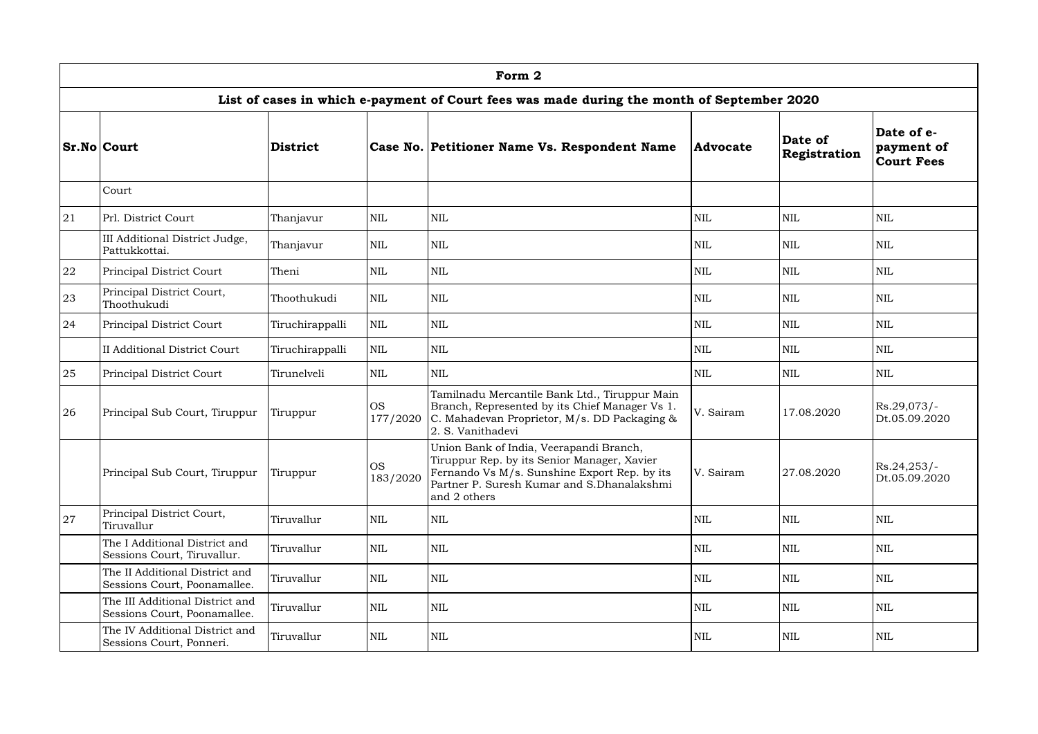| Form 2 | | | | | | | |
|---|---|---|---|---|---|---|---|
| **List of cases in which e-payment of Court fees was made during the month of September 2020** | | | | | | | |
| **Sr.No** | **Court** | **District** | **Case No.** | **Petitioner Name Vs. Respondent Name** | **Advocate** | **Date of Registration** | **Date of e-payment of Court Fees** |
| | Court | | | | | | |
| 21 | Prl. District Court | Thanjavur | NIL | NIL | NIL | NIL | NIL |
| | III Additional District Judge, Pattukkottai. | Thanjavur | NIL | NIL | NIL | NIL | NIL |
| 22 | Principal District Court | Theni | NIL | NIL | NIL | NIL | NIL |
| 23 | Principal District Court, Thoothukudi | Thoothukudi | NIL | NIL | NIL | NIL | NIL |
| 24 | Principal District Court | Tiruchirappalli | NIL | NIL | NIL | NIL | NIL |
| | II Additional District Court | Tiruchirappalli | NIL | NIL | NIL | NIL | NIL |
| 25 | Principal District Court | Tirunelveli | NIL | NIL | NIL | NIL | NIL |
| 26 | Principal Sub Court, Tiruppur | Tiruppur | OS 177/2020 | Tamilnadu Mercantile Bank Ltd., Tiruppur Main Branch, Represented by its Chief Manager Vs 1. C. Mahadevan Proprietor, M/s. DD Packaging & 2. S. Vanithadevi | V. Sairam | 17.08.2020 | Rs.29,073/- Dt.05.09.2020 |
| | Principal Sub Court, Tiruppur | Tiruppur | OS 183/2020 | Union Bank of India, Veerapandi Branch, Tiruppur Rep. by its Senior Manager, Xavier Fernando Vs M/s. Sunshine Export Rep. by its Partner P. Suresh Kumar and S.Dhanalakshmi and 2 others | V. Sairam | 27.08.2020 | Rs.24,253/- Dt.05.09.2020 |
| 27 | Principal District Court, Tiruvallur | Tiruvallur | NIL | NIL | NIL | NIL | NIL |
| | The I Additional District and Sessions Court, Tiruvallur. | Tiruvallur | NIL | NIL | NIL | NIL | NIL |
| | The II Additional District and Sessions Court, Poonamallee. | Tiruvallur | NIL | NIL | NIL | NIL | NIL |
| | The III Additional District and Sessions Court, Poonamallee. | Tiruvallur | NIL | NIL | NIL | NIL | NIL |
| | The IV Additional District and Sessions Court, Ponneri. | Tiruvallur | NIL | NIL | NIL | NIL | NIL |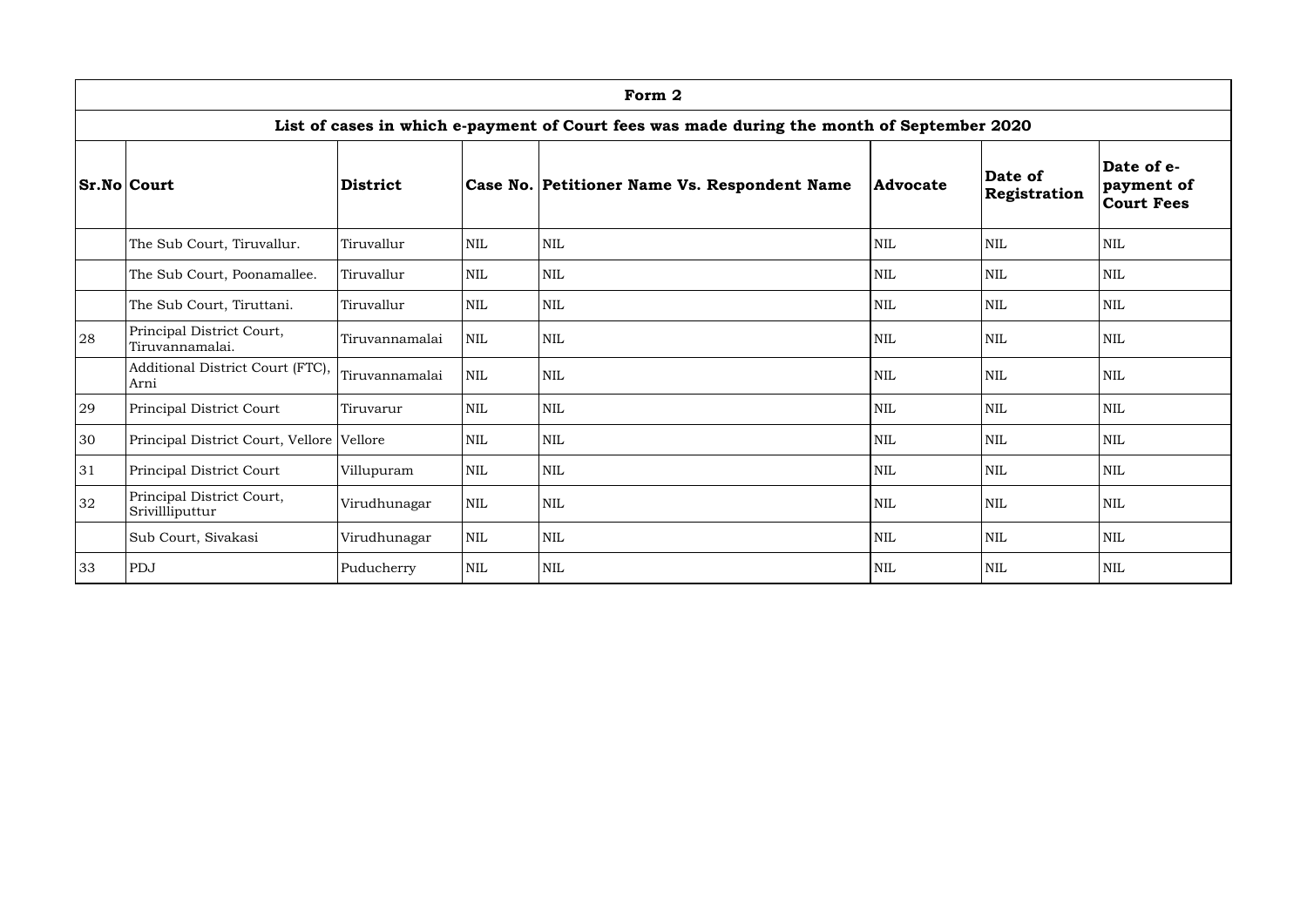| Form 2 | | | | | | | | |
|---|---|---|---|---|---|---|---|---|
| List of cases in which e-payment of Court fees was made during the month of September 2020 | | | | | | | | |
| **Sr.No** | **Court** | **District** | **Case No.** | **Petitioner Name Vs. Respondent Name** | **Advocate** | **Date of Registration** | **Date of e-payment of Court Fees** |
| | The Sub Court, Tiruvallur. | Tiruvallur | NIL | NIL | NIL | NIL | NIL |
| | The Sub Court, Poonamallee. | Tiruvallur | NIL | NIL | NIL | NIL | NIL |
| | The Sub Court, Tiruttani. | Tiruvallur | NIL | NIL | NIL | NIL | NIL |
| 28 | Principal District Court, Tiruvannamalai. | Tiruvannamalai | NIL | NIL | NIL | NIL | NIL |
| | Additional District Court (FTC), Arni | Tiruvannamalai | NIL | NIL | NIL | NIL | NIL |
| 29 | Principal District Court | Tiruvarur | NIL | NIL | NIL | NIL | NIL |
| 30 | Principal District Court, Vellore | Vellore | NIL | NIL | NIL | NIL | NIL |
| 31 | Principal District Court | Villupuram | NIL | NIL | NIL | NIL | NIL |
| 32 | Principal District Court, Srivillliputtur | Virudhunagar | NIL | NIL | NIL | NIL | NIL |
| | Sub Court, Sivakasi | Virudhunagar | NIL | NIL | NIL | NIL | NIL |
| 33 | PDJ | Puducherry | NIL | NIL | NIL | NIL | NIL |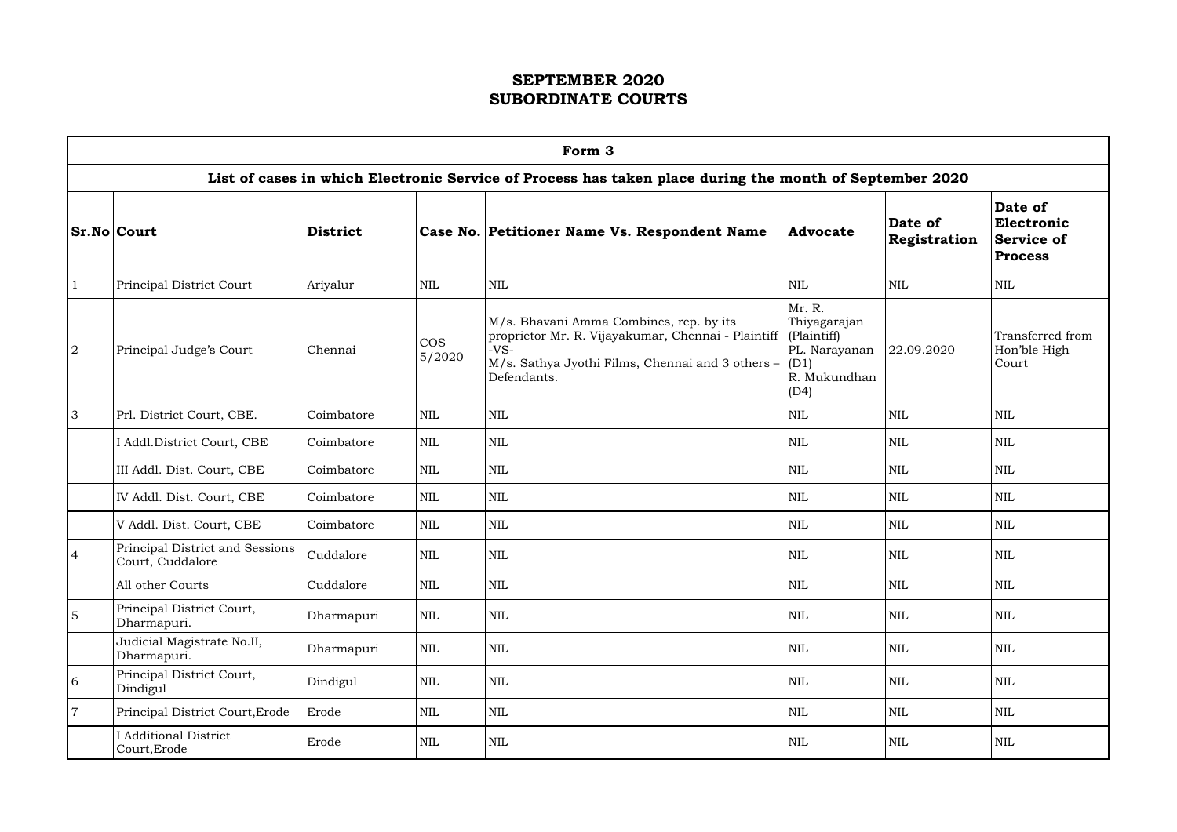# SEPTEMBER 2020
# SUBORDINATE COURTS

| Form 3 | | | | | | | |
|---|---|---|---|---|---|---|---|
| **List of cases in which Electronic Service of Process has taken place during the month of September 2020** | | | | | | | |
| **Sr.No** | **Court** | **District** | **Case No.** | **Petitioner Name Vs. Respondent Name** | **Advocate** | **Date of Registration** | **Date of Electronic Service of Process** |
| 1 | Principal District Court | Ariyalur | NIL | NIL | NIL | NIL | NIL |
| 2 | Principal Judge's Court | Chennai | COS 5/2020 | M/s. Bhavani Amma Combines, rep. by its proprietor Mr. R. Vijayakumar, Chennai - Plaintiff -VS- M/s. Sathya Jyothi Films, Chennai and 3 others – Defendants. | Mr. R. Thiyagarajan (Plaintiff) PL. Narayanan (D1) R. Mukundhan (D4) | 22.09.2020 | Transferred from Hon'ble High Court |
| 3 | Prl. District Court, CBE. | Coimbatore | NIL | NIL | NIL | NIL | NIL |
| | I Addl.District Court, CBE | Coimbatore | NIL | NIL | NIL | NIL | NIL |
| | III Addl. Dist. Court, CBE | Coimbatore | NIL | NIL | NIL | NIL | NIL |
| | IV Addl. Dist. Court, CBE | Coimbatore | NIL | NIL | NIL | NIL | NIL |
| | V Addl. Dist. Court, CBE | Coimbatore | NIL | NIL | NIL | NIL | NIL |
| 4 | Principal District and Sessions Court, Cuddalore | Cuddalore | NIL | NIL | NIL | NIL | NIL |
| | All other Courts | Cuddalore | NIL | NIL | NIL | NIL | NIL |
| 5 | Principal District Court, Dharmapuri. | Dharmapuri | NIL | NIL | NIL | NIL | NIL |
| | Judicial Magistrate No.II, Dharmapuri. | Dharmapuri | NIL | NIL | NIL | NIL | NIL |
| 6 | Principal District Court, Dindigul | Dindigul | NIL | NIL | NIL | NIL | NIL |
| 7 | Principal District Court,Erode | Erode | NIL | NIL | NIL | NIL | NIL |
| | I Additional District Court,Erode | Erode | NIL | NIL | NIL | NIL | NIL |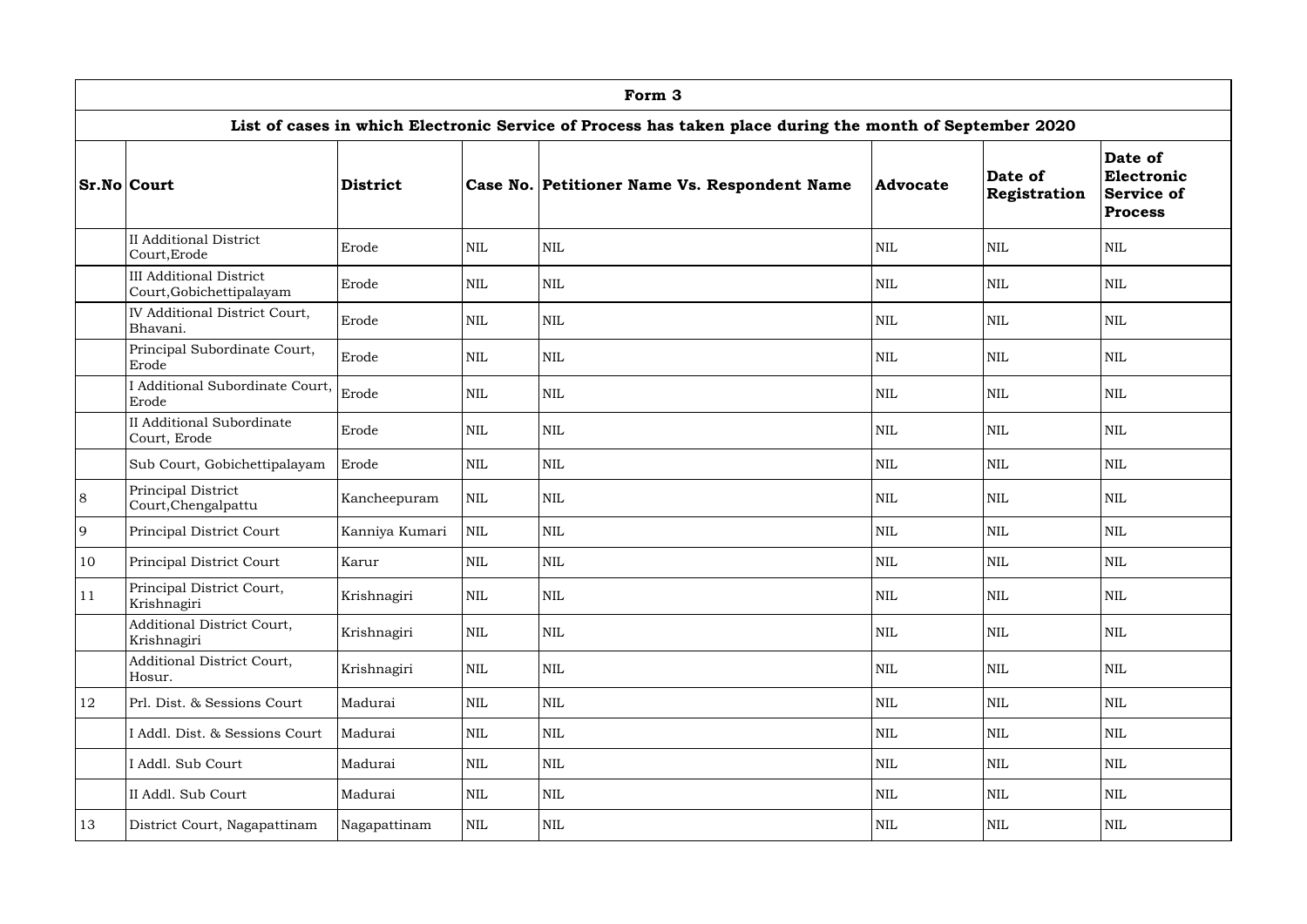| Form 3 | | | | | | | |
|---|---|---|---|---|---|---|---|
| **List of cases in which Electronic Service of Process has taken place during the month of September 2020** | | | | | | | |
| **Sr.No** | **Court** | **District** | **Case No.** | **Petitioner Name Vs. Respondent Name** | **Advocate** | **Date of Registration** | **Date of Electronic Service of Process** |
| | II Additional District Court,Erode | Erode | NIL | NIL | NIL | NIL | NIL |
| | III Additional District Court,Gobichettipalayam | Erode | NIL | NIL | NIL | NIL | NIL |
| | IV Additional District Court, Bhavani. | Erode | NIL | NIL | NIL | NIL | NIL |
| | Principal Subordinate Court, Erode | Erode | NIL | NIL | NIL | NIL | NIL |
| | I Additional Subordinate Court, Erode | Erode | NIL | NIL | NIL | NIL | NIL |
| | II Additional Subordinate Court, Erode | Erode | NIL | NIL | NIL | NIL | NIL |
| | Sub Court, Gobichettipalayam | Erode | NIL | NIL | NIL | NIL | NIL |
| 8 | Principal District Court,Chengalpattu | Kancheepuram | NIL | NIL | NIL | NIL | NIL |
| 9 | Principal District Court | Kanniya Kumari | NIL | NIL | NIL | NIL | NIL |
| 10 | Principal District Court | Karur | NIL | NIL | NIL | NIL | NIL |
| 11 | Principal District Court, Krishnagiri | Krishnagiri | NIL | NIL | NIL | NIL | NIL |
| | Additional District Court, Krishnagiri | Krishnagiri | NIL | NIL | NIL | NIL | NIL |
| | Additional District Court, Hosur. | Krishnagiri | NIL | NIL | NIL | NIL | NIL |
| 12 | Prl. Dist. & Sessions Court | Madurai | NIL | NIL | NIL | NIL | NIL |
| | I Addl. Dist. & Sessions Court | Madurai | NIL | NIL | NIL | NIL | NIL |
| | I Addl. Sub Court | Madurai | NIL | NIL | NIL | NIL | NIL |
| | II Addl. Sub Court | Madurai | NIL | NIL | NIL | NIL | NIL |
| 13 | District Court, Nagapattinam | Nagapattinam | NIL | NIL | NIL | NIL | NIL |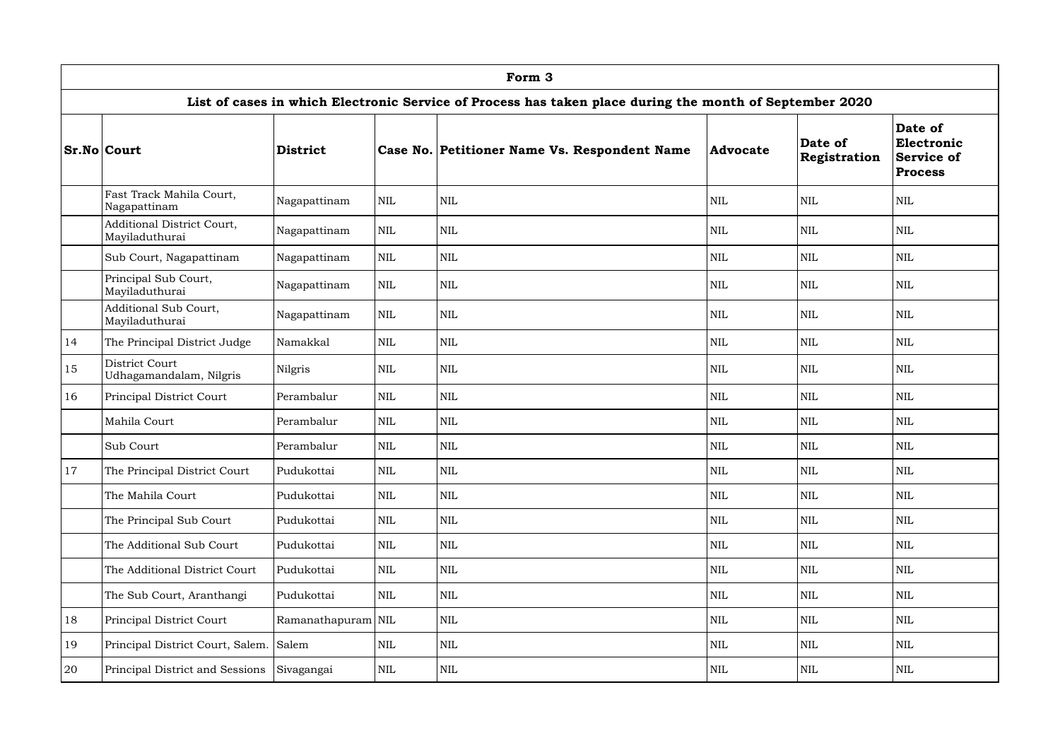| Form 3 | | | | | | | |
|---|---|---|---|---|---|---|---|
| **List of cases in which Electronic Service of Process has taken place during the month of September 2020** | | | | | | | |
| **Sr.No** | **Court** | **District** | **Case No.** | **Petitioner Name Vs. Respondent Name** | **Advocate** | **Date of Registration** | **Date of Electronic Service of Process** |
| | Fast Track Mahila Court, Nagapattinam | Nagapattinam | NIL | NIL | NIL | NIL | NIL |
| | Additional District Court, Mayiladuthurai | Nagapattinam | NIL | NIL | NIL | NIL | NIL |
| | Sub Court, Nagapattinam | Nagapattinam | NIL | NIL | NIL | NIL | NIL |
| | Principal Sub Court, Mayiladuthurai | Nagapattinam | NIL | NIL | NIL | NIL | NIL |
| | Additional Sub Court, Mayiladuthurai | Nagapattinam | NIL | NIL | NIL | NIL | NIL |
| 14 | The Principal District Judge | Namakkal | NIL | NIL | NIL | NIL | NIL |
| 15 | District Court Udhagamandalam, Nilgris | Nilgris | NIL | NIL | NIL | NIL | NIL |
| 16 | Principal District Court | Perambalur | NIL | NIL | NIL | NIL | NIL |
| | Mahila Court | Perambalur | NIL | NIL | NIL | NIL | NIL |
| | Sub Court | Perambalur | NIL | NIL | NIL | NIL | NIL |
| 17 | The Principal District Court | Pudukottai | NIL | NIL | NIL | NIL | NIL |
| | The Mahila Court | Pudukottai | NIL | NIL | NIL | NIL | NIL |
| | The Principal Sub Court | Pudukottai | NIL | NIL | NIL | NIL | NIL |
| | The Additional Sub Court | Pudukottai | NIL | NIL | NIL | NIL | NIL |
| | The Additional District Court | Pudukottai | NIL | NIL | NIL | NIL | NIL |
| | The Sub Court, Aranthangi | Pudukottai | NIL | NIL | NIL | NIL | NIL |
| 18 | Principal District Court | Ramanathapuram | NIL | NIL | NIL | NIL | NIL |
| 19 | Principal District Court, Salem. | Salem | NIL | NIL | NIL | NIL | NIL |
| 20 | Principal District and Sessions | Sivagangai | NIL | NIL | NIL | NIL | NIL |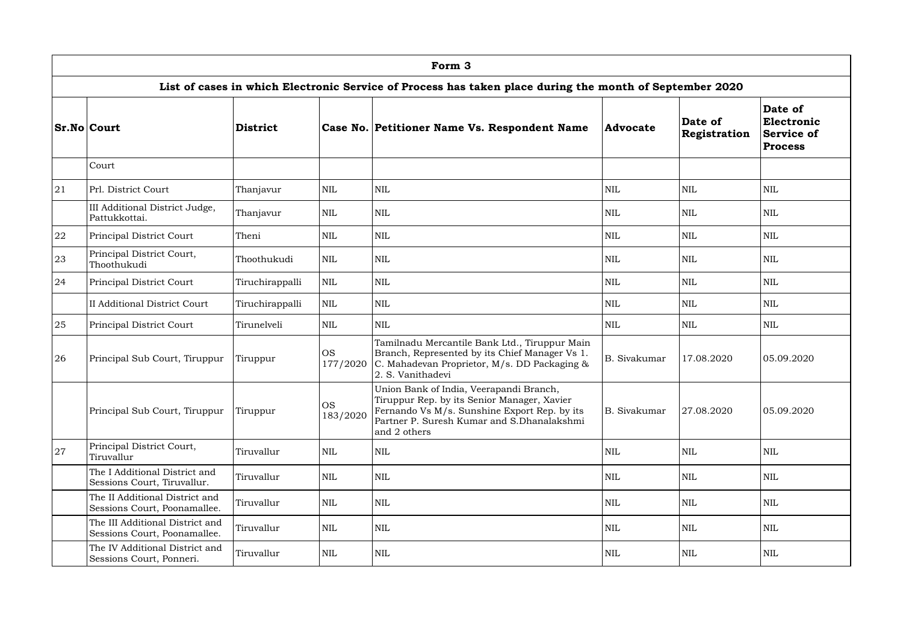| Form 3 | | | | | | | |
|---|---|---|---|---|---|---|---|
| **List of cases in which Electronic Service of Process has taken place during the month of September 2020** | | | | | | | |
| **Sr.No** | **Court** | **District** | **Case No.** | **Petitioner Name Vs. Respondent Name** | **Advocate** | **Date of Registration** | **Date of Electronic Service of Process** |
| | Court | | | | | | |
| 21 | Prl. District Court | Thanjavur | NIL | NIL | NIL | NIL | NIL |
| | III Additional District Judge, Pattukkottai. | Thanjavur | NIL | NIL | NIL | NIL | NIL |
| 22 | Principal District Court | Theni | NIL | NIL | NIL | NIL | NIL |
| 23 | Principal District Court, Thoothukudi | Thoothukudi | NIL | NIL | NIL | NIL | NIL |
| 24 | Principal District Court | Tiruchirappalli | NIL | NIL | NIL | NIL | NIL |
| | II Additional District Court | Tiruchirappalli | NIL | NIL | NIL | NIL | NIL |
| 25 | Principal District Court | Tirunelveli | NIL | NIL | NIL | NIL | NIL |
| 26 | Principal Sub Court, Tiruppur | Tiruppur | OS 177/2020 | Tamilnadu Mercantile Bank Ltd., Tiruppur Main Branch, Represented by its Chief Manager Vs 1. C. Mahadevan Proprietor, M/s. DD Packaging & 2. S. Vanithadevi | B. Sivakumar | 17.08.2020 | 05.09.2020 |
| | Principal Sub Court, Tiruppur | Tiruppur | OS 183/2020 | Union Bank of India, Veerapandi Branch, Tiruppur Rep. by its Senior Manager, Xavier Fernando Vs M/s. Sunshine Export Rep. by its Partner P. Suresh Kumar and S.Dhanalakshmi and 2 others | B. Sivakumar | 27.08.2020 | 05.09.2020 |
| 27 | Principal District Court, Tiruvallur | Tiruvallur | NIL | NIL | NIL | NIL | NIL |
| | The I Additional District and Sessions Court, Tiruvallur. | Tiruvallur | NIL | NIL | NIL | NIL | NIL |
| | The II Additional District and Sessions Court, Poonamallee. | Tiruvallur | NIL | NIL | NIL | NIL | NIL |
| | The III Additional District and Sessions Court, Poonamallee. | Tiruvallur | NIL | NIL | NIL | NIL | NIL |
| | The IV Additional District and Sessions Court, Ponneri. | Tiruvallur | NIL | NIL | NIL | NIL | NIL |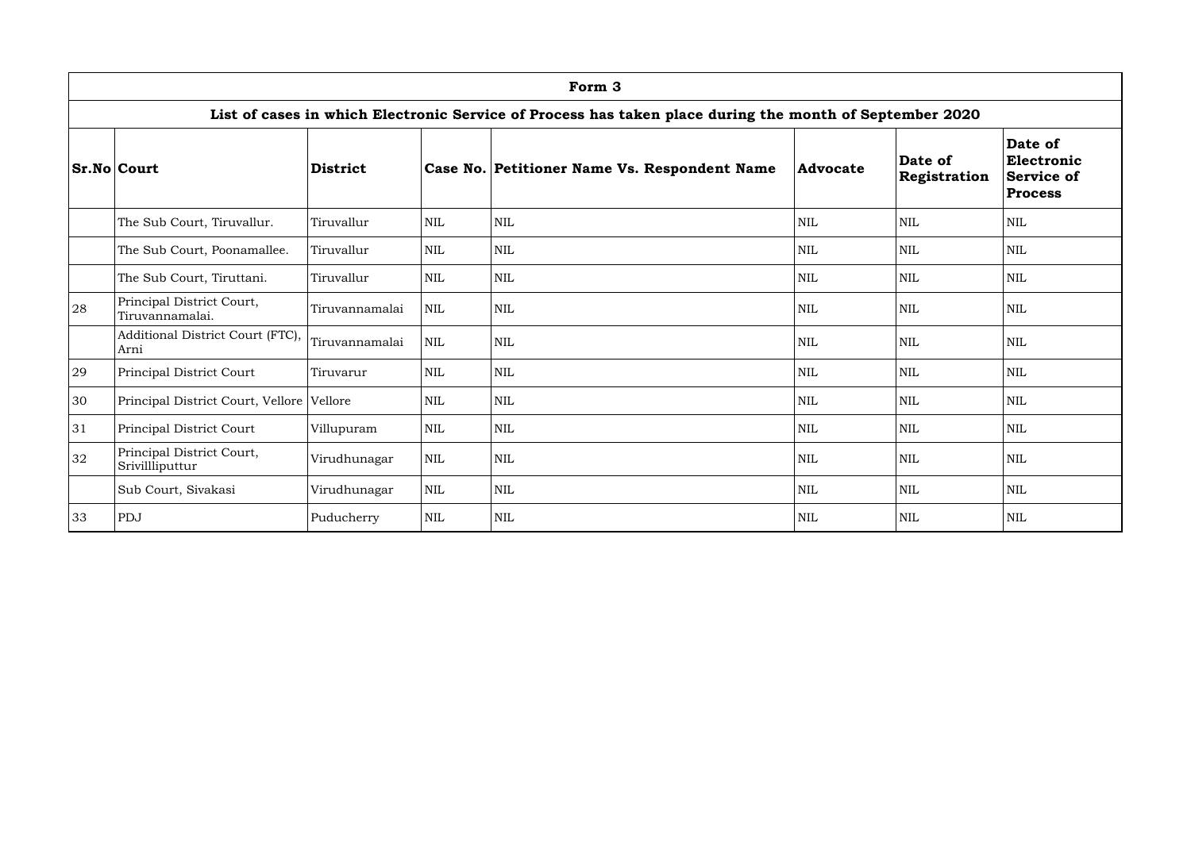| Form 3 | | | | | | | |
|---|---|---|---|---|---|---|---|
| **List of cases in which Electronic Service of Process has taken place during the month of September 2020** | | | | | | | |
| **Sr.No** | **Court** | **District** | **Case No.** | **Petitioner Name Vs. Respondent Name** | **Advocate** | **Date of Registration** | **Date of Electronic Service of Process** |
| | The Sub Court, Tiruvallur. | Tiruvallur | NIL | NIL | NIL | NIL | NIL |
| | The Sub Court, Poonamallee. | Tiruvallur | NIL | NIL | NIL | NIL | NIL |
| | The Sub Court, Tiruttani. | Tiruvallur | NIL | NIL | NIL | NIL | NIL |
| 28 | Principal District Court, Tiruvannamalai. | Tiruvannamalai | NIL | NIL | NIL | NIL | NIL |
| | Additional District Court (FTC), Arni | Tiruvannamalai | NIL | NIL | NIL | NIL | NIL |
| 29 | Principal District Court | Tiruvarur | NIL | NIL | NIL | NIL | NIL |
| 30 | Principal District Court, Vellore | Vellore | NIL | NIL | NIL | NIL | NIL |
| 31 | Principal District Court | Villupuram | NIL | NIL | NIL | NIL | NIL |
| 32 | Principal District Court, Srivillliputtur | Virudhunagar | NIL | NIL | NIL | NIL | NIL |
| | Sub Court, Sivakasi | Virudhunagar | NIL | NIL | NIL | NIL | NIL |
| 33 | PDJ | Puducherry | NIL | NIL | NIL | NIL | NIL |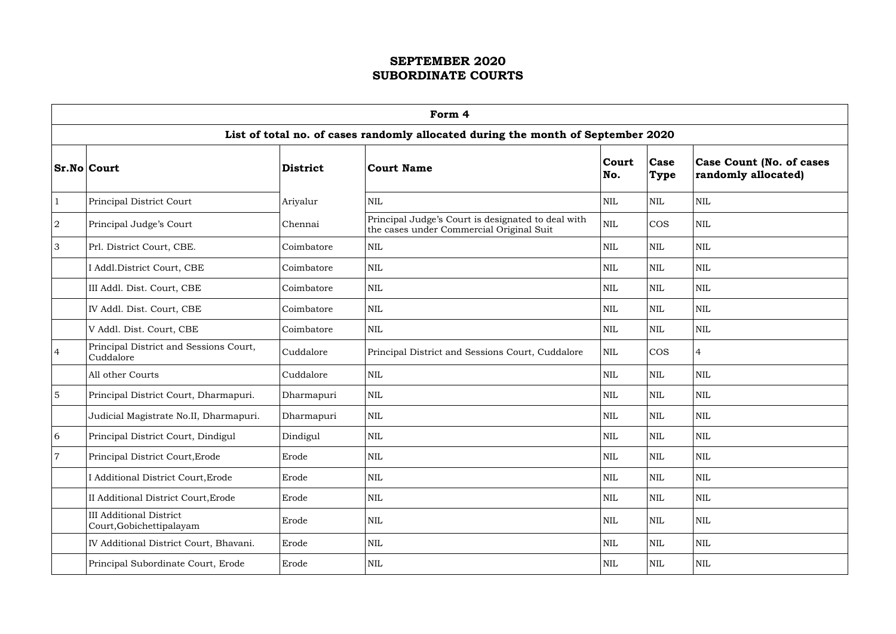# SEPTEMBER 2020
# SUBORDINATE COURTS

| Form 4 | | | | | | |
|---|---|---|---|---|---|---|
| **List of total no. of cases randomly allocated during the month of September 2020** | | | | | | |
| **Sr.No** | **Court** | **District** | **Court Name** | **Court No.** | **Case Type** | **Case Count (No. of cases randomly allocated)** |
| 1 | Principal District Court | Ariyalur | NIL | NIL | NIL | NIL |
| 2 | Principal Judge's Court | Chennai | Principal Judge's Court is designated to deal with the cases under Commercial Original Suit | NIL | COS | NIL |
| 3 | Prl. District Court, CBE. | Coimbatore | NIL | NIL | NIL | NIL |
| | I Addl.District Court, CBE | Coimbatore | NIL | NIL | NIL | NIL |
| | III Addl. Dist. Court, CBE | Coimbatore | NIL | NIL | NIL | NIL |
| | IV Addl. Dist. Court, CBE | Coimbatore | NIL | NIL | NIL | NIL |
| | V Addl. Dist. Court, CBE | Coimbatore | NIL | NIL | NIL | NIL |
| 4 | Principal District and Sessions Court, Cuddalore | Cuddalore | Principal District and Sessions Court, Cuddalore | NIL | COS | 4 |
| | All other Courts | Cuddalore | NIL | NIL | NIL | NIL |
| 5 | Principal District Court, Dharmapuri. | Dharmapuri | NIL | NIL | NIL | NIL |
| | Judicial Magistrate No.II, Dharmapuri. | Dharmapuri | NIL | NIL | NIL | NIL |
| 6 | Principal District Court, Dindigul | Dindigul | NIL | NIL | NIL | NIL |
| 7 | Principal District Court,Erode | Erode | NIL | NIL | NIL | NIL |
| | I Additional District Court,Erode | Erode | NIL | NIL | NIL | NIL |
| | II Additional District Court,Erode | Erode | NIL | NIL | NIL | NIL |
| | III Additional District Court,Gobichettipalayam | Erode | NIL | NIL | NIL | NIL |
| | IV Additional District Court, Bhavani. | Erode | NIL | NIL | NIL | NIL |
| | Principal Subordinate Court, Erode | Erode | NIL | NIL | NIL | NIL |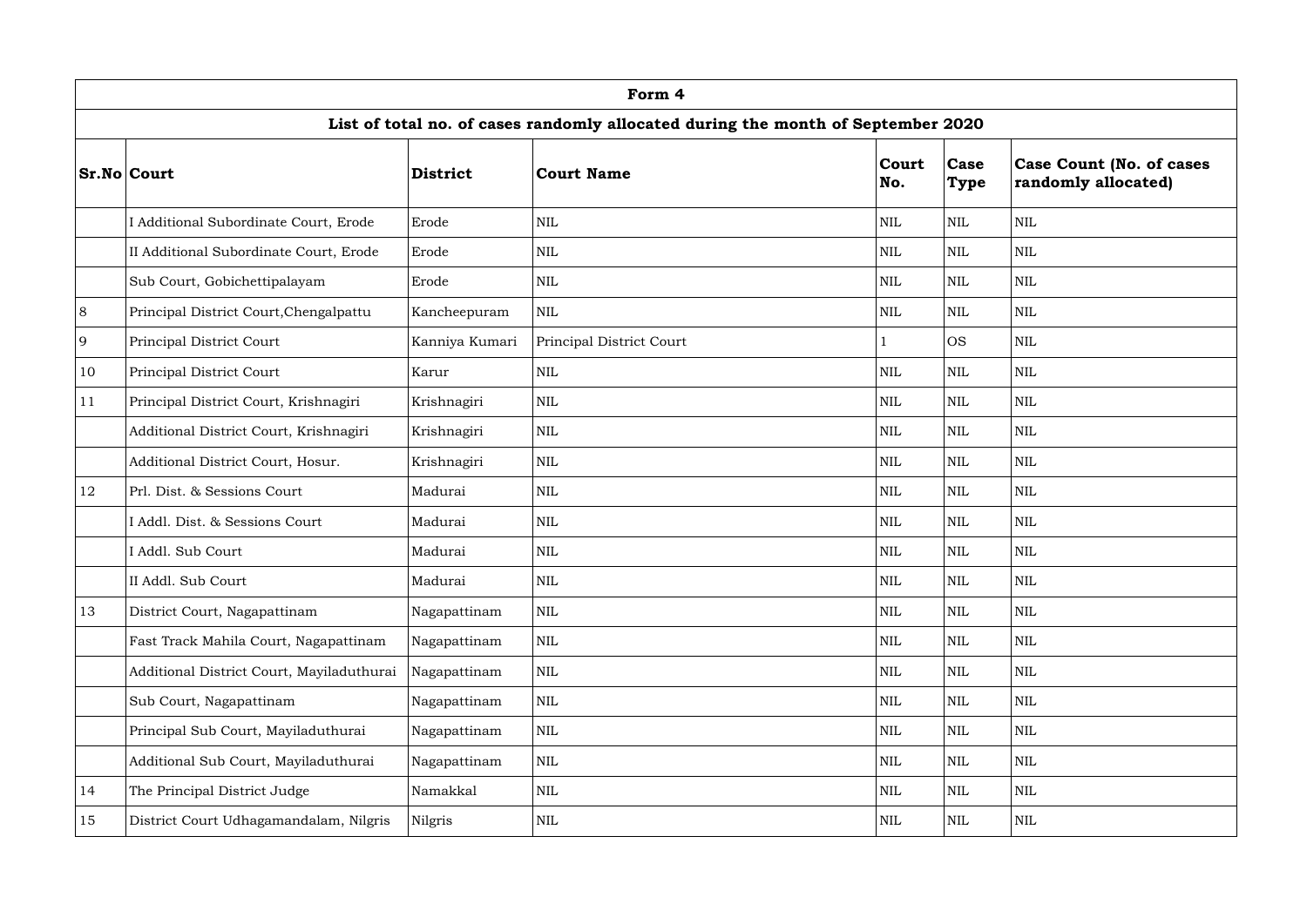| Form 4 | | | | | | |
|---|---|---|---|---|---|---|
| **List of total no. of cases randomly allocated during the month of September 2020** | | | | | | |
| **Sr.No** | **Court** | **District** | **Court Name** | **Court No.** | **Case Type** | **Case Count (No. of cases randomly allocated)** |
| | I Additional Subordinate Court, Erode | Erode | NIL | NIL | NIL | NIL |
| | II Additional Subordinate Court, Erode | Erode | NIL | NIL | NIL | NIL |
| | Sub Court, Gobichettipalayam | Erode | NIL | NIL | NIL | NIL |
| 8 | Principal District Court,Chengalpattu | Kancheepuram | NIL | NIL | NIL | NIL |
| 9 | Principal District Court | Kanniya Kumari | Principal District Court | 1 | OS | NIL |
| 10 | Principal District Court | Karur | NIL | NIL | NIL | NIL |
| 11 | Principal District Court, Krishnagiri | Krishnagiri | NIL | NIL | NIL | NIL |
| | Additional District Court, Krishnagiri | Krishnagiri | NIL | NIL | NIL | NIL |
| | Additional District Court, Hosur. | Krishnagiri | NIL | NIL | NIL | NIL |
| 12 | Prl. Dist. & Sessions Court | Madurai | NIL | NIL | NIL | NIL |
| | I Addl. Dist. & Sessions Court | Madurai | NIL | NIL | NIL | NIL |
| | I Addl. Sub Court | Madurai | NIL | NIL | NIL | NIL |
| | II Addl. Sub Court | Madurai | NIL | NIL | NIL | NIL |
| 13 | District Court, Nagapattinam | Nagapattinam | NIL | NIL | NIL | NIL |
| | Fast Track Mahila Court, Nagapattinam | Nagapattinam | NIL | NIL | NIL | NIL |
| | Additional District Court, Mayiladuthurai | Nagapattinam | NIL | NIL | NIL | NIL |
| | Sub Court, Nagapattinam | Nagapattinam | NIL | NIL | NIL | NIL |
| | Principal Sub Court, Mayiladuthurai | Nagapattinam | NIL | NIL | NIL | NIL |
| | Additional Sub Court, Mayiladuthurai | Nagapattinam | NIL | NIL | NIL | NIL |
| 14 | The Principal District Judge | Namakkal | NIL | NIL | NIL | NIL |
| 15 | District Court Udhagamandalam, Nilgris | Nilgris | NIL | NIL | NIL | NIL |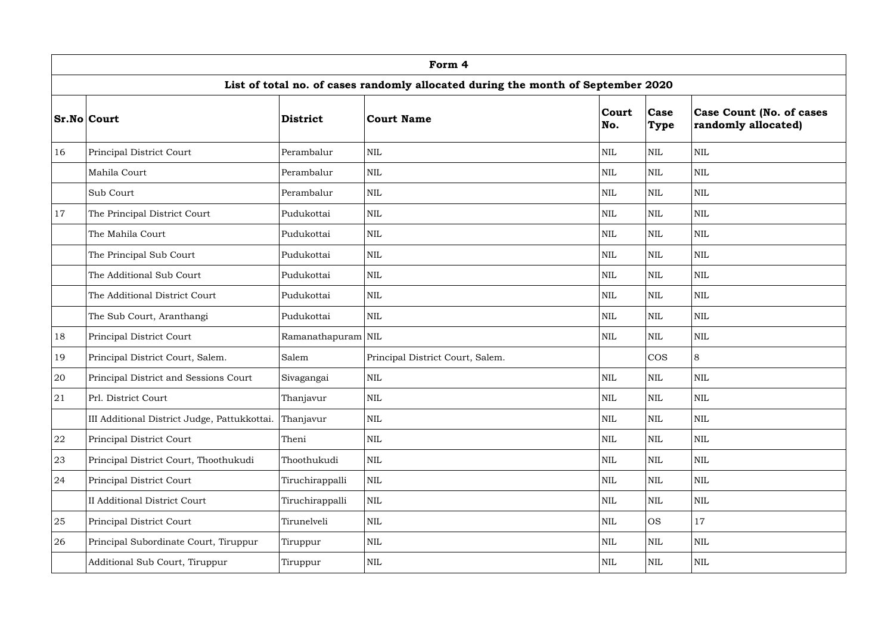| Form 4 | | | | | | |
|---|---|---|---|---|---|---|
| **List of total no. of cases randomly allocated during the month of September 2020** | | | | | | |
| **Sr.No** | **Court** | **District** | **Court Name** | **Court No.** | **Case Type** | **Case Count (No. of cases randomly allocated)** |
| 16 | Principal District Court | Perambalur | NIL | NIL | NIL | NIL |
| | Mahila Court | Perambalur | NIL | NIL | NIL | NIL |
| | Sub Court | Perambalur | NIL | NIL | NIL | NIL |
| 17 | The Principal District Court | Pudukottai | NIL | NIL | NIL | NIL |
| | The Mahila Court | Pudukottai | NIL | NIL | NIL | NIL |
| | The Principal Sub Court | Pudukottai | NIL | NIL | NIL | NIL |
| | The Additional Sub Court | Pudukottai | NIL | NIL | NIL | NIL |
| | The Additional District Court | Pudukottai | NIL | NIL | NIL | NIL |
| | The Sub Court, Aranthangi | Pudukottai | NIL | NIL | NIL | NIL |
| 18 | Principal District Court | Ramanathapuram | NIL | NIL | NIL | NIL |
| 19 | Principal District Court, Salem. | Salem | Principal District Court, Salem. | | COS | 8 |
| 20 | Principal District and Sessions Court | Sivagangai | NIL | NIL | NIL | NIL |
| 21 | Prl. District Court | Thanjavur | NIL | NIL | NIL | NIL |
| | III Additional District Judge, Pattukkottai. | Thanjavur | NIL | NIL | NIL | NIL |
| 22 | Principal District Court | Theni | NIL | NIL | NIL | NIL |
| 23 | Principal District Court, Thoothukudi | Thoothukudi | NIL | NIL | NIL | NIL |
| 24 | Principal District Court | Tiruchirappalli | NIL | NIL | NIL | NIL |
| | II Additional District Court | Tiruchirappalli | NIL | NIL | NIL | NIL |
| 25 | Principal District Court | Tirunelveli | NIL | NIL | OS | 17 |
| 26 | Principal Subordinate Court, Tiruppur | Tiruppur | NIL | NIL | NIL | NIL |
| | Additional Sub Court, Tiruppur | Tiruppur | NIL | NIL | NIL | NIL |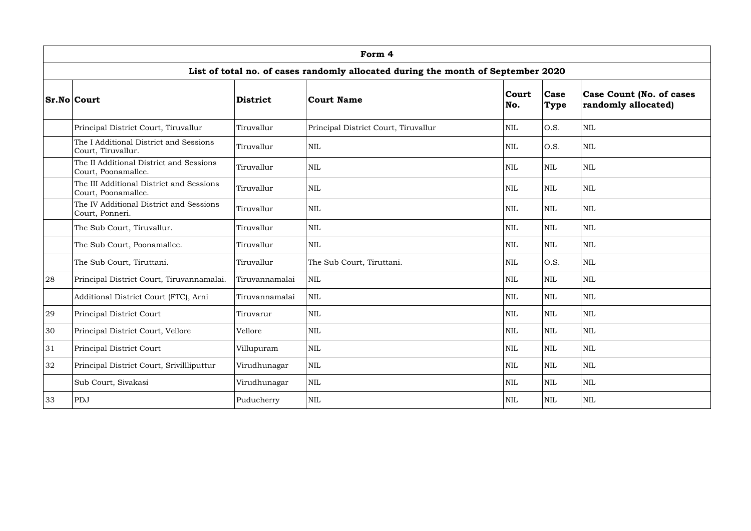| Form 4 | | | | | | |
|---|---|---|---|---|---|---|
| **List of total no. of cases randomly allocated during the month of September 2020** | | | | | | |
| **Sr.No** | **Court** | **District** | **Court Name** | **Court No.** | **Case Type** | **Case Count (No. of cases randomly allocated)** |
| | Principal District Court, Tiruvallur | Tiruvallur | Principal District Court, Tiruvallur | NIL | O.S. | NIL |
| | The I Additional District and Sessions Court, Tiruvallur. | Tiruvallur | NIL | NIL | O.S. | NIL |
| | The II Additional District and Sessions Court, Poonamallee. | Tiruvallur | NIL | NIL | NIL | NIL |
| | The III Additional District and Sessions Court, Poonamallee. | Tiruvallur | NIL | NIL | NIL | NIL |
| | The IV Additional District and Sessions Court, Ponneri. | Tiruvallur | NIL | NIL | NIL | NIL |
| | The Sub Court, Tiruvallur. | Tiruvallur | NIL | NIL | NIL | NIL |
| | The Sub Court, Poonamallee. | Tiruvallur | NIL | NIL | NIL | NIL |
| | The Sub Court, Tiruttani. | Tiruvallur | The Sub Court, Tiruttani. | NIL | O.S. | NIL |
| 28 | Principal District Court, Tiruvannamalai. | Tiruvannamalai | NIL | NIL | NIL | NIL |
| | Additional District Court (FTC), Arni | Tiruvannamalai | NIL | NIL | NIL | NIL |
| 29 | Principal District Court | Tiruvarur | NIL | NIL | NIL | NIL |
| 30 | Principal District Court, Vellore | Vellore | NIL | NIL | NIL | NIL |
| 31 | Principal District Court | Villupuram | NIL | NIL | NIL | NIL |
| 32 | Principal District Court, Srivillliputtur | Virudhunagar | NIL | NIL | NIL | NIL |
| | Sub Court, Sivakasi | Virudhunagar | NIL | NIL | NIL | NIL |
| 33 | PDJ | Puducherry | NIL | NIL | NIL | NIL |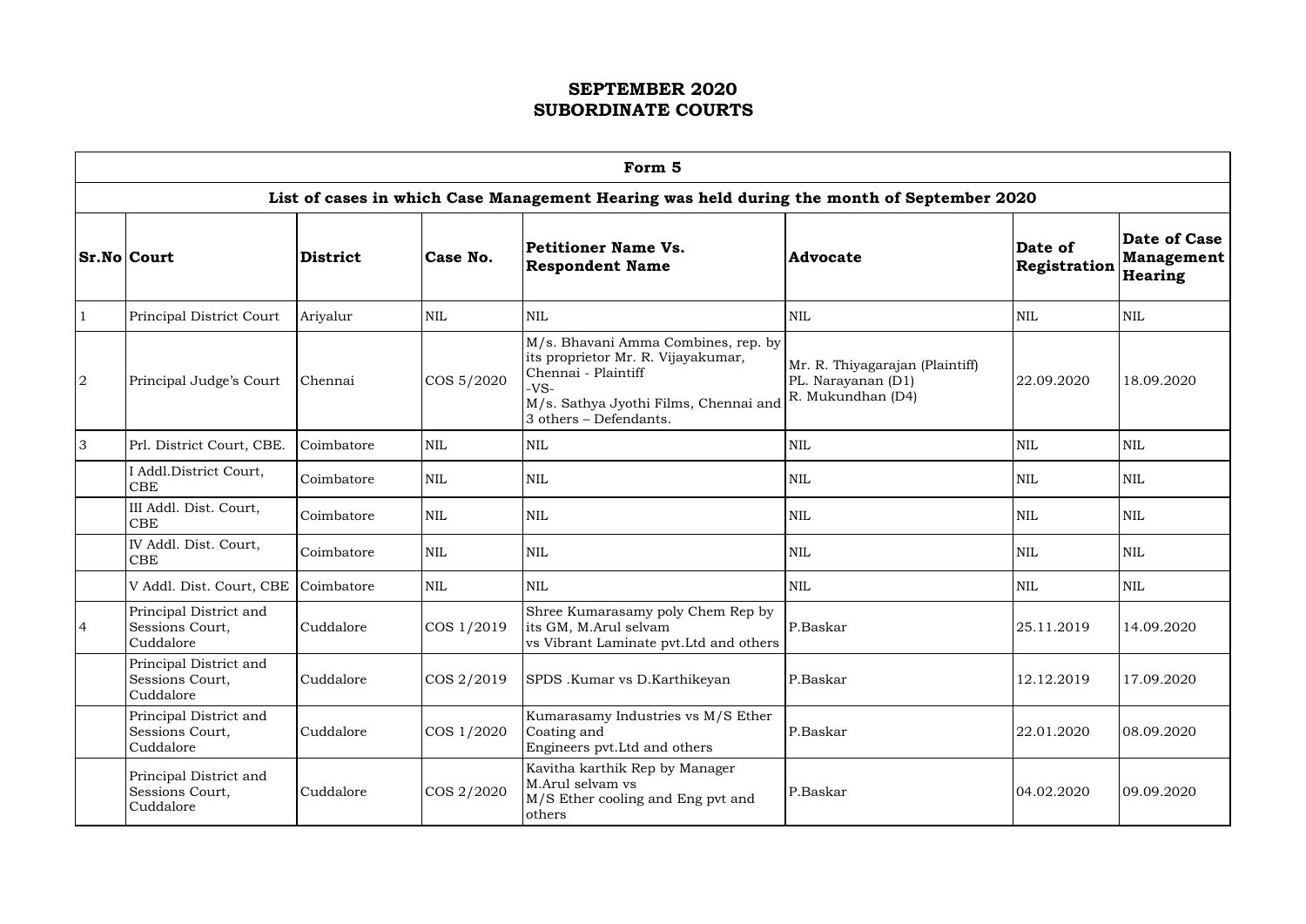# SEPTEMBER 2020
# SUBORDINATE COURTS

| Form 5 | | | | | | | |
|---|---|---|---|---|---|---|---|
| **List of cases in which Case Management Hearing was held during the month of September 2020** | | | | | | | |
| **Sr.No** | **Court** | **District** | **Case No.** | **Petitioner Name Vs. Respondent Name** | **Advocate** | **Date of Registration** | **Date of Case Management Hearing** |
| 1 | Principal District Court | Ariyalur | NIL | NIL | NIL | NIL | NIL |
| 2 | Principal Judge's Court | Chennai | COS 5/2020 | M/s. Bhavani Amma Combines, rep. by its proprietor Mr. R. Vijayakumar, Chennai - Plaintiff -VS- M/s. Sathya Jyothi Films, Chennai and 3 others – Defendants. | Mr. R. Thiyagarajan (Plaintiff) PL. Narayanan (D1) R. Mukundhan (D4) | 22.09.2020 | 18.09.2020 |
| 3 | Prl. District Court, CBE. | Coimbatore | NIL | NIL | NIL | NIL | NIL |
| | I Addl.District Court, CBE | Coimbatore | NIL | NIL | NIL | NIL | NIL |
| | III Addl. Dist. Court, CBE | Coimbatore | NIL | NIL | NIL | NIL | NIL |
| | IV Addl. Dist. Court, CBE | Coimbatore | NIL | NIL | NIL | NIL | NIL |
| | V Addl. Dist. Court, CBE | Coimbatore | NIL | NIL | NIL | NIL | NIL |
| 4 | Principal District and Sessions Court, Cuddalore | Cuddalore | COS 1/2019 | Shree Kumarasamy poly Chem Rep by its GM, M.Arul selvam vs Vibrant Laminate pvt.Ltd and others | P.Baskar | 25.11.2019 | 14.09.2020 |
| | Principal District and Sessions Court, Cuddalore | Cuddalore | COS 2/2019 | SPDS .Kumar vs D.Karthikeyan | P.Baskar | 12.12.2019 | 17.09.2020 |
| | Principal District and Sessions Court, Cuddalore | Cuddalore | COS 1/2020 | Kumarasamy Industries vs M/S Ether Coating and Engineers pvt.Ltd and others | P.Baskar | 22.01.2020 | 08.09.2020 |
| | Principal District and Sessions Court, Cuddalore | Cuddalore | COS 2/2020 | Kavitha karthik Rep by Manager M.Arul selvam vs M/S Ether cooling and Eng pvt and others | P.Baskar | 04.02.2020 | 09.09.2020 |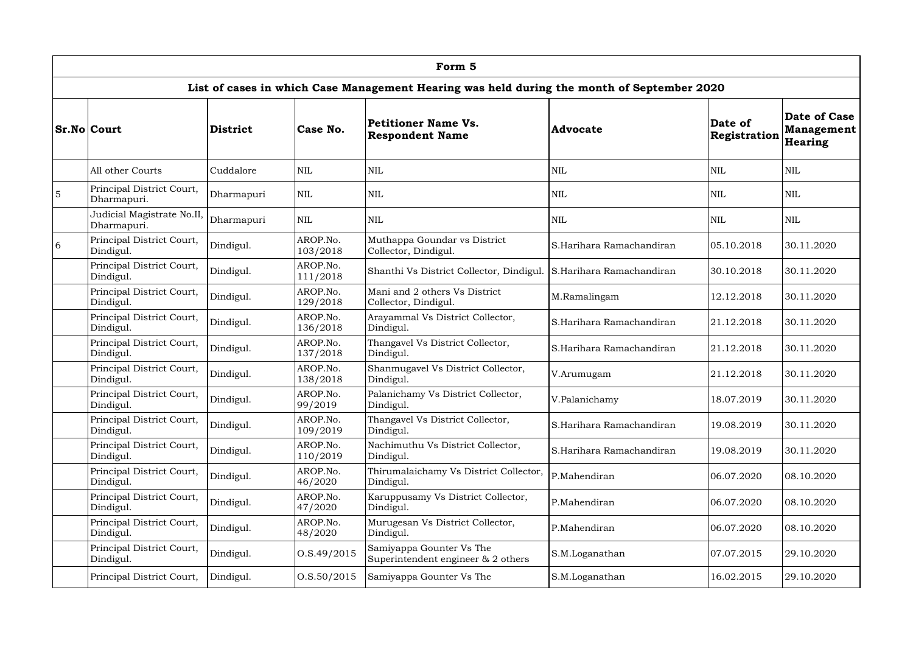| Form 5 | | | | | | | |
|---|---|---|---|---|---|---|---|
| **List of cases in which Case Management Hearing was held during the month of September 2020** | | | | | | | |
| **Sr.No** | **Court** | **District** | **Case No.** | **Petitioner Name Vs. Respondent Name** | **Advocate** | **Date of Registration** | **Date of Case Management Hearing** |
| | All other Courts | Cuddalore | NIL | NIL | NIL | NIL | NIL |
| 5 | Principal District Court, Dharmapuri. | Dharmapuri | NIL | NIL | NIL | NIL | NIL |
| | Judicial Magistrate No.II, Dharmapuri. | Dharmapuri | NIL | NIL | NIL | NIL | NIL |
| 6 | Principal District Court, Dindigul. | Dindigul. | AROP.No. 103/2018 | Muthappa Goundar vs District Collector, Dindigul. | S.Harihara Ramachandiran | 05.10.2018 | 30.11.2020 |
| | Principal District Court, Dindigul. | Dindigul. | AROP.No. 111/2018 | Shanthi Vs District Collector, Dindigul. | S.Harihara Ramachandiran | 30.10.2018 | 30.11.2020 |
| | Principal District Court, Dindigul. | Dindigul. | AROP.No. 129/2018 | Mani and 2 others Vs District Collector, Dindigul. | M.Ramalingam | 12.12.2018 | 30.11.2020 |
| | Principal District Court, Dindigul. | Dindigul. | AROP.No. 136/2018 | Arayammal Vs District Collector, Dindigul. | S.Harihara Ramachandiran | 21.12.2018 | 30.11.2020 |
| | Principal District Court, Dindigul. | Dindigul. | AROP.No. 137/2018 | Thangavel Vs District Collector, Dindigul. | S.Harihara Ramachandiran | 21.12.2018 | 30.11.2020 |
| | Principal District Court, Dindigul. | Dindigul. | AROP.No. 138/2018 | Shanmugavel Vs District Collector, Dindigul. | V.Arumugam | 21.12.2018 | 30.11.2020 |
| | Principal District Court, Dindigul. | Dindigul. | AROP.No. 99/2019 | Palanichamy Vs District Collector, Dindigul. | V.Palanichamy | 18.07.2019 | 30.11.2020 |
| | Principal District Court, Dindigul. | Dindigul. | AROP.No. 109/2019 | Thangavel Vs District Collector, Dindigul. | S.Harihara Ramachandiran | 19.08.2019 | 30.11.2020 |
| | Principal District Court, Dindigul. | Dindigul. | AROP.No. 110/2019 | Nachimuthu Vs District Collector, Dindigul. | S.Harihara Ramachandiran | 19.08.2019 | 30.11.2020 |
| | Principal District Court, Dindigul. | Dindigul. | AROP.No. 46/2020 | Thirumalaichamy Vs District Collector, Dindigul. | P.Mahendiran | 06.07.2020 | 08.10.2020 |
| | Principal District Court, Dindigul. | Dindigul. | AROP.No. 47/2020 | Karuppusamy Vs District Collector, Dindigul. | P.Mahendiran | 06.07.2020 | 08.10.2020 |
| | Principal District Court, Dindigul. | Dindigul. | AROP.No. 48/2020 | Murugesan Vs District Collector, Dindigul. | P.Mahendiran | 06.07.2020 | 08.10.2020 |
| | Principal District Court, Dindigul. | Dindigul. | O.S.49/2015 | Samiyappa Gounter Vs The Superintendent engineer & 2 others | S.M.Loganathan | 07.07.2015 | 29.10.2020 |
| | Principal District Court, | Dindigul. | O.S.50/2015 | Samiyappa Gounter Vs The | S.M.Loganathan | 16.02.2015 | 29.10.2020 |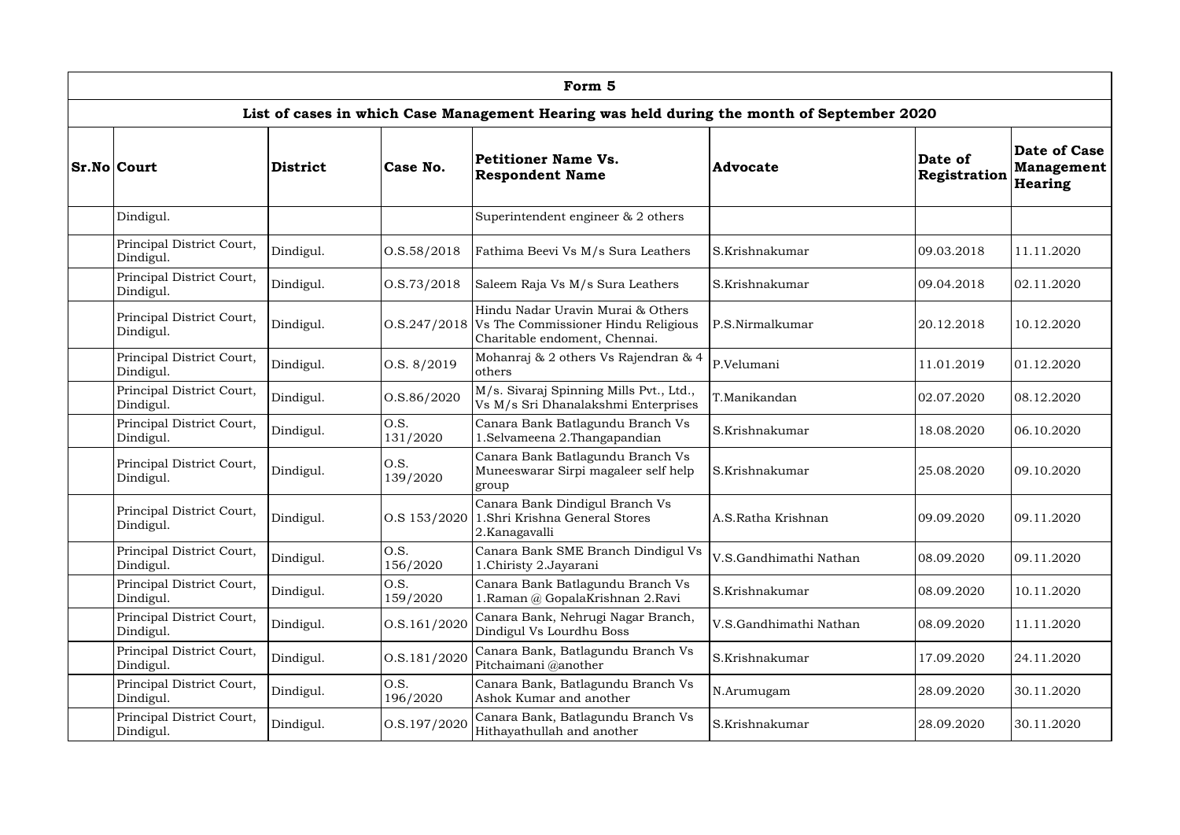| Form 5 | | | | | | | |
|---|---|---|---|---|---|---|---|
| **List of cases in which Case Management Hearing was held during the month of September 2020** | | | | | | | |
| **Sr.No** | **Court** | **District** | **Case No.** | **Petitioner Name Vs. Respondent Name** | **Advocate** | **Date of Registration** | **Date of Case Management Hearing** |
| | Dindigul. | | | Superintendent engineer & 2 others | | | |
| | Principal District Court, Dindigul. | Dindigul. | O.S.58/2018 | Fathima Beevi Vs M/s Sura Leathers | S.Krishnakumar | 09.03.2018 | 11.11.2020 |
| | Principal District Court, Dindigul. | Dindigul. | O.S.73/2018 | Saleem Raja Vs M/s Sura Leathers | S.Krishnakumar | 09.04.2018 | 02.11.2020 |
| | Principal District Court, Dindigul. | Dindigul. | O.S.247/2018 | Hindu Nadar Uravin Murai & Others Vs The Commissioner Hindu Religious Charitable endoment, Chennai. | P.S.Nirmalkumar | 20.12.2018 | 10.12.2020 |
| | Principal District Court, Dindigul. | Dindigul. | O.S. 8/2019 | Mohanraj & 2 others Vs Rajendran & 4 others | P.Velumani | 11.01.2019 | 01.12.2020 |
| | Principal District Court, Dindigul. | Dindigul. | O.S.86/2020 | M/s. Sivaraj Spinning Mills Pvt., Ltd., Vs M/s Sri Dhanalakshmi Enterprises | T.Manikandan | 02.07.2020 | 08.12.2020 |
| | Principal District Court, Dindigul. | Dindigul. | O.S. 131/2020 | Canara Bank Batlagundu Branch Vs 1.Selvameena 2.Thangapandian | S.Krishnakumar | 18.08.2020 | 06.10.2020 |
| | Principal District Court, Dindigul. | Dindigul. | O.S. 139/2020 | Canara Bank Batlagundu Branch Vs Muneeswarar Sirpi magaleer self help group | S.Krishnakumar | 25.08.2020 | 09.10.2020 |
| | Principal District Court, Dindigul. | Dindigul. | O.S 153/2020 | Canara Bank Dindigul Branch Vs 1.Shri Krishna General Stores 2.Kanagavalli | A.S.Ratha Krishnan | 09.09.2020 | 09.11.2020 |
| | Principal District Court, Dindigul. | Dindigul. | O.S. 156/2020 | Canara Bank SME Branch Dindigul Vs 1.Chiristy 2.Jayarani | V.S.Gandhimathi Nathan | 08.09.2020 | 09.11.2020 |
| | Principal District Court, Dindigul. | Dindigul. | O.S. 159/2020 | Canara Bank Batlagundu Branch Vs 1.Raman @ GopalaKrishnan 2.Ravi | S.Krishnakumar | 08.09.2020 | 10.11.2020 |
| | Principal District Court, Dindigul. | Dindigul. | O.S.161/2020 | Canara Bank, Nehrugi Nagar Branch, Dindigul Vs Lourdhu Boss | V.S.Gandhimathi Nathan | 08.09.2020 | 11.11.2020 |
| | Principal District Court, Dindigul. | Dindigul. | O.S.181/2020 | Canara Bank, Batlagundu Branch Vs Pitchaimani @another | S.Krishnakumar | 17.09.2020 | 24.11.2020 |
| | Principal District Court, Dindigul. | Dindigul. | O.S. 196/2020 | Canara Bank, Batlagundu Branch Vs Ashok Kumar and another | N.Arumugam | 28.09.2020 | 30.11.2020 |
| | Principal District Court, Dindigul. | Dindigul. | O.S.197/2020 | Canara Bank, Batlagundu Branch Vs Hithayathullah and another | S.Krishnakumar | 28.09.2020 | 30.11.2020 |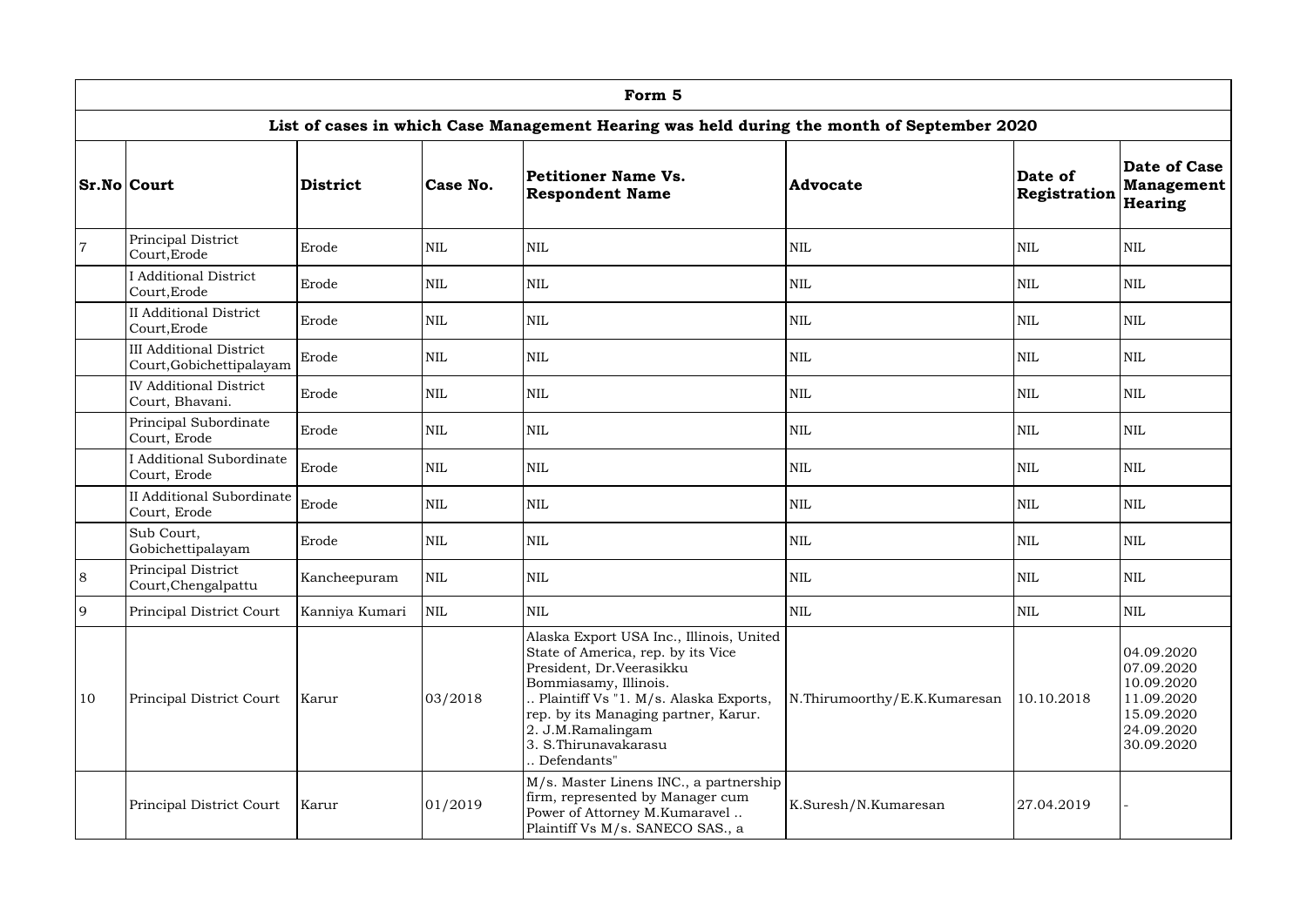| Form 5 | | | | | | | |
|---|---|---|---|---|---|---|---|
| **List of cases in which Case Management Hearing was held during the month of September 2020** | | | | | | | |
| **Sr.No** | **Court** | **District** | **Case No.** | **Petitioner Name Vs. Respondent Name** | **Advocate** | **Date of Registration** | **Date of Case Management Hearing** |
| 7 | Principal District Court,Erode | Erode | NIL | NIL | NIL | NIL | NIL |
| | I Additional District Court,Erode | Erode | NIL | NIL | NIL | NIL | NIL |
| | II Additional District Court,Erode | Erode | NIL | NIL | NIL | NIL | NIL |
| | III Additional District Court,Gobichettipalayam | Erode | NIL | NIL | NIL | NIL | NIL |
| | IV Additional District Court, Bhavani. | Erode | NIL | NIL | NIL | NIL | NIL |
| | Principal Subordinate Court, Erode | Erode | NIL | NIL | NIL | NIL | NIL |
| | I Additional Subordinate Court, Erode | Erode | NIL | NIL | NIL | NIL | NIL |
| | II Additional Subordinate Court, Erode | Erode | NIL | NIL | NIL | NIL | NIL |
| | Sub Court, Gobichettipalayam | Erode | NIL | NIL | NIL | NIL | NIL |
| 8 | Principal District Court,Chengalpattu | Kancheepuram | NIL | NIL | NIL | NIL | NIL |
| 9 | Principal District Court | Kanniya Kumari | NIL | NIL | NIL | NIL | NIL |
| 10 | Principal District Court | Karur | 03/2018 | Alaska Export USA Inc., Illinois, United State of America, rep. by its Vice President, Dr.Veerasikku Bommiasamy, Illinois. .. Plaintiff Vs "1. M/s. Alaska Exports, rep. by its Managing partner, Karur. 2. J.M.Ramalingam 3. S.Thirunavakarasu .. Defendants" | N.Thirumoorthy/E.K.Kumaresan | 10.10.2018 | 04.09.2020 07.09.2020 10.09.2020 11.09.2020 15.09.2020 24.09.2020 30.09.2020 |
| | Principal District Court | Karur | 01/2019 | M/s. Master Linens INC., a partnership firm, represented by Manager cum Power of Attorney M.Kumaravel .. Plaintiff Vs M/s. SANECO SAS., a | K.Suresh/N.Kumaresan | 27.04.2019 | - |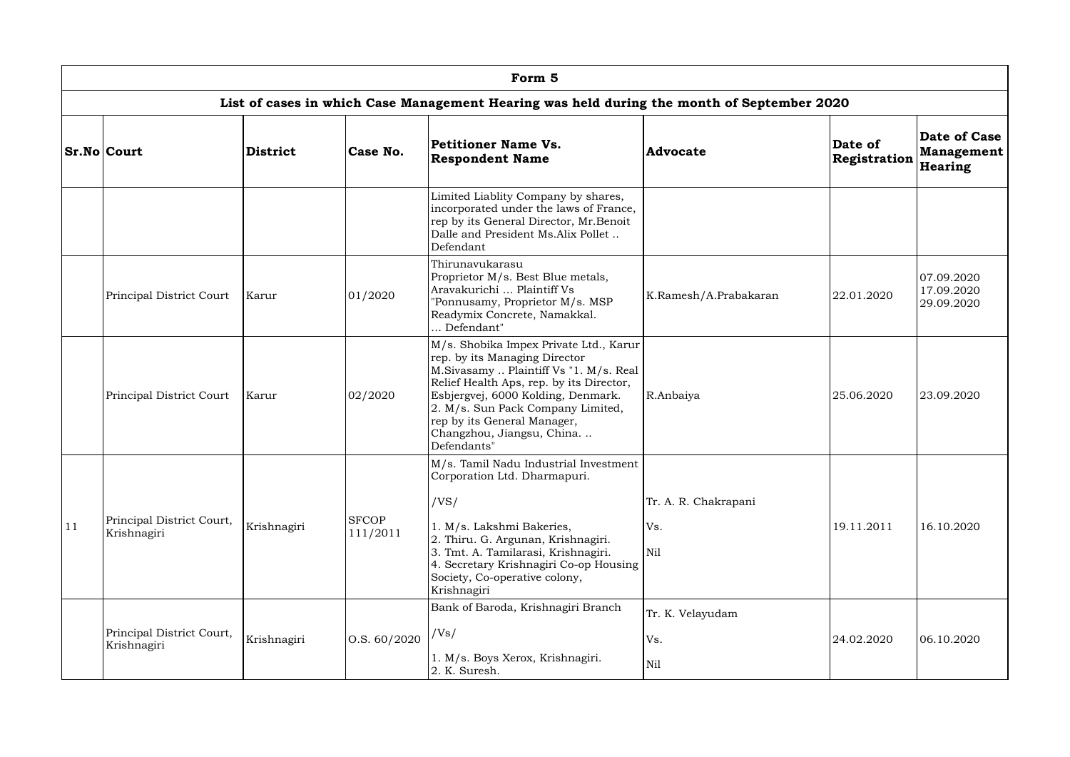## Form 5

### List of cases in which Case Management Hearing was held during the month of September 2020

| Sr.No | Court | District | Case No. | Petitioner Name Vs. Respondent Name | Advocate | Date of Registration | Date of Case Management Hearing |
|---|---|---|---|---|---|---|---|
| | | | | Limited Liablity Company by shares, incorporated under the laws of France, rep by its General Director, Mr.Benoit Dalle and President Ms.Alix Pollet .. Defendant | | | |
| | Principal District Court | Karur | 01/2020 | Thirunavukarasu Proprietor M/s. Best Blue metals, Aravakurichi ... Plaintiff Vs "Ponnusamy, Proprietor M/s. MSP Readymix Concrete, Namakkal. ... Defendant" | K.Ramesh/A.Prabakaran | 22.01.2020 | 07.09.2020 17.09.2020 29.09.2020 |
| | Principal District Court | Karur | 02/2020 | M/s. Shobika Impex Private Ltd., Karur rep. by its Managing Director M.Sivasamy .. Plaintiff Vs "1. M/s. Real Relief Health Aps, rep. by its Director, Esbjergvej, 6000 Kolding, Denmark. 2. M/s. Sun Pack Company Limited, rep by its General Manager, Changzhou, Jiangsu, China. .. Defendants" | R.Anbaiya | 25.06.2020 | 23.09.2020 |
| 11 | Principal District Court, Krishnagiri | Krishnagiri | SFCOP 111/2011 | M/s. Tamil Nadu Industrial Investment Corporation Ltd. Dharmapuri. /VS/ 1. M/s. Lakshmi Bakeries, 2. Thiru. G. Argunan, Krishnagiri. 3. Tmt. A. Tamilarasi, Krishnagiri. 4. Secretary Krishnagiri Co-op Housing Society, Co-operative colony, Krishnagiri | Tr. A. R. Chakrapani Vs. Nil | 19.11.2011 | 16.10.2020 |
| | Principal District Court, Krishnagiri | Krishnagiri | O.S. 60/2020 | Bank of Baroda, Krishnagiri Branch /Vs/ 1. M/s. Boys Xerox, Krishnagiri. 2. K. Suresh. | Tr. K. Velayudam Vs. Nil | 24.02.2020 | 06.10.2020 |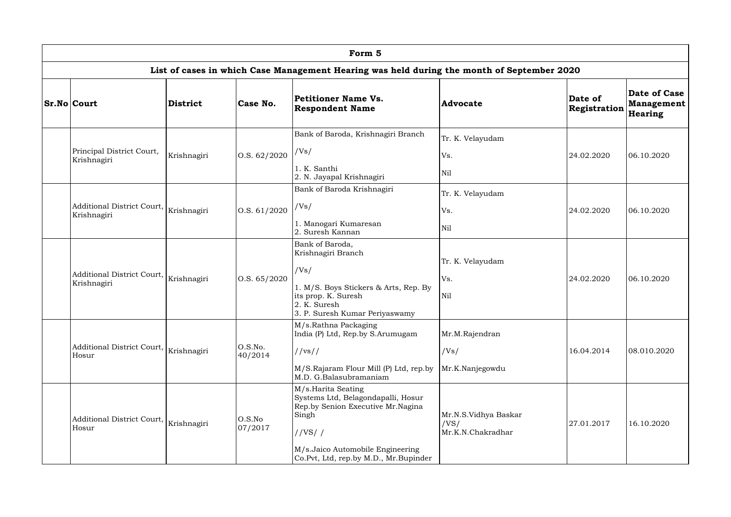| Form 5 | | | | | | | |
|---|---|---|---|---|---|---|---|
| **List of cases in which Case Management Hearing was held during the month of September 2020** | | | | | | | |
| **Sr.No** | **Court** | **District** | **Case No.** | **Petitioner Name Vs. Respondent Name** | **Advocate** | **Date of Registration** | **Date of Case Management Hearing** |
| | Principal District Court, Krishnagiri | Krishnagiri | O.S. 62/2020 | Bank of Baroda, Krishnagiri Branch /Vs/ 1. K. Santhi 2. N. Jayapal Krishnagiri | Tr. K. Velayudam Vs. Nil | 24.02.2020 | 06.10.2020 |
| | Additional District Court, Krishnagiri | Krishnagiri | O.S. 61/2020 | Bank of Baroda Krishnagiri /Vs/ 1. Manogari Kumaresan 2. Suresh Kannan | Tr. K. Velayudam Vs. Nil | 24.02.2020 | 06.10.2020 |
| | Additional District Court, Krishnagiri | Krishnagiri | O.S. 65/2020 | Bank of Baroda, Krishnagiri Branch /Vs/ 1. M/S. Boys Stickers & Arts, Rep. By its prop. K. Suresh 2. K. Suresh 3. P. Suresh Kumar Periyaswamy | Tr. K. Velayudam Vs. Nil | 24.02.2020 | 06.10.2020 |
| | Additional District Court, Hosur | Krishnagiri | O.S.No. 40/2014 | M/s.Rathna Packaging India (P) Ltd, Rep.by S.Arumugam //vs// M/S.Rajaram Flour Mill (P) Ltd, rep.by M.D. G.Balasubramaniam | Mr.M.Rajendran /Vs/ Mr.K.Nanjegowdu | 16.04.2014 | 08.010.2020 |
| | Additional District Court, Hosur | Krishnagiri | O.S.No 07/2017 | M/s.Harita Seating Systems Ltd, Belagondapalli, Hosur Rep.by Senion Executive Mr.Nagina Singh //VS/ / M/s.Jaico Automobile Engineering Co.Pvt, Ltd, rep.by M.D., Mr.Bupinder | Mr.N.S.Vidhya Baskar /VS/ Mr.K.N.Chakradhar | 27.01.2017 | 16.10.2020 |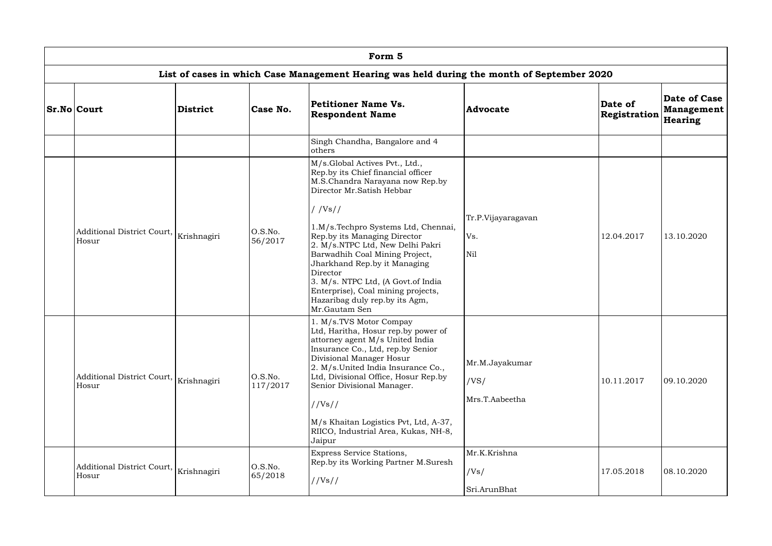| Form 5 | | | | | | | |
|---|---|---|---|---|---|---|---|
| **List of cases in which Case Management Hearing was held during the month of September 2020** | | | | | | | |
| **Sr.No** | **Court** | **District** | **Case No.** | **Petitioner Name Vs. Respondent Name** | **Advocate** | **Date of Registration** | **Date of Case Management Hearing** |
| | | | | Singh Chandha, Bangalore and 4 others | | | |
| | Additional District Court, Hosur | Krishnagiri | O.S.No. 56/2017 | M/s.Global Actives Pvt., Ltd., Rep.by its Chief financial officer M.S.Chandra Narayana now Rep.by Director Mr.Satish Hebbar<br><br>/ /Vs//<br><br>1.M/s.Techpro Systems Ltd, Chennai, Rep.by its Managing Director<br>2. M/s.NTPC Ltd, New Delhi Pakri Barwadhih Coal Mining Project, Jharkhand Rep.by it Managing Director<br>3. M/s. NTPC Ltd, (A Govt.of India Enterprise), Coal mining projects, Hazaribag duly rep.by its Agm, Mr.Gautam Sen | Tr.P.Vijayaragavan<br><br>Vs.<br><br>Nil | 12.04.2017 | 13.10.2020 |
| | Additional District Court, Hosur | Krishnagiri | O.S.No. 117/2017 | 1. M/s.TVS Motor Compay Ltd, Haritha, Hosur rep.by power of attorney agent M/s United India Insurance Co., Ltd, rep.by Senior Divisional Manager Hosur<br>2. M/s.United India Insurance Co., Ltd, Divisional Office, Hosur Rep.by Senior Divisional Manager.<br><br>//Vs//<br><br>M/s Khaitan Logistics Pvt, Ltd, A-37, RIICO, Industrial Area, Kukas, NH-8, Jaipur | Mr.M.Jayakumar<br><br>/VS/<br><br>Mrs.T.Aabeetha | 10.11.2017 | 09.10.2020 |
| | Additional District Court, Hosur | Krishnagiri | O.S.No. 65/2018 | Express Service Stations, Rep.by its Working Partner M.Suresh<br><br>//Vs// | Mr.K.Krishna<br><br>/Vs/<br><br>Sri.ArunBhat | 17.05.2018 | 08.10.2020 |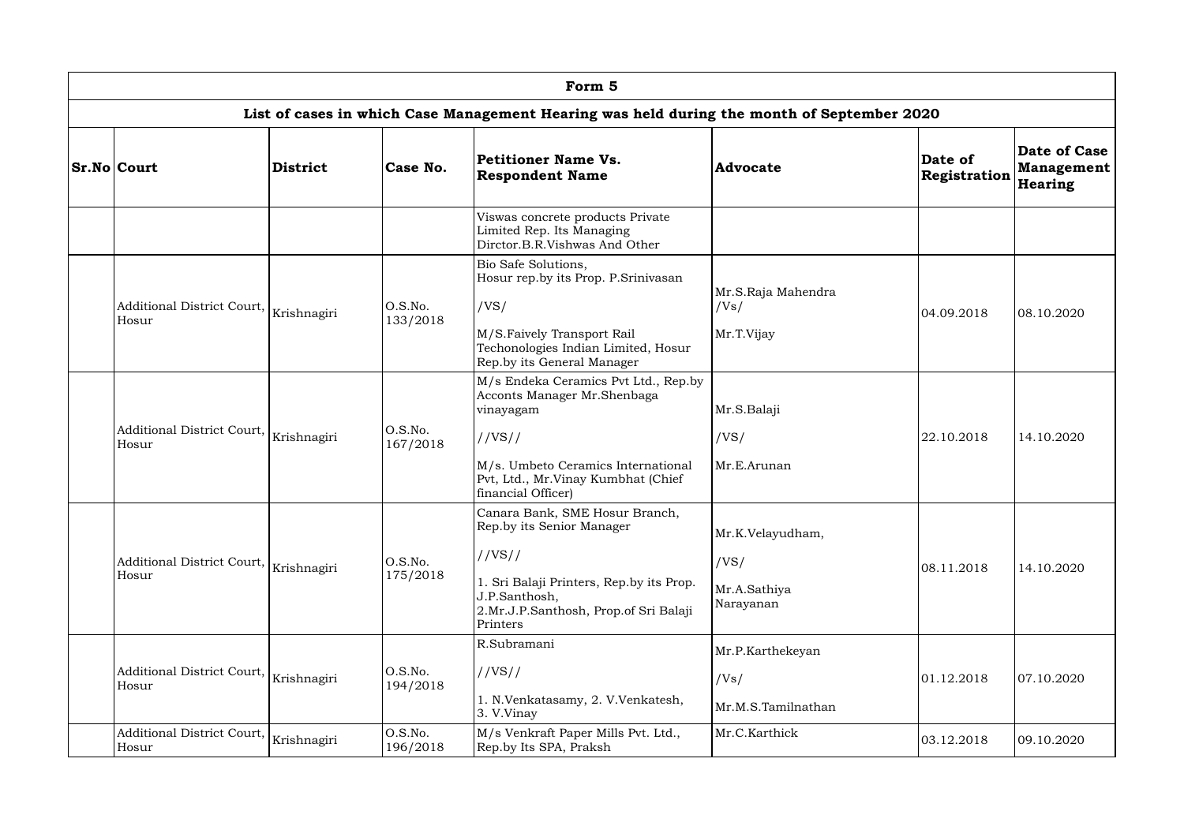| Form 5 | | | | | | | |
|---|---|---|---|---|---|---|---|
| **List of cases in which Case Management Hearing was held during the month of September 2020** | | | | | | | |
| **Sr.No** | **Court** | **District** | **Case No.** | **Petitioner Name Vs. Respondent Name** | **Advocate** | **Date of Registration** | **Date of Case Management Hearing** |
| | | | | Viswas concrete products Private Limited Rep. Its Managing Dirctor.B.R.Vishwas And Other | | | |
| | Additional District Court, Hosur | Krishnagiri | O.S.No. 133/2018 | Bio Safe Solutions, Hosur rep.by its Prop. P.Srinivasan /VS/ M/S.Faively Transport Rail Techonologies Indian Limited, Hosur Rep.by its General Manager | Mr.S.Raja Mahendra /Vs/ Mr.T.Vijay | 04.09.2018 | 08.10.2020 |
| | Additional District Court, Hosur | Krishnagiri | O.S.No. 167/2018 | M/s Endeka Ceramics Pvt Ltd., Rep.by Acconts Manager Mr.Shenbaga vinayagam //VS// M/s. Umbeto Ceramics International Pvt, Ltd., Mr.Vinay Kumbhat (Chief financial Officer) | Mr.S.Balaji /VS/ Mr.E.Arunan | 22.10.2018 | 14.10.2020 |
| | Additional District Court, Hosur | Krishnagiri | O.S.No. 175/2018 | Canara Bank, SME Hosur Branch, Rep.by its Senior Manager //VS// 1. Sri Balaji Printers, Rep.by its Prop. J.P.Santhosh, 2.Mr.J.P.Santhosh, Prop.of Sri Balaji Printers | Mr.K.Velayudham, /VS/ Mr.A.Sathiya Narayanan | 08.11.2018 | 14.10.2020 |
| | Additional District Court, Hosur | Krishnagiri | O.S.No. 194/2018 | R.Subramani //VS// 1. N.Venkatasamy, 2. V.Venkatesh, 3. V.Vinay | Mr.P.Karthekeyan /Vs/ Mr.M.S.Tamilnathan | 01.12.2018 | 07.10.2020 |
| | Additional District Court, Hosur | Krishnagiri | O.S.No. 196/2018 | M/s Venkraft Paper Mills Pvt. Ltd., Rep.by Its SPA, Praksh | Mr.C.Karthick | 03.12.2018 | 09.10.2020 |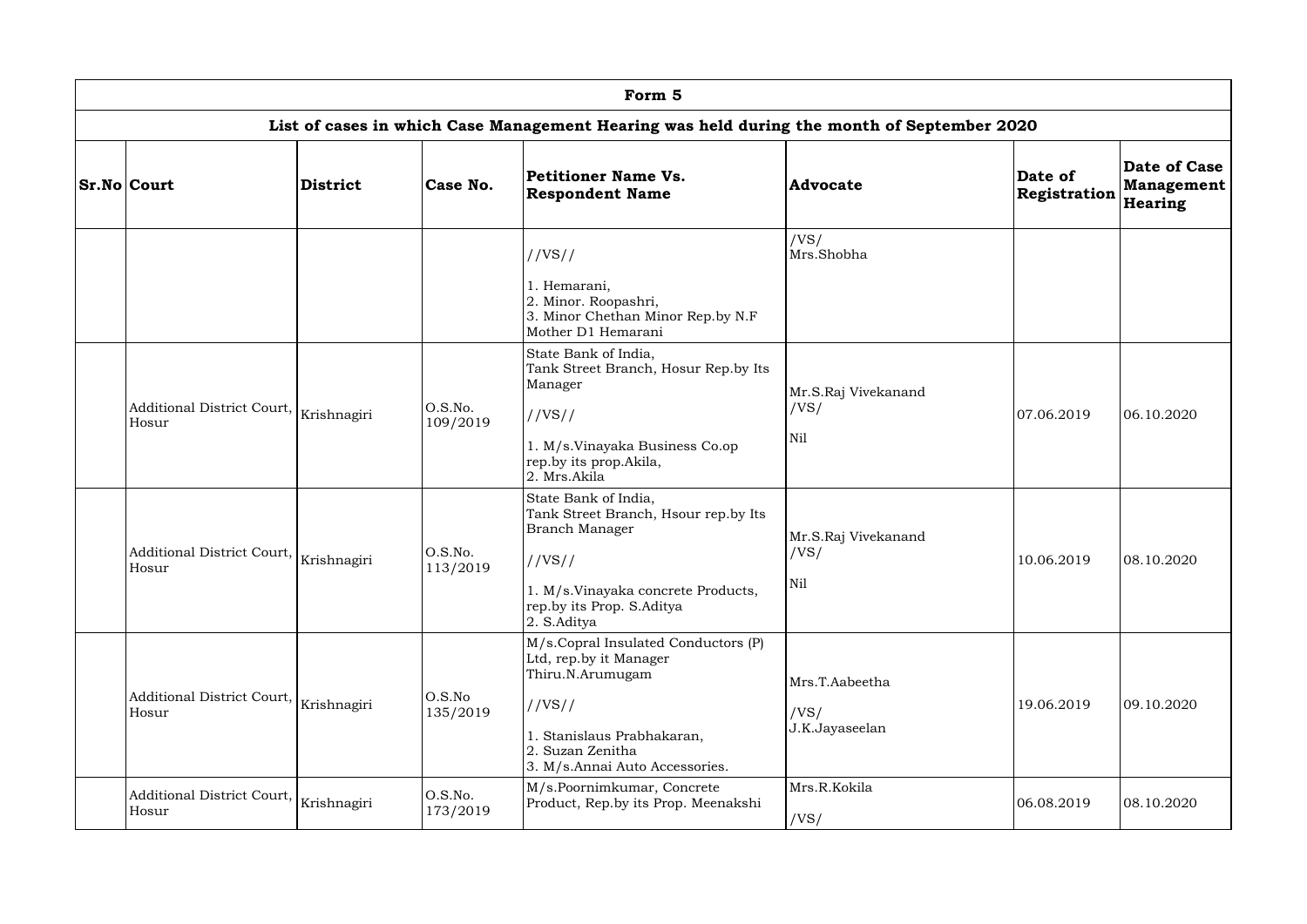| Form 5 | | | | | | | |
|---|---|---|---|---|---|---|---|
| **List of cases in which Case Management Hearing was held during the month of September 2020** | | | | | | | |
| **Sr.No** | **Court** | **District** | **Case No.** | **Petitioner Name Vs. Respondent Name** | **Advocate** | **Date of Registration** | **Date of Case Management Hearing** |
| | | | | //VS//<br>1. Hemarani,<br>2. Minor. Roopashri,<br>3. Minor Chethan Minor Rep.by N.F Mother D1 Hemarani | /VS/<br>Mrs.Shobha | | |
| | Additional District Court, Hosur | Krishnagiri | O.S.No. 109/2019 | State Bank of India, Tank Street Branch, Hosur Rep.by Its Manager<br>//VS//<br>1. M/s.Vinayaka Business Co.op rep.by its prop.Akila,<br>2. Mrs.Akila | Mr.S.Raj Vivekanand<br>/VS/<br>Nil | 07.06.2019 | 06.10.2020 |
| | Additional District Court, Hosur | Krishnagiri | O.S.No. 113/2019 | State Bank of India, Tank Street Branch, Hsour rep.by Its Branch Manager<br>//VS//<br>1. M/s.Vinayaka concrete Products, rep.by its Prop. S.Aditya<br>2. S.Aditya | Mr.S.Raj Vivekanand<br>/VS/<br>Nil | 10.06.2019 | 08.10.2020 |
| | Additional District Court, Hosur | Krishnagiri | O.S.No 135/2019 | M/s.Copral Insulated Conductors (P) Ltd, rep.by it Manager Thiru.N.Arumugam<br>//VS//<br>1. Stanislaus Prabhakaran,<br>2. Suzan Zenitha<br>3. M/s.Annai Auto Accessories. | Mrs.T.Aabeetha<br>/VS/<br>J.K.Jayaseelan | 19.06.2019 | 09.10.2020 |
| | Additional District Court, Hosur | Krishnagiri | O.S.No. 173/2019 | M/s.Poornimkumar, Concrete Product, Rep.by its Prop. Meenakshi | Mrs.R.Kokila<br>/VS/ | 06.08.2019 | 08.10.2020 |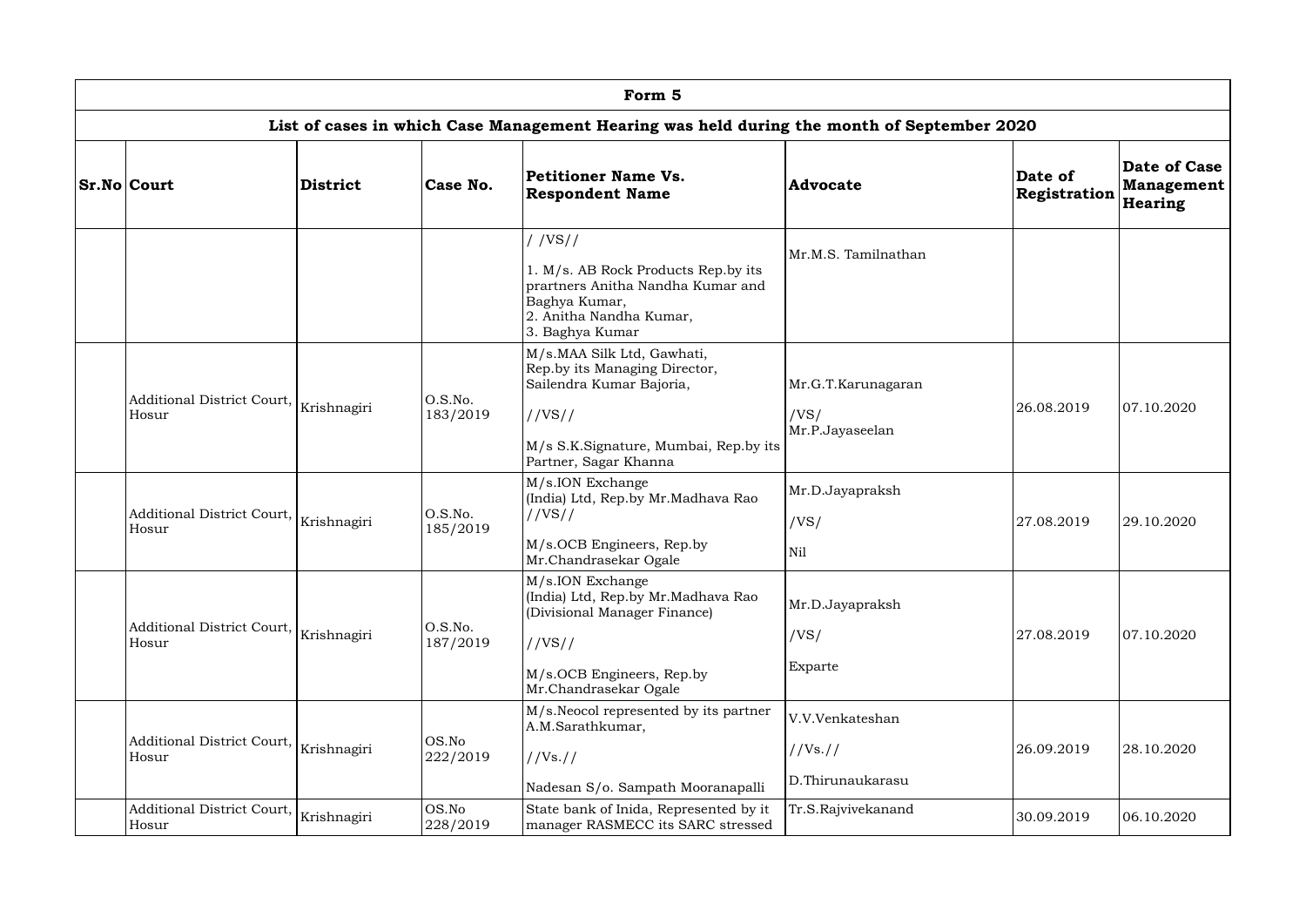| Form 5 | | | | | | | |
|---|---|---|---|---|---|---|---|
| **List of cases in which Case Management Hearing was held during the month of September 2020** | | | | | | | |
| **Sr.No** | **Court** | **District** | **Case No.** | **Petitioner Name Vs. Respondent Name** | **Advocate** | **Date of Registration** | **Date of Case Management Hearing** |
| | | | | / /VS//<br>1. M/s. AB Rock Products Rep.by its prartners Anitha Nandha Kumar and Baghya Kumar,<br>2. Anitha Nandha Kumar,<br>3. Baghya Kumar | Mr.M.S. Tamilnathan | | |
| | Additional District Court, Hosur | Krishnagiri | O.S.No. 183/2019 | M/s.MAA Silk Ltd, Gawhati, Rep.by its Managing Director, Sailendra Kumar Bajoria,<br>//VS//<br>M/s S.K.Signature, Mumbai, Rep.by its Partner, Sagar Khanna | Mr.G.T.Karunagaran<br>/VS/<br>Mr.P.Jayaseelan | 26.08.2019 | 07.10.2020 |
| | Additional District Court, Hosur | Krishnagiri | O.S.No. 185/2019 | M/s.ION Exchange (India) Ltd, Rep.by Mr.Madhava Rao<br>//VS//<br>M/s.OCB Engineers, Rep.by Mr.Chandrasekar Ogale | Mr.D.Jayapraksh<br>/VS/<br>Nil | 27.08.2019 | 29.10.2020 |
| | Additional District Court, Hosur | Krishnagiri | O.S.No. 187/2019 | M/s.ION Exchange (India) Ltd, Rep.by Mr.Madhava Rao (Divisional Manager Finance)<br>//VS//<br>M/s.OCB Engineers, Rep.by Mr.Chandrasekar Ogale | Mr.D.Jayapraksh<br>/VS/<br>Exparte | 27.08.2019 | 07.10.2020 |
| | Additional District Court, Hosur | Krishnagiri | OS.No 222/2019 | M/s.Neocol represented by its partner A.M.Sarathkumar,<br>//Vs.//<br>Nadesan S/o. Sampath Mooranapalli | V.V.Venkateshan<br>//Vs.//<br>D.Thirunaukarasu | 26.09.2019 | 28.10.2020 |
| | Additional District Court, Hosur | Krishnagiri | OS.No 228/2019 | State bank of Inida, Represented by it manager RASMECC its SARC stressed | Tr.S.Rajvivekanand | 30.09.2019 | 06.10.2020 |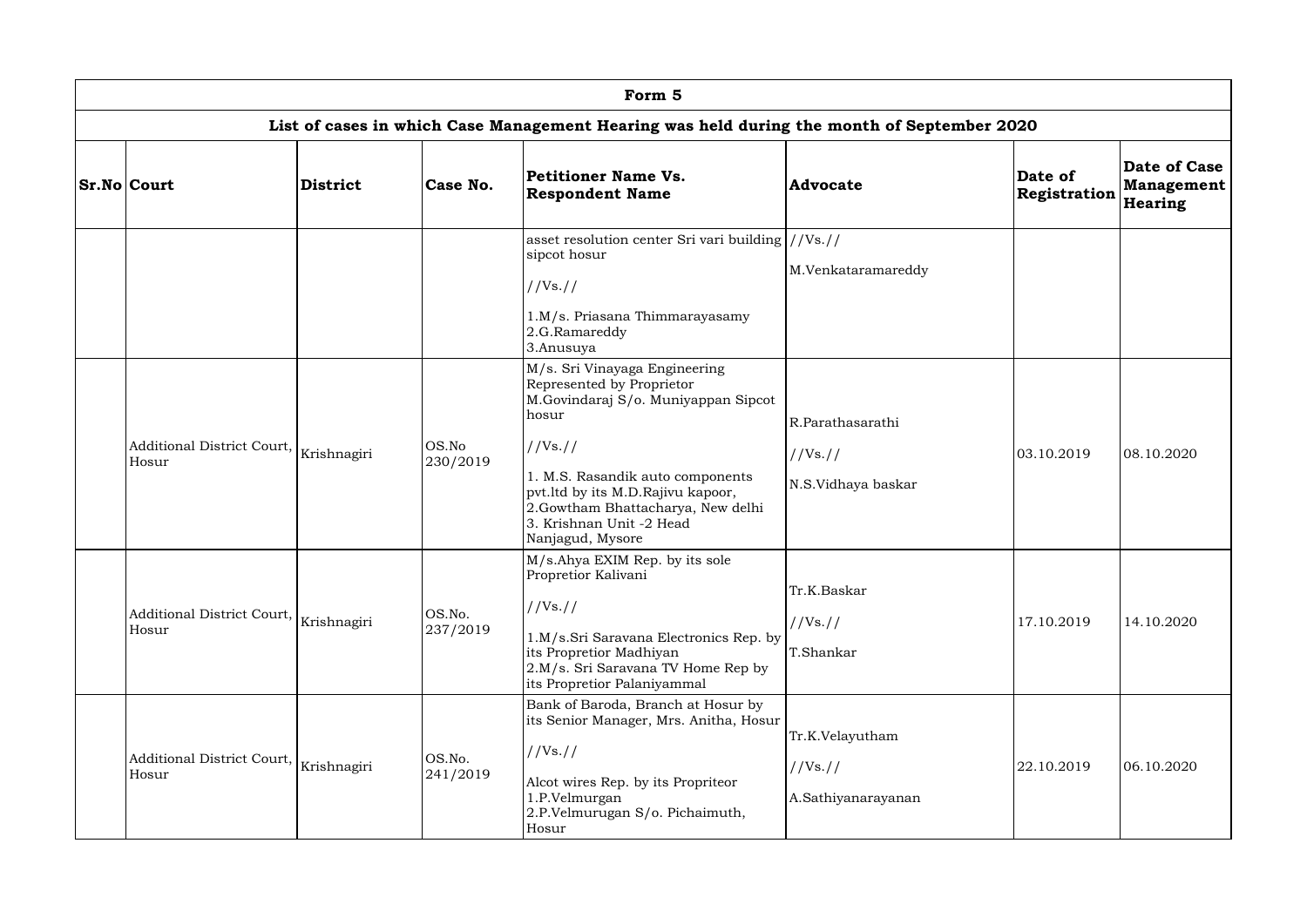| Form 5 | | | | | | | |
|---|---|---|---|---|---|---|---|
| **List of cases in which Case Management Hearing was held during the month of September 2020** | | | | | | | |
| **Sr.No** | **Court** | **District** | **Case No.** | **Petitioner Name Vs. Respondent Name** | **Advocate** | **Date of Registration** | **Date of Case Management Hearing** |
| | | | | asset resolution center Sri vari building sipcot hosur<br>//Vs.//<br>1.M/s. Priasana Thimmarayasamy<br>2.G.Ramareddy<br>3.Anusuya | //Vs.//<br>M.Venkataramareddy | | |
| | Additional District Court, Hosur | Krishnagiri | OS.No 230/2019 | M/s. Sri Vinayaga Engineering Represented by Proprietor M.Govindaraj S/o. Muniyappan Sipcot hosur<br>//Vs.//<br>1. M.S. Rasandik auto components pvt.ltd by its M.D.Rajivu kapoor,<br>2.Gowtham Bhattacharya, New delhi<br>3. Krishnan Unit -2 Head Nanjagud, Mysore | R.Parathasarathi<br>//Vs.//<br>N.S.Vidhaya baskar | 03.10.2019 | 08.10.2020 |
| | Additional District Court, Hosur | Krishnagiri | OS.No. 237/2019 | M/s.Ahya EXIM Rep. by its sole Propretior Kalivani<br>//Vs.//<br>1.M/s.Sri Saravana Electronics Rep. by its Propretior Madhiyan<br>2.M/s. Sri Saravana TV Home Rep by its Propretior Palaniyammal | Tr.K.Baskar<br>//Vs.//<br>T.Shankar | 17.10.2019 | 14.10.2020 |
| | Additional District Court, Hosur | Krishnagiri | OS.No. 241/2019 | Bank of Baroda, Branch at Hosur by its Senior Manager, Mrs. Anitha, Hosur<br>//Vs.//<br>Alcot wires Rep. by its Propriteor<br>1.P.Velmurgan<br>2.P.Velmurugan S/o. Pichaimuth, Hosur | Tr.K.Velayutham<br>//Vs.//<br>A.Sathiyanarayanan | 22.10.2019 | 06.10.2020 |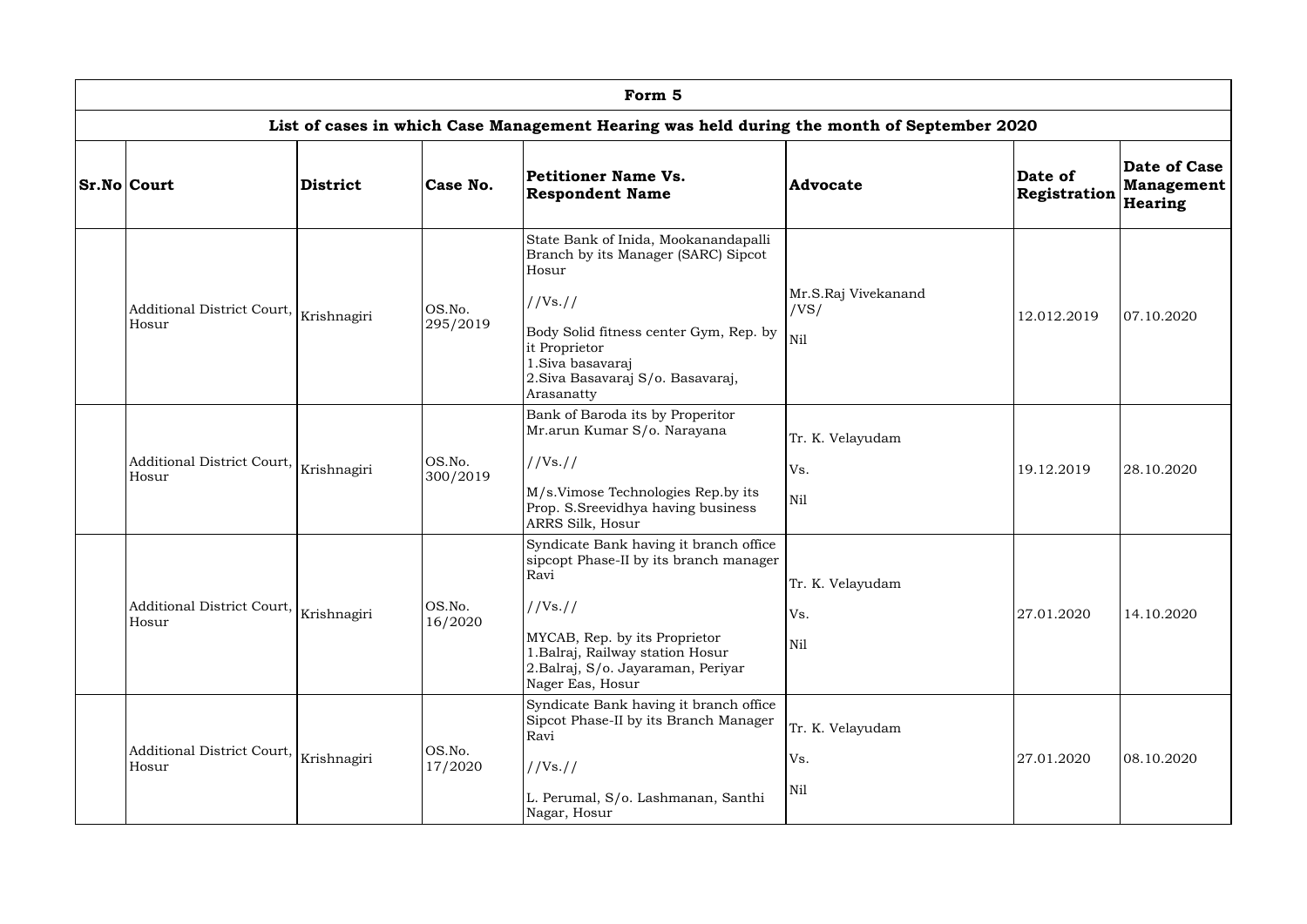# Form 5

## List of cases in which Case Management Hearing was held during the month of September 2020

| Sr.No | Court | District | Case No. | Petitioner Name Vs. Respondent Name | Advocate | Date of Registration | Date of Case Management Hearing |
|---|---|---|---|---|---|---|---|
| | Additional District Court, Hosur | Krishnagiri | OS.No. 295/2019 | State Bank of Inida, Mookanandapalli Branch by its Manager (SARC) Sipcot Hosur //Vs.// Body Solid fitness center Gym, Rep. by it Proprietor 1.Siva basavaraj 2.Siva Basavaraj S/o. Basavaraj, Arasanatty | Mr.S.Raj Vivekanand /VS/ Nil | 12.012.2019 | 07.10.2020 |
| | Additional District Court, Hosur | Krishnagiri | OS.No. 300/2019 | Bank of Baroda its by Properitor Mr.arun Kumar S/o. Narayana //Vs.// M/s.Vimose Technologies Rep.by its Prop. S.Sreevidhya having business ARRS Silk, Hosur | Tr. K. Velayudam Vs. Nil | 19.12.2019 | 28.10.2020 |
| | Additional District Court, Hosur | Krishnagiri | OS.No. 16/2020 | Syndicate Bank having it branch office sipcopt Phase-II by its branch manager Ravi //Vs.// MYCAB, Rep. by its Proprietor 1.Balraj, Railway station Hosur 2.Balraj, S/o. Jayaraman, Periyar Nager Eas, Hosur | Tr. K. Velayudam Vs. Nil | 27.01.2020 | 14.10.2020 |
| | Additional District Court, Hosur | Krishnagiri | OS.No. 17/2020 | Syndicate Bank having it branch office Sipcot Phase-II by its Branch Manager Ravi //Vs.// L. Perumal, S/o. Lashmanan, Santhi Nagar, Hosur | Tr. K. Velayudam Vs. Nil | 27.01.2020 | 08.10.2020 |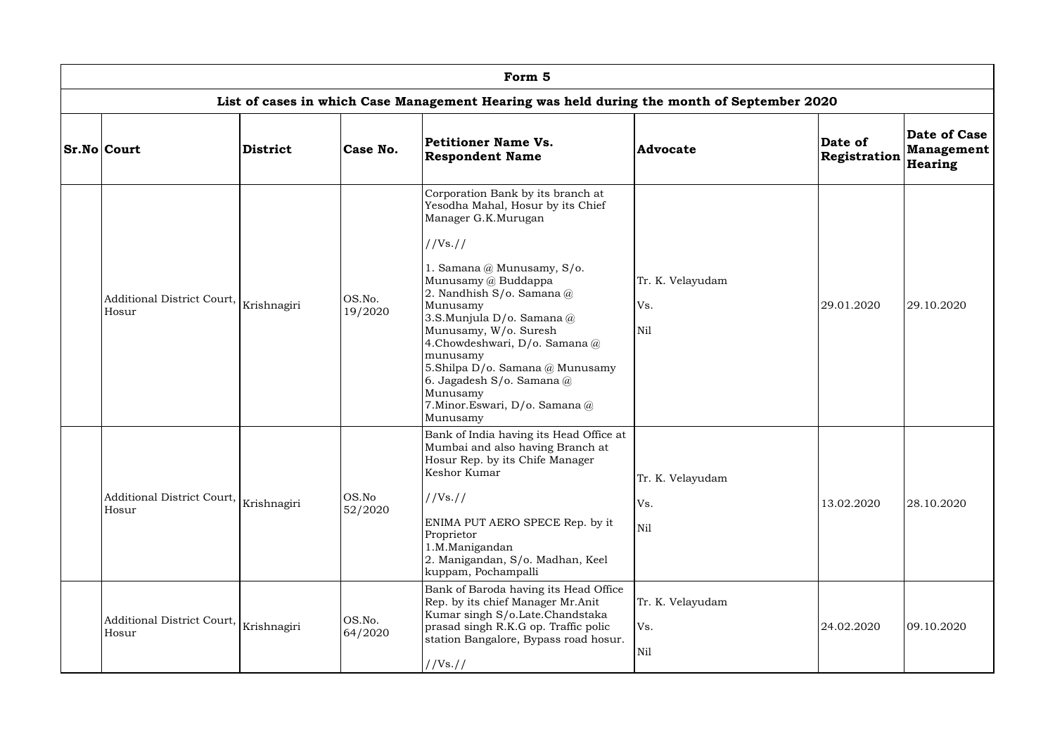| Form 5 | | | | | | | |
|---|---|---|---|---|---|---|---|
| **List of cases in which Case Management Hearing was held during the month of September 2020** | | | | | | | |
| **Sr.No** | **Court** | **District** | **Case No.** | **Petitioner Name Vs. Respondent Name** | **Advocate** | **Date of Registration** | **Date of Case Management Hearing** |
| | Additional District Court, Hosur | Krishnagiri | OS.No. 19/2020 | Corporation Bank by its branch at Yesodha Mahal, Hosur by its Chief Manager G.K.Murugan //Vs.// 1. Samana @ Munusamy, S/o. Munusamy @ Buddappa 2. Nandhish S/o. Samana @ Munusamy 3.S.Munjula D/o. Samana @ Munusamy, W/o. Suresh 4.Chowdeshwari, D/o. Samana @ munusamy 5.Shilpa D/o. Samana @ Munusamy 6. Jagadesh S/o. Samana @ Munusamy 7.Minor.Eswari, D/o. Samana @ Munusamy | Tr. K. Velayudam Vs. Nil | 29.01.2020 | 29.10.2020 |
| | Additional District Court, Hosur | Krishnagiri | OS.No 52/2020 | Bank of India having its Head Office at Mumbai and also having Branch at Hosur Rep. by its Chife Manager Keshor Kumar //Vs.// ENIMA PUT AERO SPECE Rep. by it Proprietor 1.M.Manigandan 2. Manigandan, S/o. Madhan, Keel kuppam, Pochampalli | Tr. K. Velayudam Vs. Nil | 13.02.2020 | 28.10.2020 |
| | Additional District Court, Hosur | Krishnagiri | OS.No. 64/2020 | Bank of Baroda having its Head Office Rep. by its chief Manager Mr.Anit Kumar singh S/o.Late.Chandstaka prasad singh R.K.G op. Traffic polic station Bangalore, Bypass road hosur. //Vs.// | Tr. K. Velayudam Vs. Nil | 24.02.2020 | 09.10.2020 |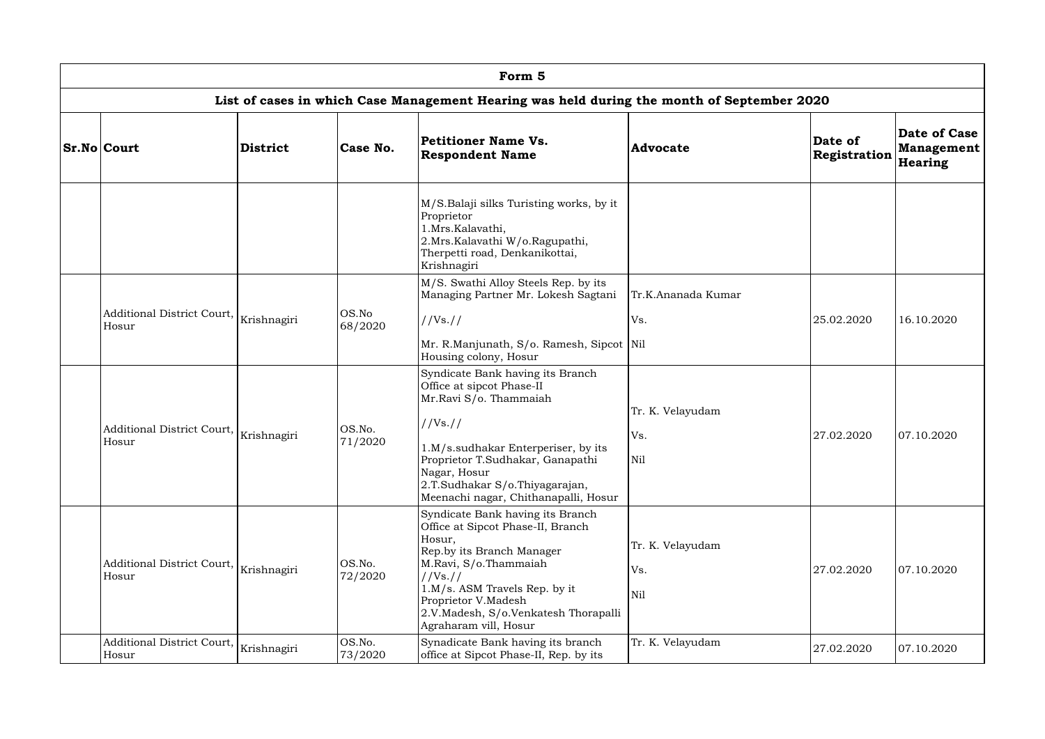| Form 5 | | | | | | | |
|---|---|---|---|---|---|---|---|
| **List of cases in which Case Management Hearing was held during the month of September 2020** | | | | | | | |
| **Sr.No** | **Court** | **District** | **Case No.** | **Petitioner Name Vs. Respondent Name** | **Advocate** | **Date of Registration** | **Date of Case Management Hearing** |
| | | | | M/S.Balaji silks Turisting works, by it Proprietor 1.Mrs.Kalavathi, 2.Mrs.Kalavathi W/o.Ragupathi, Therpetti road, Denkanikottai, Krishnagiri | | | |
| | Additional District Court, Hosur | Krishnagiri | OS.No 68/2020 | M/S. Swathi Alloy Steels Rep. by its Managing Partner Mr. Lokesh Sagtani //Vs.// Mr. R.Manjunath, S/o. Ramesh, Sipcot Housing colony, Hosur | Tr.K.Ananada Kumar Vs. Nil | 25.02.2020 | 16.10.2020 |
| | Additional District Court, Hosur | Krishnagiri | OS.No. 71/2020 | Syndicate Bank having its Branch Office at sipcot Phase-II Mr.Ravi S/o. Thammaiah //Vs.// 1.M/s.sudhakar Enterperiser, by its Proprietor T.Sudhakar, Ganapathi Nagar, Hosur 2.T.Sudhakar S/o.Thiyagarajan, Meenachi nagar, Chithanapalli, Hosur | Tr. K. Velayudam Vs. Nil | 27.02.2020 | 07.10.2020 |
| | Additional District Court, Hosur | Krishnagiri | OS.No. 72/2020 | Syndicate Bank having its Branch Office at Sipcot Phase-II, Branch Hosur, Rep.by its Branch Manager M.Ravi, S/o.Thammaiah //Vs.// 1.M/s. ASM Travels Rep. by it Proprietor V.Madesh 2.V.Madesh, S/o.Venkatesh Thorapalli Agraharam vill, Hosur | Tr. K. Velayudam Vs. Nil | 27.02.2020 | 07.10.2020 |
| | Additional District Court, Hosur | Krishnagiri | OS.No. 73/2020 | Synadicate Bank having its branch office at Sipcot Phase-II, Rep. by its | Tr. K. Velayudam | 27.02.2020 | 07.10.2020 |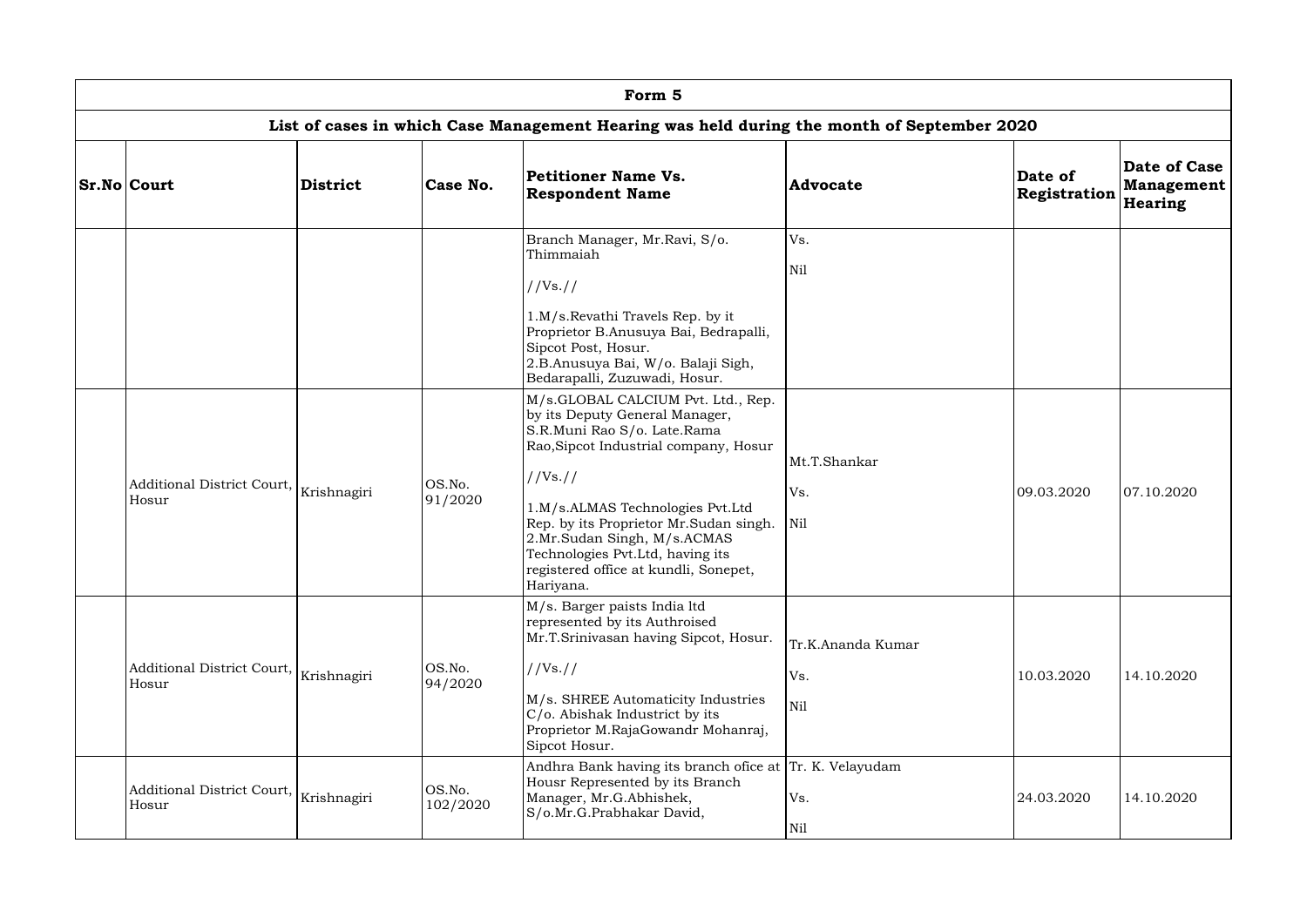| Form 5 | | | | | | | |
|---|---|---|---|---|---|---|---|
| List of cases in which Case Management Hearing was held during the month of September 2020 | | | | | | | |
| **Sr.No** | **Court** | **District** | **Case No.** | **Petitioner Name Vs. Respondent Name** | **Advocate** | **Date of Registration** | **Date of Case Management Hearing** |
| | | | | Branch Manager, Mr.Ravi, S/o. Thimmaiah<br><br>//Vs.//<br><br>1.M/s.Revathi Travels Rep. by it Proprietor B.Anusuya Bai, Bedrapalli, Sipcot Post, Hosur.<br>2.B.Anusuya Bai, W/o. Balaji Sigh, Bedarapalli, Zuzuwadi, Hosur. | Vs.<br><br>Nil | | |
| | Additional District Court, Hosur | Krishnagiri | OS.No. 91/2020 | M/s.GLOBAL CALCIUM Pvt. Ltd., Rep. by its Deputy General Manager, S.R.Muni Rao S/o. Late.Rama Rao,Sipcot Industrial company, Hosur<br><br>//Vs.//<br><br>1.M/s.ALMAS Technologies Pvt.Ltd Rep. by its Proprietor Mr.Sudan singh.<br>2.Mr.Sudan Singh, M/s.ACMAS Technologies Pvt.Ltd, having its registered office at kundli, Sonepet, Hariyana. | Mt.T.Shankar<br><br>Vs.<br><br>Nil | 09.03.2020 | 07.10.2020 |
| | Additional District Court, Hosur | Krishnagiri | OS.No. 94/2020 | M/s. Barger paists India ltd represented by its Authroised Mr.T.Srinivasan having Sipcot, Hosur.<br><br>//Vs.//<br><br>M/s. SHREE Automaticity Industries C/o. Abishak Industrict by its Proprietor M.RajaGowandr Mohanraj, Sipcot Hosur. | Tr.K.Ananda Kumar<br><br>Vs.<br><br>Nil | 10.03.2020 | 14.10.2020 |
| | Additional District Court, Hosur | Krishnagiri | OS.No. 102/2020 | Andhra Bank having its branch ofice at Housr Represented by its Branch Manager, Mr.G.Abhishek, S/o.Mr.G.Prabhakar David, | Tr. K. Velayudam<br><br>Vs.<br><br>Nil | 24.03.2020 | 14.10.2020 |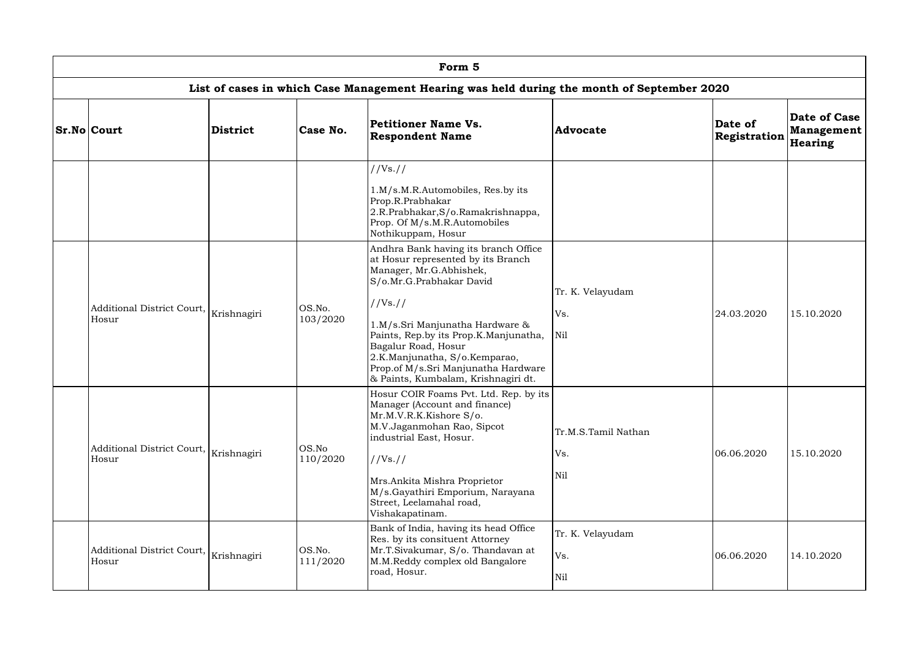| Form 5 | | | | | | | |
|---|---|---|---|---|---|---|---|
| **List of cases in which Case Management Hearing was held during the month of September 2020** | | | | | | | |
| **Sr.No** | **Court** | **District** | **Case No.** | **Petitioner Name Vs. Respondent Name** | **Advocate** | **Date of Registration** | **Date of Case Management Hearing** |
| | | | | //Vs.// <br> 1.M/s.M.R.Automobiles, Res.by its Prop.R.Prabhakar <br> 2.R.Prabhakar,S/o.Ramakrishnappa, Prop. Of M/s.M.R.Automobiles Nothikuppam, Hosur | | | |
| | Additional District Court, Hosur | Krishnagiri | OS.No. 103/2020 | Andhra Bank having its branch Office at Hosur represented by its Branch Manager, Mr.G.Abhishek, S/o.Mr.G.Prabhakar David <br> //Vs.// <br> 1.M/s.Sri Manjunatha Hardware & Paints, Rep.by its Prop.K.Manjunatha, Bagalur Road, Hosur <br> 2.K.Manjunatha, S/o.Kemparao, Prop.of M/s.Sri Manjunatha Hardware & Paints, Kumbalam, Krishnagiri dt. | Tr. K. Velayudam <br> Vs. <br> Nil | 24.03.2020 | 15.10.2020 |
| | Additional District Court, Hosur | Krishnagiri | OS.No 110/2020 | Hosur COIR Foams Pvt. Ltd. Rep. by its Manager (Account and finance) Mr.M.V.R.K.Kishore S/o. M.V.Jaganmohan Rao, Sipcot industrial East, Hosur. <br> //Vs.// <br> Mrs.Ankita Mishra Proprietor M/s.Gayathiri Emporium, Narayana Street, Leelamahal road, Vishakapatinam. | Tr.M.S.Tamil Nathan <br> Vs. <br> Nil | 06.06.2020 | 15.10.2020 |
| | Additional District Court, Hosur | Krishnagiri | OS.No. 111/2020 | Bank of India, having its head Office Res. by its consituent Attorney Mr.T.Sivakumar, S/o. Thandavan at M.M.Reddy complex old Bangalore road, Hosur. | Tr. K. Velayudam <br> Vs. <br> Nil | 06.06.2020 | 14.10.2020 |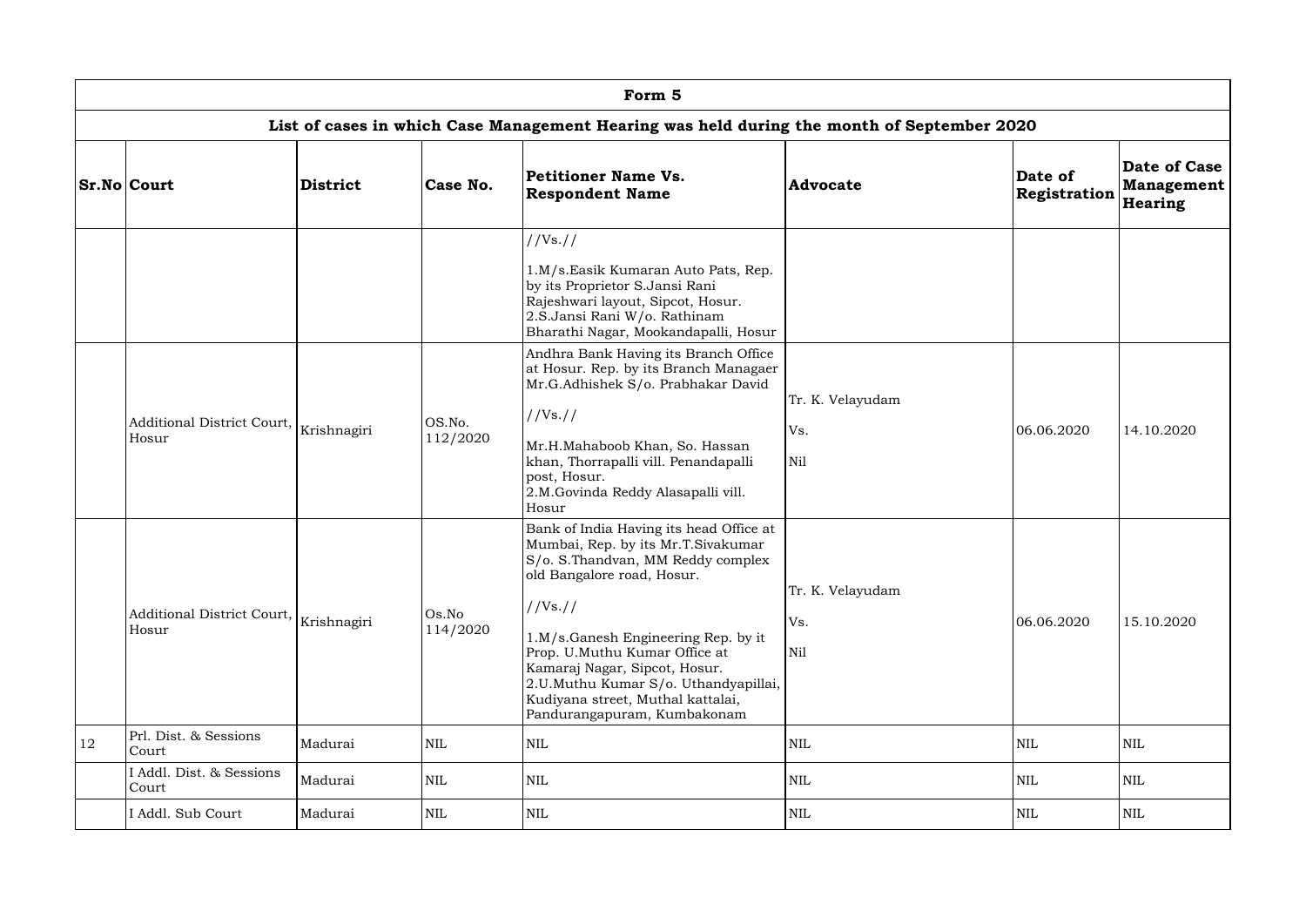| Form 5 | | | | | | | |
|---|---|---|---|---|---|---|---|
| **List of cases in which Case Management Hearing was held during the month of September 2020** | | | | | | | |
| **Sr.No** | **Court** | **District** | **Case No.** | **Petitioner Name Vs. Respondent Name** | **Advocate** | **Date of Registration** | **Date of Case Management Hearing** |
| | | | | //Vs.// <br><br> 1.M/s.Easik Kumaran Auto Pats, Rep. by its Proprietor S.Jansi Rani Rajeshwari layout, Sipcot, Hosur. <br> 2.S.Jansi Rani W/o. Rathinam Bharathi Nagar, Mookandapalli, Hosur | | | |
| | Additional District Court, Hosur | Krishnagiri | OS.No. 112/2020 | Andhra Bank Having its Branch Office at Hosur. Rep. by its Branch Managaer Mr.G.Adhishek S/o. Prabhakar David <br><br> //Vs.// <br><br> Mr.H.Mahaboob Khan, So. Hassan khan, Thorrapalli vill. Penandapalli post, Hosur. <br> 2.M.Govinda Reddy Alasapalli vill. Hosur | Tr. K. Velayudam <br><br> Vs. <br><br> Nil | 06.06.2020 | 14.10.2020 |
| | Additional District Court, Hosur | Krishnagiri | Os.No 114/2020 | Bank of India Having its head Office at Mumbai, Rep. by its Mr.T.Sivakumar S/o. S.Thandvan, MM Reddy complex old Bangalore road, Hosur. <br><br> //Vs.// <br><br> 1.M/s.Ganesh Engineering Rep. by it Prop. U.Muthu Kumar Office at Kamaraj Nagar, Sipcot, Hosur. <br> 2.U.Muthu Kumar S/o. Uthandyapillai, Kudiyana street, Muthal kattalai, Pandurangapuram, Kumbakonam | Tr. K. Velayudam <br><br> Vs. <br><br> Nil | 06.06.2020 | 15.10.2020 |
| 12 | Prl. Dist. & Sessions Court | Madurai | NIL | NIL | NIL | NIL | NIL |
| | I Addl. Dist. & Sessions Court | Madurai | NIL | NIL | NIL | NIL | NIL |
| | I Addl. Sub Court | Madurai | NIL | NIL | NIL | NIL | NIL |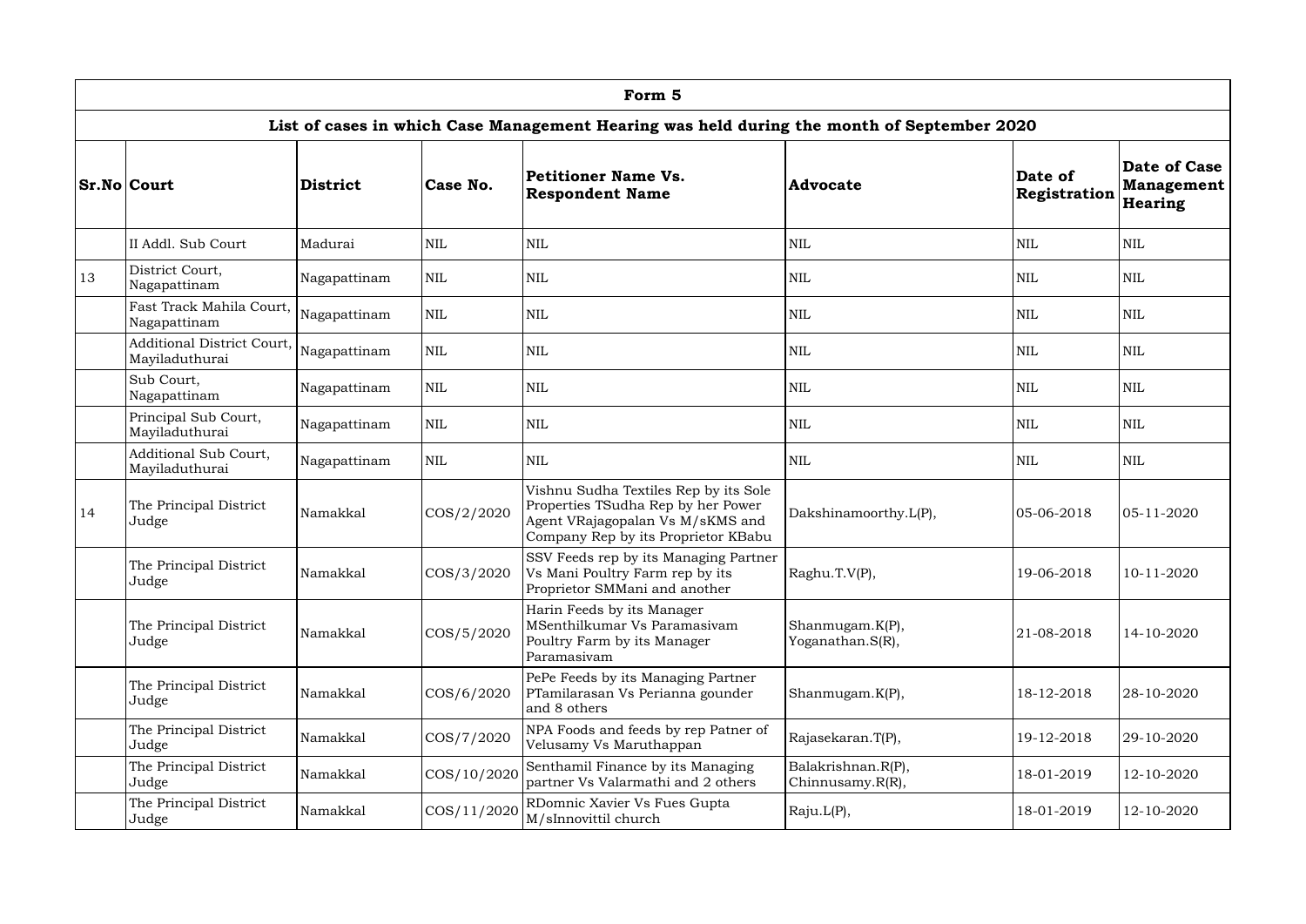| Form 5 | | | | | | | |
|---|---|---|---|---|---|---|---|
| **List of cases in which Case Management Hearing was held during the month of September 2020** | | | | | | | |
| **Sr.No** | **Court** | **District** | **Case No.** | **Petitioner Name Vs. Respondent Name** | **Advocate** | **Date of Registration** | **Date of Case Management Hearing** |
| | II Addl. Sub Court | Madurai | NIL | NIL | NIL | NIL | NIL |
| 13 | District Court, Nagapattinam | Nagapattinam | NIL | NIL | NIL | NIL | NIL |
| | Fast Track Mahila Court, Nagapattinam | Nagapattinam | NIL | NIL | NIL | NIL | NIL |
| | Additional District Court, Mayiladuthurai | Nagapattinam | NIL | NIL | NIL | NIL | NIL |
| | Sub Court, Nagapattinam | Nagapattinam | NIL | NIL | NIL | NIL | NIL |
| | Principal Sub Court, Mayiladuthurai | Nagapattinam | NIL | NIL | NIL | NIL | NIL |
| | Additional Sub Court, Mayiladuthurai | Nagapattinam | NIL | NIL | NIL | NIL | NIL |
| 14 | The Principal District Judge | Namakkal | COS/2/2020 | Vishnu Sudha Textiles Rep by its Sole Properties TSudha Rep by her Power Agent VRajagopalan Vs M/sKMS and Company Rep by its Proprietor KBabu | Dakshinamoorthy.L(P), | 05-06-2018 | 05-11-2020 |
| | The Principal District Judge | Namakkal | COS/3/2020 | SSV Feeds rep by its Managing Partner Vs Mani Poultry Farm rep by its Proprietor SMMani and another | Raghu.T.V(P), | 19-06-2018 | 10-11-2020 |
| | The Principal District Judge | Namakkal | COS/5/2020 | Harin Feeds by its Manager MSenthilkumar Vs Paramasivam Poultry Farm by its Manager Paramasivam | Shanmugam.K(P), Yoganathan.S(R), | 21-08-2018 | 14-10-2020 |
| | The Principal District Judge | Namakkal | COS/6/2020 | PePe Feeds by its Managing Partner PTamilarasan Vs Perianna gounder and 8 others | Shanmugam.K(P), | 18-12-2018 | 28-10-2020 |
| | The Principal District Judge | Namakkal | COS/7/2020 | NPA Foods and feeds by rep Patner of Velusamy Vs Maruthappan | Rajasekaran.T(P), | 19-12-2018 | 29-10-2020 |
| | The Principal District Judge | Namakkal | COS/10/2020 | Senthamil Finance by its Managing partner Vs Valarmathi and 2 others | Balakrishnan.R(P), Chinnusamy.R(R), | 18-01-2019 | 12-10-2020 |
| | The Principal District Judge | Namakkal | COS/11/2020 | RDomnic Xavier Vs Fues Gupta M/sInnovittil church | Raju.L(P), | 18-01-2019 | 12-10-2020 |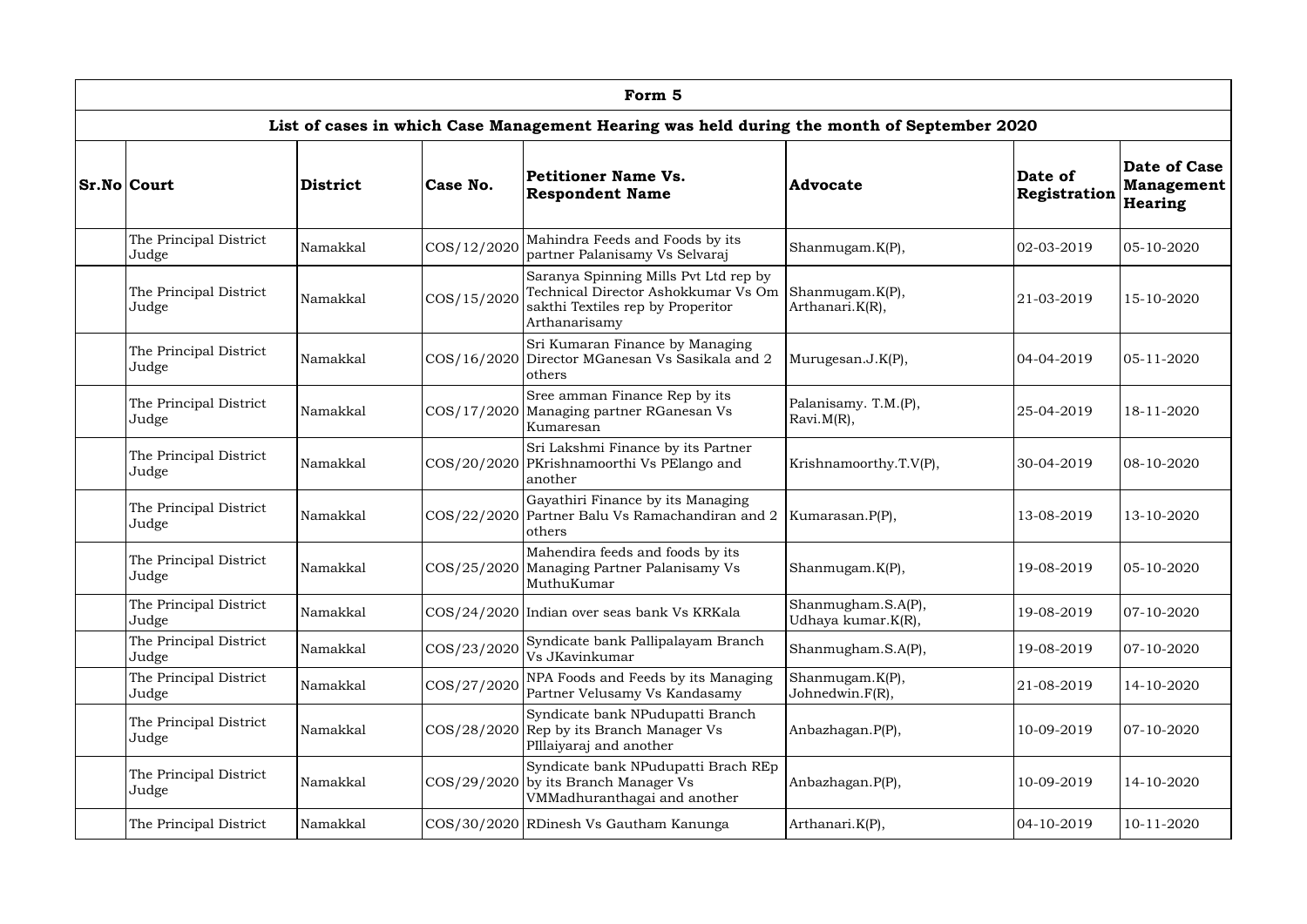| Form 5 | | | | | | | |
|---|---|---|---|---|---|---|---|
| **List of cases in which Case Management Hearing was held during the month of September 2020** | | | | | | | |
| **Sr.No** | **Court** | **District** | **Case No.** | **Petitioner Name Vs. Respondent Name** | **Advocate** | **Date of Registration** | **Date of Case Management Hearing** |
| | The Principal District Judge | Namakkal | COS/12/2020 | Mahindra Feeds and Foods by its partner Palanisamy Vs Selvaraj | Shanmugam.K(P), | 02-03-2019 | 05-10-2020 |
| | The Principal District Judge | Namakkal | COS/15/2020 | Saranya Spinning Mills Pvt Ltd rep by Technical Director Ashokkumar Vs Om sakthi Textiles rep by Properitor Arthanarisamy | Shanmugam.K(P), Arthanari.K(R), | 21-03-2019 | 15-10-2020 |
| | The Principal District Judge | Namakkal | COS/16/2020 | Sri Kumaran Finance by Managing Director MGanesan Vs Sasikala and 2 others | Murugesan.J.K(P), | 04-04-2019 | 05-11-2020 |
| | The Principal District Judge | Namakkal | COS/17/2020 | Sree amman Finance Rep by its Managing partner RGanesan Vs Kumaresan | Palanisamy. T.M.(P), Ravi.M(R), | 25-04-2019 | 18-11-2020 |
| | The Principal District Judge | Namakkal | COS/20/2020 | Sri Lakshmi Finance by its Partner PKrishnamoorthi Vs PElango and another | Krishnamoorthy.T.V(P), | 30-04-2019 | 08-10-2020 |
| | The Principal District Judge | Namakkal | COS/22/2020 | Gayathiri Finance by its Managing Partner Balu Vs Ramachandiran and 2 others | Kumarasan.P(P), | 13-08-2019 | 13-10-2020 |
| | The Principal District Judge | Namakkal | COS/25/2020 | Mahendira feeds and foods by its Managing Partner Palanisamy Vs MuthuKumar | Shanmugam.K(P), | 19-08-2019 | 05-10-2020 |
| | The Principal District Judge | Namakkal | COS/24/2020 | Indian over seas bank Vs KRKala | Shanmugham.S.A(P), Udhaya kumar.K(R), | 19-08-2019 | 07-10-2020 |
| | The Principal District Judge | Namakkal | COS/23/2020 | Syndicate bank Pallipalayam Branch Vs JKavinkumar | Shanmugham.S.A(P), | 19-08-2019 | 07-10-2020 |
| | The Principal District Judge | Namakkal | COS/27/2020 | NPA Foods and Feeds by its Managing Partner Velusamy Vs Kandasamy | Shanmugam.K(P), Johnedwin.F(R), | 21-08-2019 | 14-10-2020 |
| | The Principal District Judge | Namakkal | COS/28/2020 | Syndicate bank NPudupatti Branch Rep by its Branch Manager Vs PIllaiyaraj and another | Anbazhagan.P(P), | 10-09-2019 | 07-10-2020 |
| | The Principal District Judge | Namakkal | COS/29/2020 | Syndicate bank NPudupatti Brach REp by its Branch Manager Vs VMMadhuranthagai and another | Anbazhagan.P(P), | 10-09-2019 | 14-10-2020 |
| | The Principal District | Namakkal | COS/30/2020 | RDinesh Vs Gautham Kanunga | Arthanari.K(P), | 04-10-2019 | 10-11-2020 |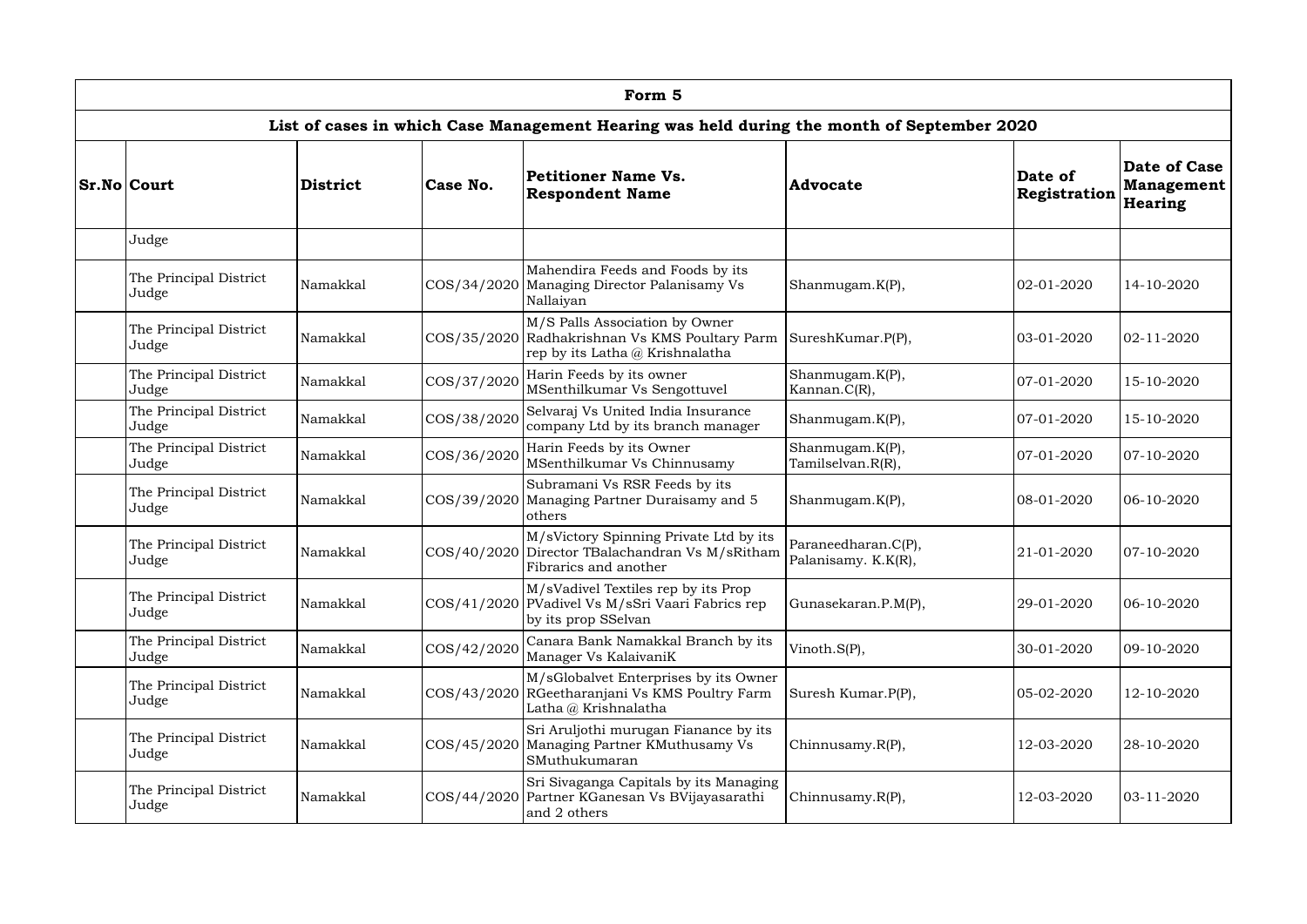| Form 5 | | | | | | | |
|---|---|---|---|---|---|---|---|
| **List of cases in which Case Management Hearing was held during the month of September 2020** | | | | | | | |
| **Sr.No** | **Court** | **District** | **Case No.** | **Petitioner Name Vs. Respondent Name** | **Advocate** | **Date of Registration** | **Date of Case Management Hearing** |
| | Judge | | | | | | |
| | The Principal District Judge | Namakkal | COS/34/2020 | Mahendira Feeds and Foods by its Managing Director Palanisamy Vs Nallaiyan | Shanmugam.K(P), | 02-01-2020 | 14-10-2020 |
| | The Principal District Judge | Namakkal | COS/35/2020 | M/S Palls Association by Owner Radhakrishnan Vs KMS Poultary Parm rep by its Latha @ Krishnalatha | SureshKumar.P(P), | 03-01-2020 | 02-11-2020 |
| | The Principal District Judge | Namakkal | COS/37/2020 | Harin Feeds by its owner MSenthilkumar Vs Sengottuvel | Shanmugam.K(P), Kannan.C(R), | 07-01-2020 | 15-10-2020 |
| | The Principal District Judge | Namakkal | COS/38/2020 | Selvaraj Vs United India Insurance company Ltd by its branch manager | Shanmugam.K(P), | 07-01-2020 | 15-10-2020 |
| | The Principal District Judge | Namakkal | COS/36/2020 | Harin Feeds by its Owner MSenthilkumar Vs Chinnusamy | Shanmugam.K(P), Tamilselvan.R(R), | 07-01-2020 | 07-10-2020 |
| | The Principal District Judge | Namakkal | COS/39/2020 | Subramani Vs RSR Feeds by its Managing Partner Duraisamy and 5 others | Shanmugam.K(P), | 08-01-2020 | 06-10-2020 |
| | The Principal District Judge | Namakkal | COS/40/2020 | M/sVictory Spinning Private Ltd by its Director TBalachandran Vs M/sRitham Fibrarics and another | Paraneedharan.C(P), Palanisamy. K.K(R), | 21-01-2020 | 07-10-2020 |
| | The Principal District Judge | Namakkal | COS/41/2020 | M/sVadivel Textiles rep by its Prop PVadivel Vs M/sSri Vaari Fabrics rep by its prop SSelvan | Gunasekaran.P.M(P), | 29-01-2020 | 06-10-2020 |
| | The Principal District Judge | Namakkal | COS/42/2020 | Canara Bank Namakkal Branch by its Manager Vs KalaivaniK | Vinoth.S(P), | 30-01-2020 | 09-10-2020 |
| | The Principal District Judge | Namakkal | COS/43/2020 | M/sGlobalvet Enterprises by its Owner RGeetharanjani Vs KMS Poultry Farm Latha @ Krishnalatha | Suresh Kumar.P(P), | 05-02-2020 | 12-10-2020 |
| | The Principal District Judge | Namakkal | COS/45/2020 | Sri Aruljothi murugan Fianance by its Managing Partner KMuthusamy Vs SMuthukumaran | Chinnusamy.R(P), | 12-03-2020 | 28-10-2020 |
| | The Principal District Judge | Namakkal | COS/44/2020 | Sri Sivaganga Capitals by its Managing Partner KGanesan Vs BVijayasarathi and 2 others | Chinnusamy.R(P), | 12-03-2020 | 03-11-2020 |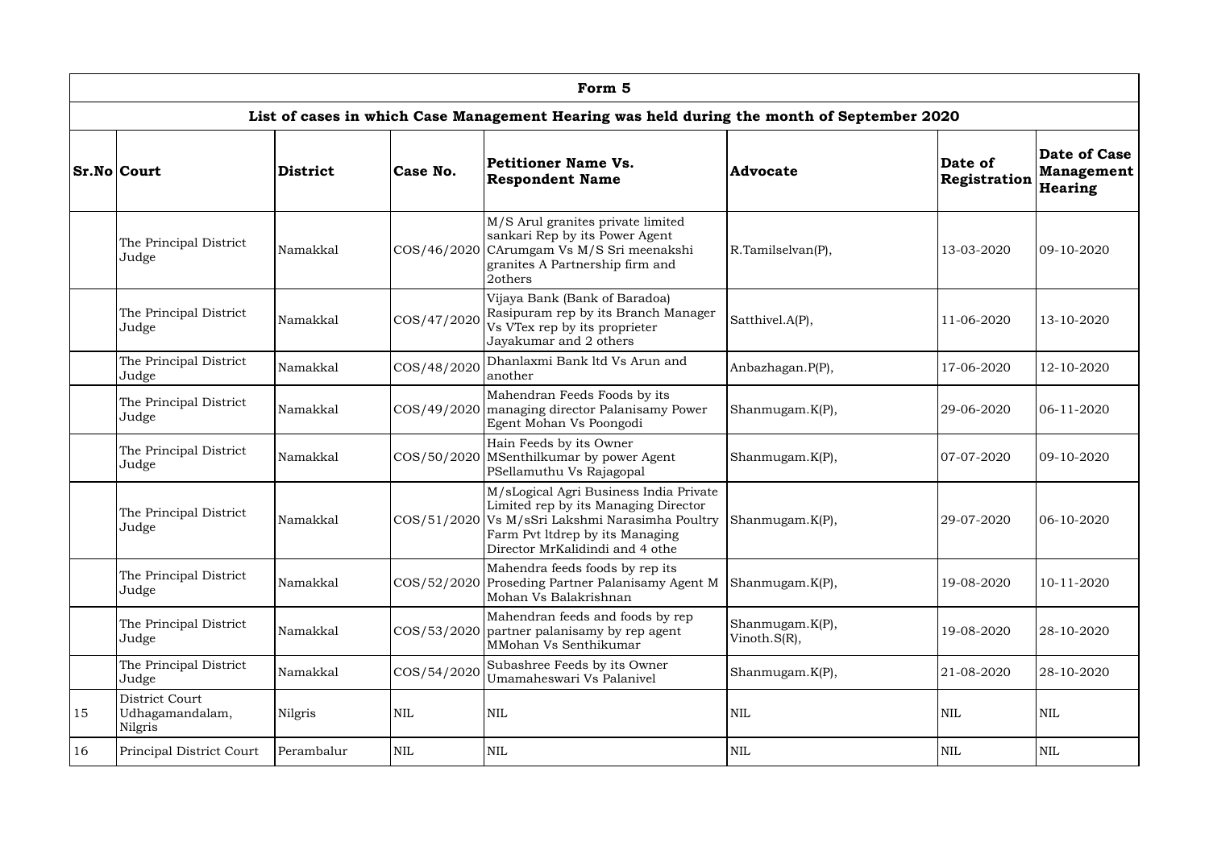| Form 5 | | | | | | | |
|---|---|---|---|---|---|---|---|
| **List of cases in which Case Management Hearing was held during the month of September 2020** | | | | | | | |
| **Sr.No** | **Court** | **District** | **Case No.** | **Petitioner Name Vs. Respondent Name** | **Advocate** | **Date of Registration** | **Date of Case Management Hearing** |
| | The Principal District Judge | Namakkal | COS/46/2020 | M/S Arul granites private limited sankari Rep by its Power Agent CArumgam Vs M/S Sri meenakshi granites A Partnership firm and 2others | R.Tamilselvan(P), | 13-03-2020 | 09-10-2020 |
| | The Principal District Judge | Namakkal | COS/47/2020 | Vijaya Bank (Bank of Baradoa) Rasipuram rep by its Branch Manager Vs VTex rep by its proprieter Jayakumar and 2 others | Satthivel.A(P), | 11-06-2020 | 13-10-2020 |
| | The Principal District Judge | Namakkal | COS/48/2020 | Dhanlaxmi Bank ltd Vs Arun and another | Anbazhagan.P(P), | 17-06-2020 | 12-10-2020 |
| | The Principal District Judge | Namakkal | COS/49/2020 | Mahendran Feeds Foods by its managing director Palanisamy Power Egent Mohan Vs Poongodi | Shanmugam.K(P), | 29-06-2020 | 06-11-2020 |
| | The Principal District Judge | Namakkal | COS/50/2020 | Hain Feeds by its Owner MSenthilkumar by power Agent PSellamuthu Vs Rajagopal | Shanmugam.K(P), | 07-07-2020 | 09-10-2020 |
| | The Principal District Judge | Namakkal | COS/51/2020 | M/sLogical Agri Business India Private Limited rep by its Managing Director Vs M/sSri Lakshmi Narasimha Poultry Farm Pvt ltdrep by its Managing Director MrKalidindi and 4 othe | Shanmugam.K(P), | 29-07-2020 | 06-10-2020 |
| | The Principal District Judge | Namakkal | COS/52/2020 | Mahendra feeds foods by rep its Proseding Partner Palanisamy Agent M Mohan Vs Balakrishnan | Shanmugam.K(P), | 19-08-2020 | 10-11-2020 |
| | The Principal District Judge | Namakkal | COS/53/2020 | Mahendran feeds and foods by rep partner palanisamy by rep agent MMohan Vs Senthikumar | Shanmugam.K(P), Vinoth.S(R), | 19-08-2020 | 28-10-2020 |
| | The Principal District Judge | Namakkal | COS/54/2020 | Subashree Feeds by its Owner Umamaheswari Vs Palanivel | Shanmugam.K(P), | 21-08-2020 | 28-10-2020 |
| 15 | District Court Udhagamandalam, Nilgris | Nilgris | NIL | NIL | NIL | NIL | NIL |
| 16 | Principal District Court | Perambalur | NIL | NIL | NIL | NIL | NIL |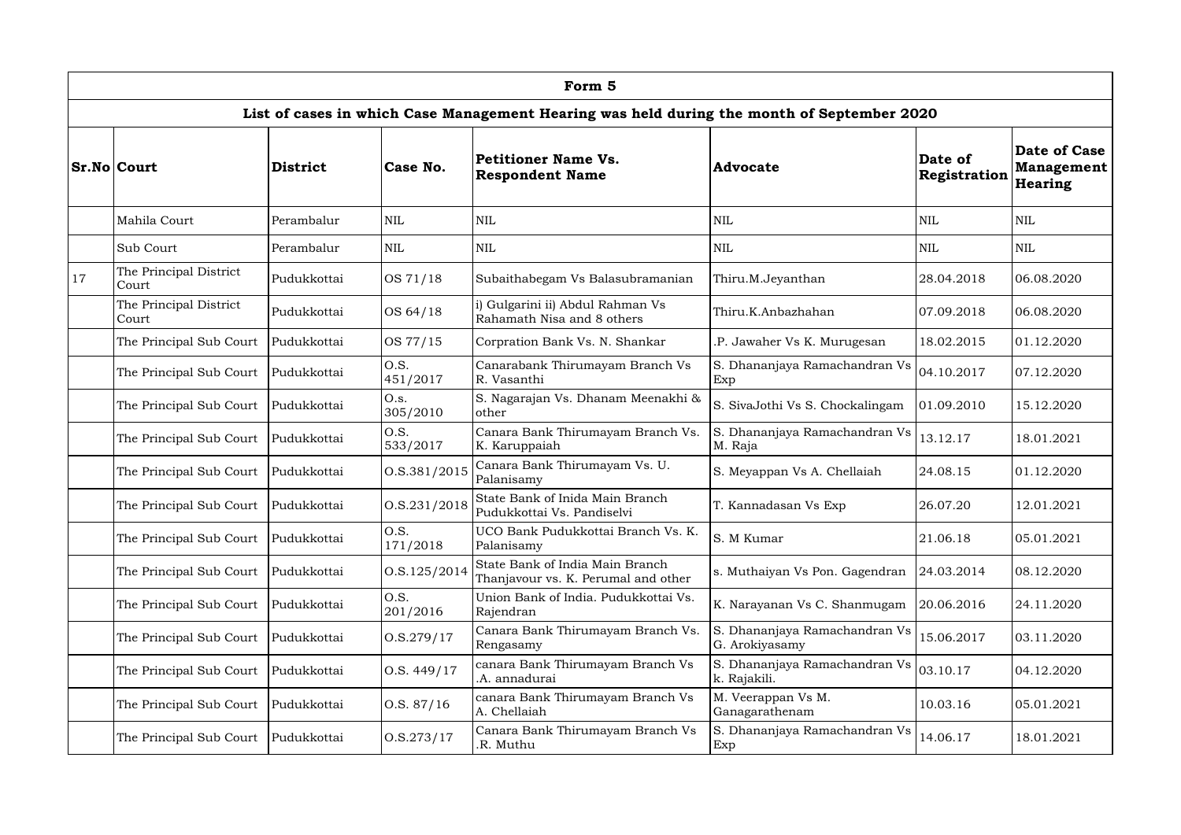## Form 5

### List of cases in which Case Management Hearing was held during the month of September 2020

| Sr.No | Court | District | Case No. | Petitioner Name Vs. Respondent Name | Advocate | Date of Registration | Date of Case Management Hearing |
|---|---|---|---|---|---|---|---|
| | Mahila Court | Perambalur | NIL | NIL | NIL | NIL | NIL |
| | Sub Court | Perambalur | NIL | NIL | NIL | NIL | NIL |
| 17 | The Principal District Court | Pudukkottai | OS 71/18 | Subaithabegam Vs Balasubramanian | Thiru.M.Jeyanthan | 28.04.2018 | 06.08.2020 |
| | The Principal District Court | Pudukkottai | OS 64/18 | i) Gulgarini ii) Abdul Rahman Vs Rahamath Nisa and 8 others | Thiru.K.Anbazhahan | 07.09.2018 | 06.08.2020 |
| | The Principal Sub Court | Pudukkottai | OS 77/15 | Corpration Bank Vs. N. Shankar | .P. Jawaher Vs K. Murugesan | 18.02.2015 | 01.12.2020 |
| | The Principal Sub Court | Pudukkottai | O.S. 451/2017 | Canarabank Thirumayam Branch Vs R. Vasanthi | S. Dhananjaya Ramachandran Vs Exp | 04.10.2017 | 07.12.2020 |
| | The Principal Sub Court | Pudukkottai | O.s. 305/2010 | S. Nagarajan Vs. Dhanam Meenakhi & other | S. SivaJothi Vs S. Chockalingam | 01.09.2010 | 15.12.2020 |
| | The Principal Sub Court | Pudukkottai | O.S. 533/2017 | Canara Bank Thirumayam Branch Vs. K. Karuppaiah | S. Dhananjaya Ramachandran Vs M. Raja | 13.12.17 | 18.01.2021 |
| | The Principal Sub Court | Pudukkottai | O.S.381/2015 | Canara Bank Thirumayam Vs. U. Palanisamy | S. Meyappan Vs A. Chellaiah | 24.08.15 | 01.12.2020 |
| | The Principal Sub Court | Pudukkottai | O.S.231/2018 | State Bank of Inida Main Branch Pudukkottai Vs. Pandiselvi | T. Kannadasan Vs Exp | 26.07.20 | 12.01.2021 |
| | The Principal Sub Court | Pudukkottai | O.S. 171/2018 | UCO Bank Pudukkottai Branch Vs. K. Palanisamy | S. M Kumar | 21.06.18 | 05.01.2021 |
| | The Principal Sub Court | Pudukkottai | O.S.125/2014 | State Bank of India Main Branch Thanjavour vs. K. Perumal and other | s. Muthaiyan Vs Pon. Gagendran | 24.03.2014 | 08.12.2020 |
| | The Principal Sub Court | Pudukkottai | O.S. 201/2016 | Union Bank of India. Pudukkottai Vs. Rajendran | K. Narayanan Vs C. Shanmugam | 20.06.2016 | 24.11.2020 |
| | The Principal Sub Court | Pudukkottai | O.S.279/17 | Canara Bank Thirumayam Branch Vs. Rengasamy | S. Dhananjaya Ramachandran Vs G. Arokiyasamy | 15.06.2017 | 03.11.2020 |
| | The Principal Sub Court | Pudukkottai | O.S. 449/17 | canara Bank Thirumayam Branch Vs .A. annadurai | S. Dhananjaya Ramachandran Vs k. Rajakili. | 03.10.17 | 04.12.2020 |
| | The Principal Sub Court | Pudukkottai | O.S. 87/16 | canara Bank Thirumayam Branch Vs A. Chellaiah | M. Veerappan Vs M. Ganagarathenam | 10.03.16 | 05.01.2021 |
| | The Principal Sub Court | Pudukkottai | O.S.273/17 | Canara Bank Thirumayam Branch Vs .R. Muthu | S. Dhananjaya Ramachandran Vs Exp | 14.06.17 | 18.01.2021 |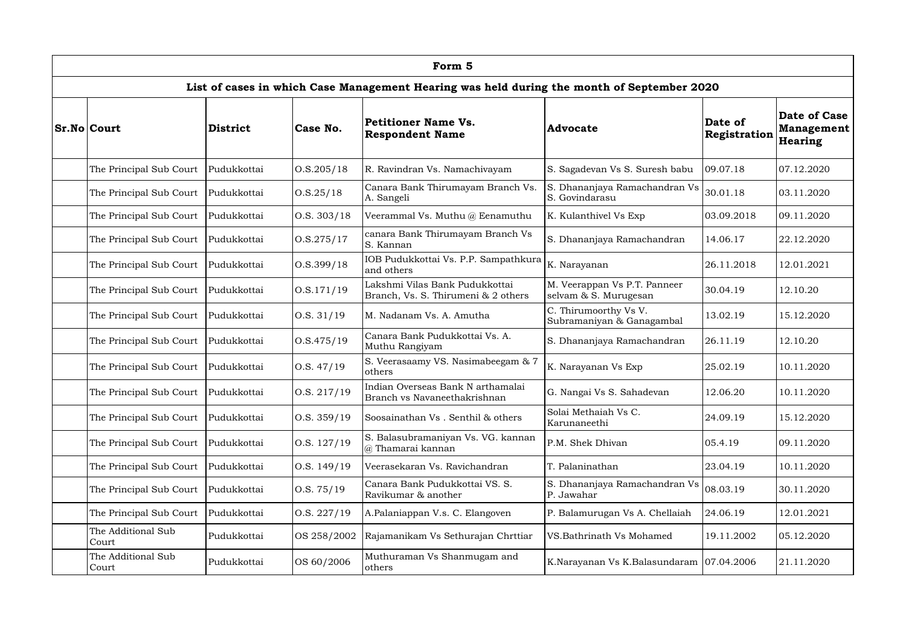| Form 5 | | | | | | | |
|---|---|---|---|---|---|---|---|
| **List of cases in which Case Management Hearing was held during the month of September 2020** | | | | | | | |
| **Sr.No** | **Court** | **District** | **Case No.** | **Petitioner Name Vs. Respondent Name** | **Advocate** | **Date of Registration** | **Date of Case Management Hearing** |
| | The Principal Sub Court | Pudukkottai | O.S.205/18 | R. Ravindran Vs. Namachivayam | S. Sagadevan Vs S. Suresh babu | 09.07.18 | 07.12.2020 |
| | The Principal Sub Court | Pudukkottai | O.S.25/18 | Canara Bank Thirumayam Branch Vs. A. Sangeli | S. Dhananjaya Ramachandran Vs S. Govindarasu | 30.01.18 | 03.11.2020 |
| | The Principal Sub Court | Pudukkottai | O.S. 303/18 | Veerammal Vs. Muthu @ Eenamuthu | K. Kulanthivel Vs Exp | 03.09.2018 | 09.11.2020 |
| | The Principal Sub Court | Pudukkottai | O.S.275/17 | canara Bank Thirumayam Branch Vs S. Kannan | S. Dhananjaya Ramachandran | 14.06.17 | 22.12.2020 |
| | The Principal Sub Court | Pudukkottai | O.S.399/18 | IOB Pudukkottai Vs. P.P. Sampathkura and others | K. Narayanan | 26.11.2018 | 12.01.2021 |
| | The Principal Sub Court | Pudukkottai | O.S.171/19 | Lakshmi Vilas Bank Pudukkottai Branch, Vs. S. Thirumeni & 2 others | M. Veerappan Vs P.T. Panneer selvam & S. Murugesan | 30.04.19 | 12.10.20 |
| | The Principal Sub Court | Pudukkottai | O.S. 31/19 | M. Nadanam Vs. A. Amutha | C. Thirumoorthy Vs V. Subramaniyan & Ganagambal | 13.02.19 | 15.12.2020 |
| | The Principal Sub Court | Pudukkottai | O.S.475/19 | Canara Bank Pudukkottai Vs. A. Muthu Rangiyam | S. Dhananjaya Ramachandran | 26.11.19 | 12.10.20 |
| | The Principal Sub Court | Pudukkottai | O.S. 47/19 | S. Veerasaamy VS. Nasimabeegam & 7 others | K. Narayanan Vs Exp | 25.02.19 | 10.11.2020 |
| | The Principal Sub Court | Pudukkottai | O.S. 217/19 | Indian Overseas Bank N arthamalai Branch vs Navaneethakrishnan | G. Nangai Vs S. Sahadevan | 12.06.20 | 10.11.2020 |
| | The Principal Sub Court | Pudukkottai | O.S. 359/19 | Soosainathan Vs . Senthil & others | Solai Methaiah Vs C. Karunaneethi | 24.09.19 | 15.12.2020 |
| | The Principal Sub Court | Pudukkottai | O.S. 127/19 | S. Balasubramaniyan Vs. VG. kannan @ Thamarai kannan | P.M. Shek Dhivan | 05.4.19 | 09.11.2020 |
| | The Principal Sub Court | Pudukkottai | O.S. 149/19 | Veerasekaran Vs. Ravichandran | T. Palaninathan | 23.04.19 | 10.11.2020 |
| | The Principal Sub Court | Pudukkottai | O.S. 75/19 | Canara Bank Pudukkottai VS. S. Ravikumar & another | S. Dhananjaya Ramachandran Vs P. Jawahar | 08.03.19 | 30.11.2020 |
| | The Principal Sub Court | Pudukkottai | O.S. 227/19 | A.Palaniappan V.s. C. Elangoven | P. Balamurugan Vs A. Chellaiah | 24.06.19 | 12.01.2021 |
| | The Additional Sub Court | Pudukkottai | OS 258/2002 | Rajamanikam Vs Sethurajan Chrttiar | VS.Bathrinath Vs Mohamed | 19.11.2002 | 05.12.2020 |
| | The Additional Sub Court | Pudukkottai | OS 60/2006 | Muthuraman Vs Shanmugam and others | K.Narayanan Vs K.Balasundaram | 07.04.2006 | 21.11.2020 |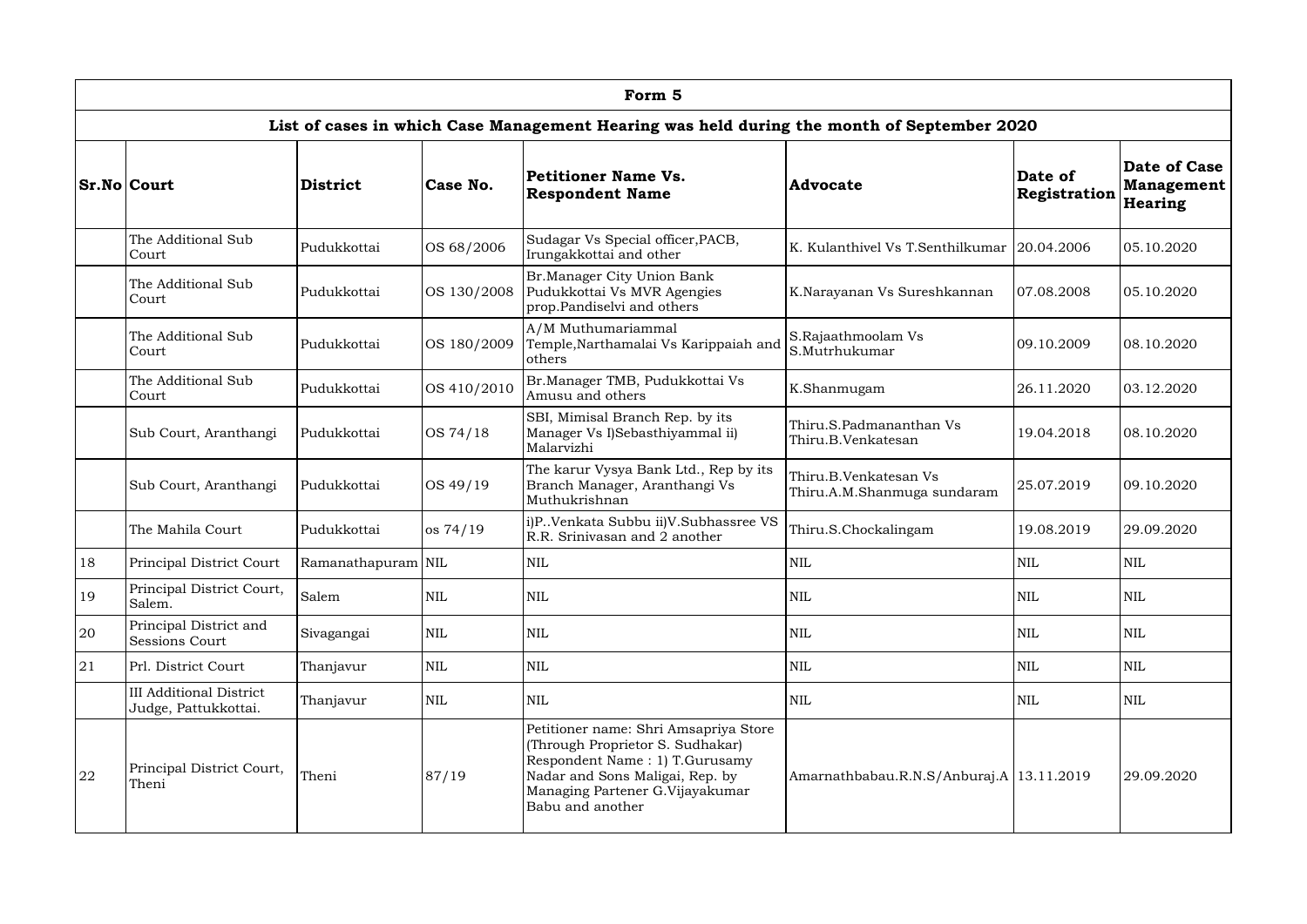| Form 5 | | | | | | | |
|---|---|---|---|---|---|---|---|
| **List of cases in which Case Management Hearing was held during the month of September 2020** | | | | | | | |
| **Sr.No** | **Court** | **District** | **Case No.** | **Petitioner Name Vs. Respondent Name** | **Advocate** | **Date of Registration** | **Date of Case Management Hearing** |
| | The Additional Sub Court | Pudukkottai | OS 68/2006 | Sudagar Vs Special officer,PACB, Irungakkottai and other | K. Kulanthivel Vs T.Senthilkumar | 20.04.2006 | 05.10.2020 |
| | The Additional Sub Court | Pudukkottai | OS 130/2008 | Br.Manager City Union Bank Pudukkottai Vs MVR Agengies prop.Pandiselvi and others | K.Narayanan Vs Sureshkannan | 07.08.2008 | 05.10.2020 |
| | The Additional Sub Court | Pudukkottai | OS 180/2009 | A/M Muthumariammal Temple,Narthamalai Vs Karippaiah and others | S.Rajaathmoolam Vs S.Mutrhukumar | 09.10.2009 | 08.10.2020 |
| | The Additional Sub Court | Pudukkottai | OS 410/2010 | Br.Manager TMB, Pudukkottai Vs Amusu and others | K.Shanmugam | 26.11.2020 | 03.12.2020 |
| | Sub Court, Aranthangi | Pudukkottai | OS 74/18 | SBI, Mimisal Branch Rep. by its Manager Vs I)Sebasthiyammal ii) Malarvizhi | Thiru.S.Padmananthan Vs Thiru.B.Venkatesan | 19.04.2018 | 08.10.2020 |
| | Sub Court, Aranthangi | Pudukkottai | OS 49/19 | The karur Vysya Bank Ltd., Rep by its Branch Manager, Aranthangi Vs Muthukrishnan | Thiru.B.Venkatesan Vs Thiru.A.M.Shanmuga sundaram | 25.07.2019 | 09.10.2020 |
| | The Mahila Court | Pudukkottai | os 74/19 | i)P..Venkata Subbu ii)V.Subhassree VS R.R. Srinivasan and 2 another | Thiru.S.Chockalingam | 19.08.2019 | 29.09.2020 |
| 18 | Principal District Court | Ramanathapuram | NIL | NIL | NIL | NIL | NIL |
| 19 | Principal District Court, Salem. | Salem | NIL | NIL | NIL | NIL | NIL |
| 20 | Principal District and Sessions Court | Sivagangai | NIL | NIL | NIL | NIL | NIL |
| 21 | Prl. District Court | Thanjavur | NIL | NIL | NIL | NIL | NIL |
| | III Additional District Judge, Pattukkottai. | Thanjavur | NIL | NIL | NIL | NIL | NIL |
| 22 | Principal District Court, Theni | Theni | 87/19 | Petitioner name: Shri Amsapriya Store (Through Proprietor S. Sudhakar) Respondent Name : 1) T.Gurusamy Nadar and Sons Maligai, Rep. by Managing Partener G.Vijayakumar Babu and another | Amarnathbabau.R.N.S/Anburaj.A | 13.11.2019 | 29.09.2020 |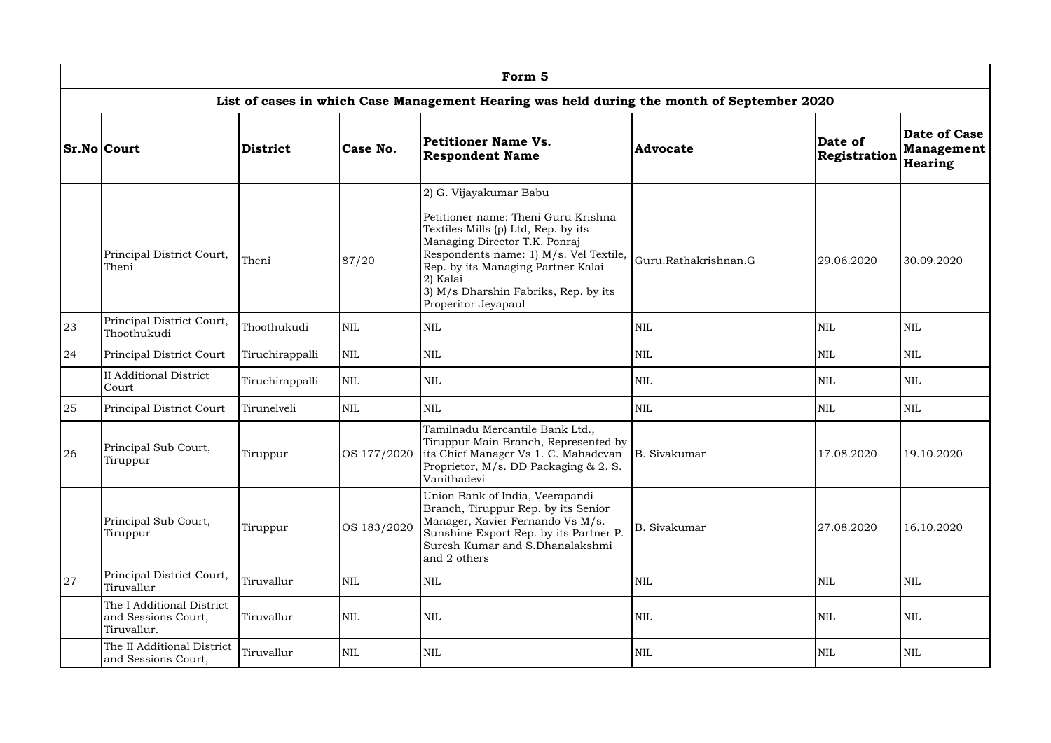| Form 5 | | | | | | | |
|---|---|---|---|---|---|---|---|
| **List of cases in which Case Management Hearing was held during the month of September 2020** | | | | | | | |
| **Sr.No** | **Court** | **District** | **Case No.** | **Petitioner Name Vs. Respondent Name** | **Advocate** | **Date of Registration** | **Date of Case Management Hearing** |
| | | | | 2) G. Vijayakumar Babu | | | |
| | Principal District Court, Theni | Theni | 87/20 | Petitioner name: Theni Guru Krishna Textiles Mills (p) Ltd, Rep. by its Managing Director T.K. Ponraj Respondents name: 1) M/s. Vel Textile, Rep. by its Managing Partner Kalai 2) Kalai 3) M/s Dharshin Fabriks, Rep. by its Properitor Jeyapaul | Guru.Rathakrishnan.G | 29.06.2020 | 30.09.2020 |
| 23 | Principal District Court, Thoothukudi | Thoothukudi | NIL | NIL | NIL | NIL | NIL |
| 24 | Principal District Court | Tiruchirappalli | NIL | NIL | NIL | NIL | NIL |
| | II Additional District Court | Tiruchirappalli | NIL | NIL | NIL | NIL | NIL |
| 25 | Principal District Court | Tirunelveli | NIL | NIL | NIL | NIL | NIL |
| 26 | Principal Sub Court, Tiruppur | Tiruppur | OS 177/2020 | Tamilnadu Mercantile Bank Ltd., Tiruppur Main Branch, Represented by its Chief Manager Vs 1. C. Mahadevan Proprietor, M/s. DD Packaging & 2. S. Vanithadevi | B. Sivakumar | 17.08.2020 | 19.10.2020 |
| | Principal Sub Court, Tiruppur | Tiruppur | OS 183/2020 | Union Bank of India, Veerapandi Branch, Tiruppur Rep. by its Senior Manager, Xavier Fernando Vs M/s. Sunshine Export Rep. by its Partner P. Suresh Kumar and S.Dhanalakshmi and 2 others | B. Sivakumar | 27.08.2020 | 16.10.2020 |
| 27 | Principal District Court, Tiruvallur | Tiruvallur | NIL | NIL | NIL | NIL | NIL |
| | The I Additional District and Sessions Court, Tiruvallur. | Tiruvallur | NIL | NIL | NIL | NIL | NIL |
| | The II Additional District and Sessions Court, | Tiruvallur | NIL | NIL | NIL | NIL | NIL |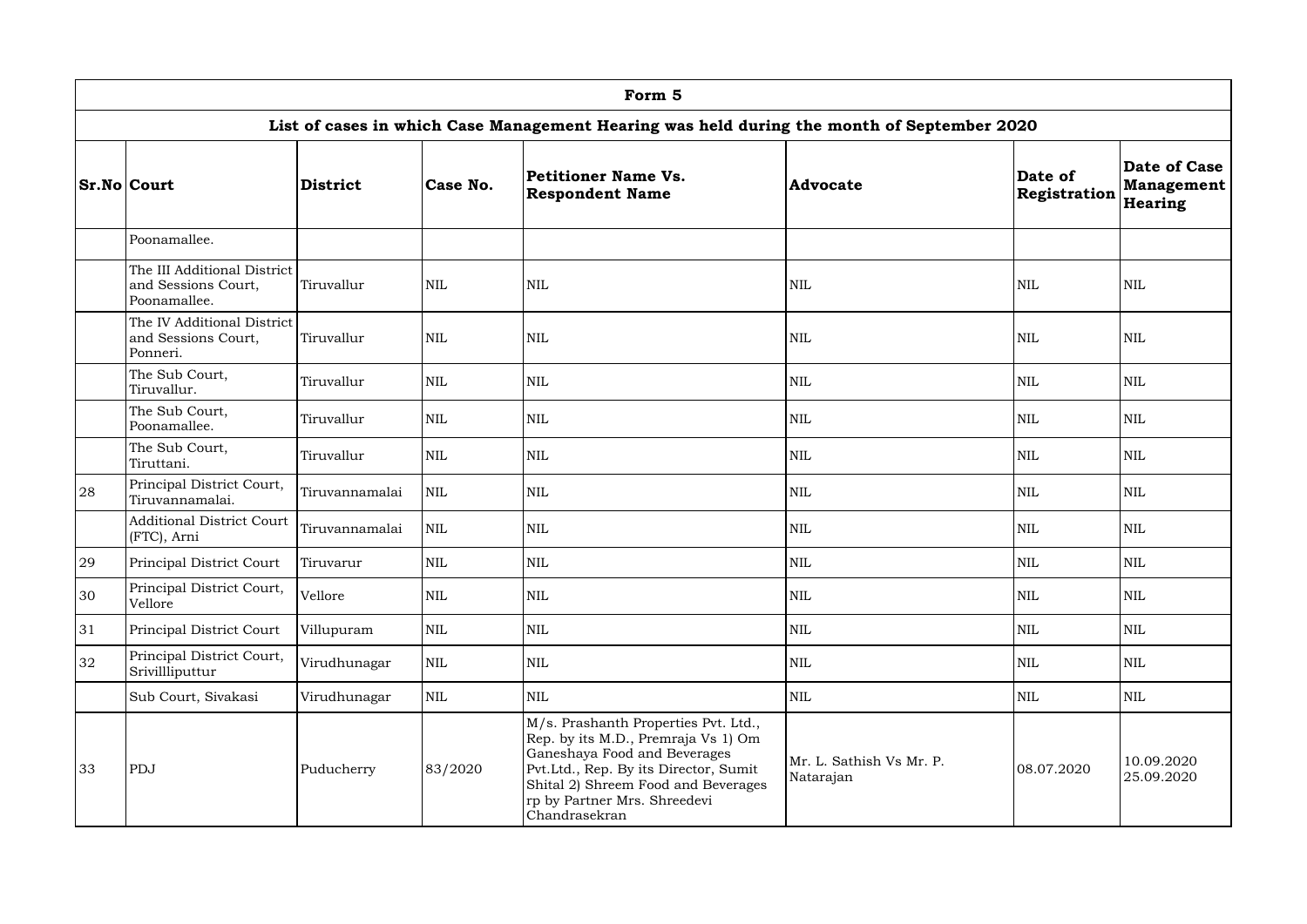| Form 5 | | | | | | | |
|---|---|---|---|---|---|---|---|
| **List of cases in which Case Management Hearing was held during the month of September 2020** | | | | | | | |
| **Sr.No** | **Court** | **District** | **Case No.** | **Petitioner Name Vs. Respondent Name** | **Advocate** | **Date of Registration** | **Date of Case Management Hearing** |
| | Poonamallee. | | | | | | |
| | The III Additional District and Sessions Court, Poonamallee. | Tiruvallur | NIL | NIL | NIL | NIL | NIL |
| | The IV Additional District and Sessions Court, Ponneri. | Tiruvallur | NIL | NIL | NIL | NIL | NIL |
| | The Sub Court, Tiruvallur. | Tiruvallur | NIL | NIL | NIL | NIL | NIL |
| | The Sub Court, Poonamallee. | Tiruvallur | NIL | NIL | NIL | NIL | NIL |
| | The Sub Court, Tiruttani. | Tiruvallur | NIL | NIL | NIL | NIL | NIL |
| 28 | Principal District Court, Tiruvannamalai. | Tiruvannamalai | NIL | NIL | NIL | NIL | NIL |
| | Additional District Court (FTC), Arni | Tiruvannamalai | NIL | NIL | NIL | NIL | NIL |
| 29 | Principal District Court | Tiruvarur | NIL | NIL | NIL | NIL | NIL |
| 30 | Principal District Court, Vellore | Vellore | NIL | NIL | NIL | NIL | NIL |
| 31 | Principal District Court | Villupuram | NIL | NIL | NIL | NIL | NIL |
| 32 | Principal District Court, Srivillliputtur | Virudhunagar | NIL | NIL | NIL | NIL | NIL |
| | Sub Court, Sivakasi | Virudhunagar | NIL | NIL | NIL | NIL | NIL |
| 33 | PDJ | Puducherry | 83/2020 | M/s. Prashanth Properties Pvt. Ltd., Rep. by its M.D., Premraja Vs 1) Om Ganeshaya Food and Beverages Pvt.Ltd., Rep. By its Director, Sumit Shital 2) Shreem Food and Beverages rp by Partner Mrs. Shreedevi Chandrasekran | Mr. L. Sathish Vs Mr. P. Natarajan | 08.07.2020 | 10.09.2020 25.09.2020 |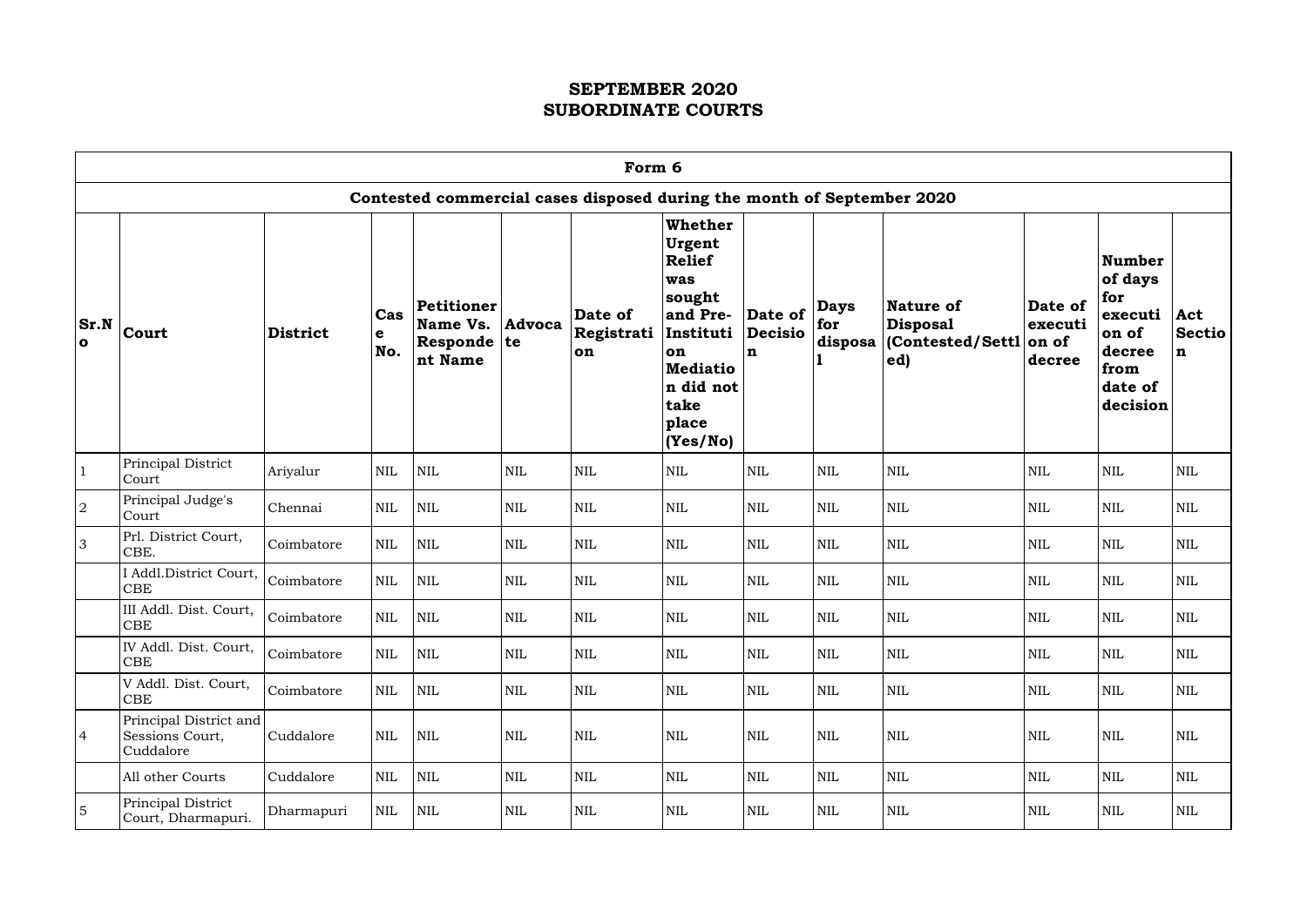# SEPTEMBER 2020
# SUBORDINATE COURTS

| Form 6 | | | | | | | | | | | | | |
|---|---|---|---|---|---|---|---|---|---|---|---|---|---|
| **Contested commercial cases disposed during the month of September 2020** | | | | | | | | | | | | | |
| **Sr.No** | **Court** | **District** | **Case No.** | **Petitioner Name Vs. Respondent Name** | **Advocate** | **Date of Registration** | **Whether Urgent Relief was sought and Pre-Institution Mediation did not take place (Yes/No)** | **Date of Decision** | **Days for disposal** | **Nature of Disposal (Contested/Settled)** | **Date of execution of decree** | **Number of days for execution of decree from date of decision** | **Act Section** |
| 1 | Principal District Court | Ariyalur | NIL | NIL | NIL | NIL | NIL | NIL | NIL | NIL | NIL | NIL | NIL |
| 2 | Principal Judge's Court | Chennai | NIL | NIL | NIL | NIL | NIL | NIL | NIL | NIL | NIL | NIL | NIL |
| 3 | Prl. District Court, CBE. | Coimbatore | NIL | NIL | NIL | NIL | NIL | NIL | NIL | NIL | NIL | NIL | NIL |
| | I Addl.District Court, CBE | Coimbatore | NIL | NIL | NIL | NIL | NIL | NIL | NIL | NIL | NIL | NIL | NIL |
| | III Addl. Dist. Court, CBE | Coimbatore | NIL | NIL | NIL | NIL | NIL | NIL | NIL | NIL | NIL | NIL | NIL |
| | IV Addl. Dist. Court, CBE | Coimbatore | NIL | NIL | NIL | NIL | NIL | NIL | NIL | NIL | NIL | NIL | NIL |
| | V Addl. Dist. Court, CBE | Coimbatore | NIL | NIL | NIL | NIL | NIL | NIL | NIL | NIL | NIL | NIL | NIL |
| 4 | Principal District and Sessions Court, Cuddalore | Cuddalore | NIL | NIL | NIL | NIL | NIL | NIL | NIL | NIL | NIL | NIL | NIL |
| | All other Courts | Cuddalore | NIL | NIL | NIL | NIL | NIL | NIL | NIL | NIL | NIL | NIL | NIL |
| 5 | Principal District Court, Dharmapuri. | Dharmapuri | NIL | NIL | NIL | NIL | NIL | NIL | NIL | NIL | NIL | NIL | NIL |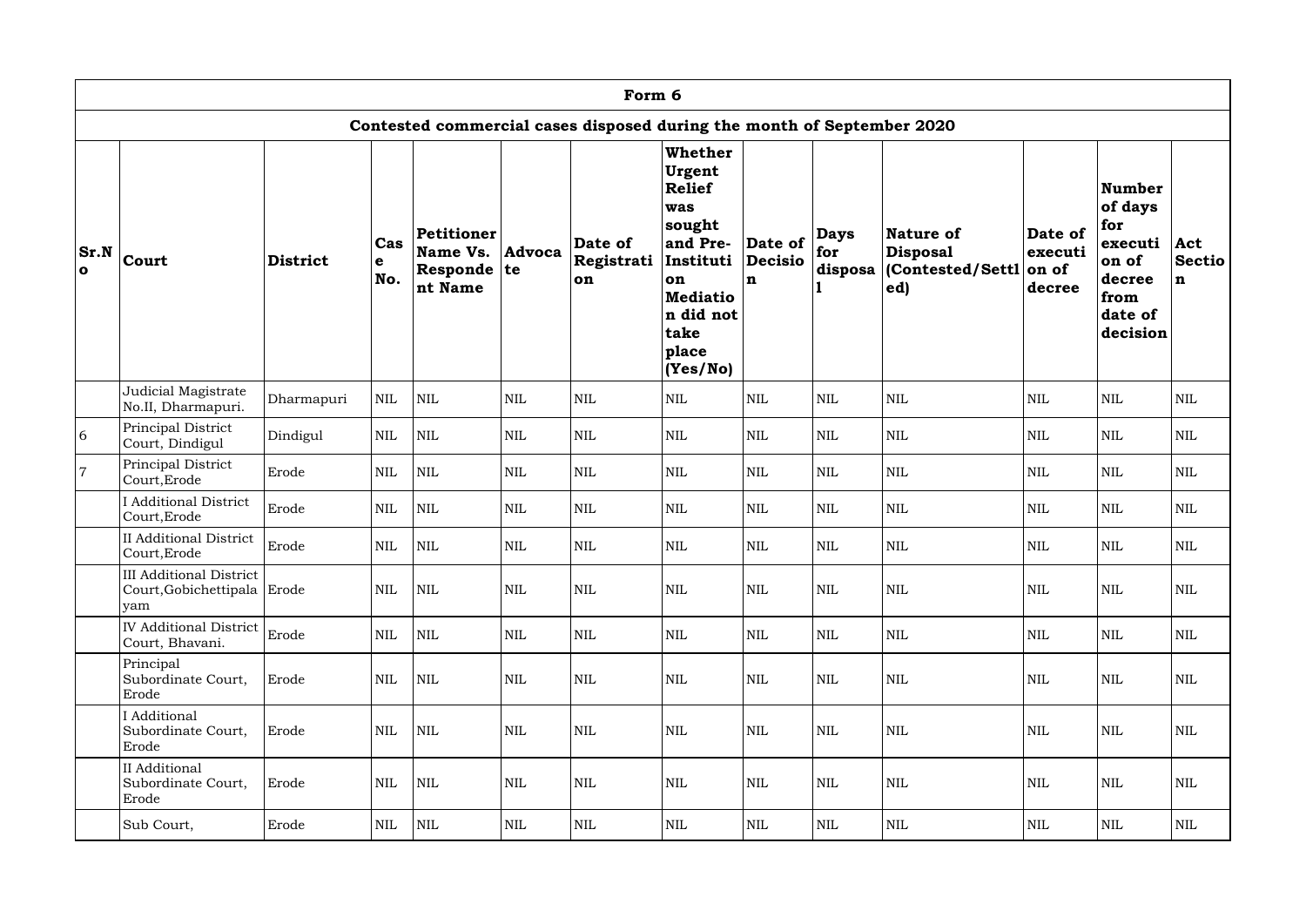| Form 6 | | | | | | | | | | | | | |
|---|---|---|---|---|---|---|---|---|---|---|---|---|---|
| Contested commercial cases disposed during the month of September 2020 | | | | | | | | | | | | | |
| Sr.No | Court | District | Case No. | Petitioner Name Vs. Respondent Name | Advocate | Date of Registration | Whether Urgent Relief was sought and Pre-Institution Mediation did not take place (Yes/No) | Date of Decision | Days for disposal | Nature of Disposal (Contested/Settled) | Date of execution of decree | Number of days for execution of decree from date of decision | Act Section |
| | Judicial Magistrate No.II, Dharmapuri. | Dharmapuri | NIL | NIL | NIL | NIL | NIL | NIL | NIL | NIL | NIL | NIL | NIL |
| 6 | Principal District Court, Dindigul | Dindigul | NIL | NIL | NIL | NIL | NIL | NIL | NIL | NIL | NIL | NIL | NIL |
| 7 | Principal District Court,Erode | Erode | NIL | NIL | NIL | NIL | NIL | NIL | NIL | NIL | NIL | NIL | NIL |
| | I Additional District Court,Erode | Erode | NIL | NIL | NIL | NIL | NIL | NIL | NIL | NIL | NIL | NIL | NIL |
| | II Additional District Court,Erode | Erode | NIL | NIL | NIL | NIL | NIL | NIL | NIL | NIL | NIL | NIL | NIL |
| | III Additional District Court,Gobichettipalayam | Erode | NIL | NIL | NIL | NIL | NIL | NIL | NIL | NIL | NIL | NIL | NIL |
| | IV Additional District Court, Bhavani. | Erode | NIL | NIL | NIL | NIL | NIL | NIL | NIL | NIL | NIL | NIL | NIL |
| | Principal Subordinate Court, Erode | Erode | NIL | NIL | NIL | NIL | NIL | NIL | NIL | NIL | NIL | NIL | NIL |
| | I Additional Subordinate Court, Erode | Erode | NIL | NIL | NIL | NIL | NIL | NIL | NIL | NIL | NIL | NIL | NIL |
| | II Additional Subordinate Court, Erode | Erode | NIL | NIL | NIL | NIL | NIL | NIL | NIL | NIL | NIL | NIL | NIL |
| | Sub Court, | Erode | NIL | NIL | NIL | NIL | NIL | NIL | NIL | NIL | NIL | NIL | NIL |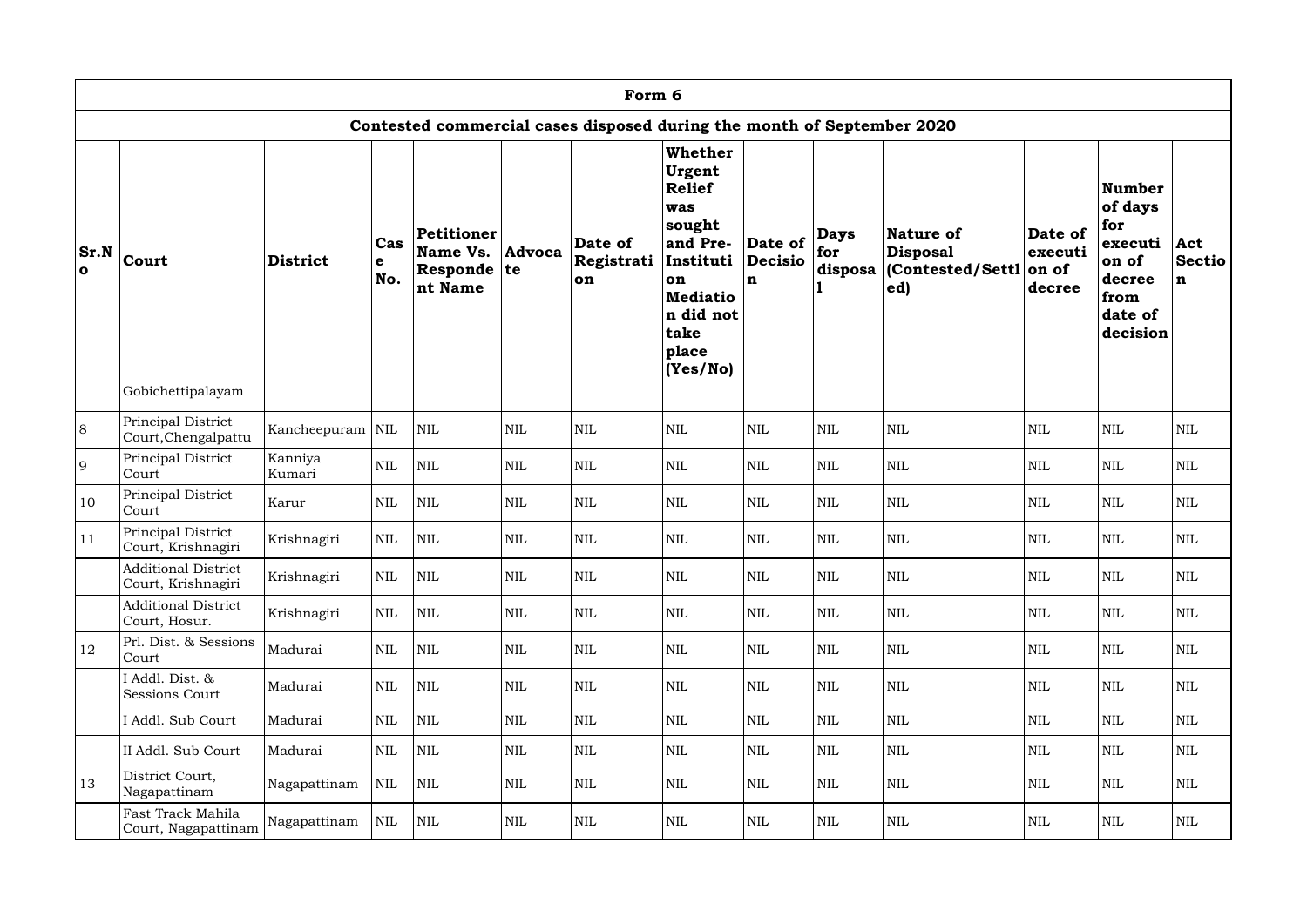| Form 6 | | | | | | | | | | | | | |
|---|---|---|---|---|---|---|---|---|---|---|---|---|---|
| Contested commercial cases disposed during the month of September 2020 | | | | | | | | | | | | | |
| Sr.No | Court | District | Case No. | Petitioner Name Vs. Respondent Name | Advocate | Date of Registration | Whether Urgent Relief was sought and Pre-Institution Mediation did not take place (Yes/No) | Date of Decision | Days for disposal | Nature of Disposal (Contested/Settled) | Date of execution of decree | Number of days for execution of decree from date of decision | Act Section |
| | Gobichettipalayam | | | | | | | | | | | | |
| 8 | Principal District Court,Chengalpattu | Kancheepuram | NIL | NIL | NIL | NIL | NIL | NIL | NIL | NIL | NIL | NIL | NIL |
| 9 | Principal District Court | Kanniya Kumari | NIL | NIL | NIL | NIL | NIL | NIL | NIL | NIL | NIL | NIL | NIL |
| 10 | Principal District Court | Karur | NIL | NIL | NIL | NIL | NIL | NIL | NIL | NIL | NIL | NIL | NIL |
| 11 | Principal District Court, Krishnagiri | Krishnagiri | NIL | NIL | NIL | NIL | NIL | NIL | NIL | NIL | NIL | NIL | NIL |
| | Additional District Court, Krishnagiri | Krishnagiri | NIL | NIL | NIL | NIL | NIL | NIL | NIL | NIL | NIL | NIL | NIL |
| | Additional District Court, Hosur. | Krishnagiri | NIL | NIL | NIL | NIL | NIL | NIL | NIL | NIL | NIL | NIL | NIL |
| 12 | Prl. Dist. & Sessions Court | Madurai | NIL | NIL | NIL | NIL | NIL | NIL | NIL | NIL | NIL | NIL | NIL |
| | I Addl. Dist. & Sessions Court | Madurai | NIL | NIL | NIL | NIL | NIL | NIL | NIL | NIL | NIL | NIL | NIL |
| | I Addl. Sub Court | Madurai | NIL | NIL | NIL | NIL | NIL | NIL | NIL | NIL | NIL | NIL | NIL |
| | II Addl. Sub Court | Madurai | NIL | NIL | NIL | NIL | NIL | NIL | NIL | NIL | NIL | NIL | NIL |
| 13 | District Court, Nagapattinam | Nagapattinam | NIL | NIL | NIL | NIL | NIL | NIL | NIL | NIL | NIL | NIL | NIL |
| | Fast Track Mahila Court, Nagapattinam | Nagapattinam | NIL | NIL | NIL | NIL | NIL | NIL | NIL | NIL | NIL | NIL | NIL |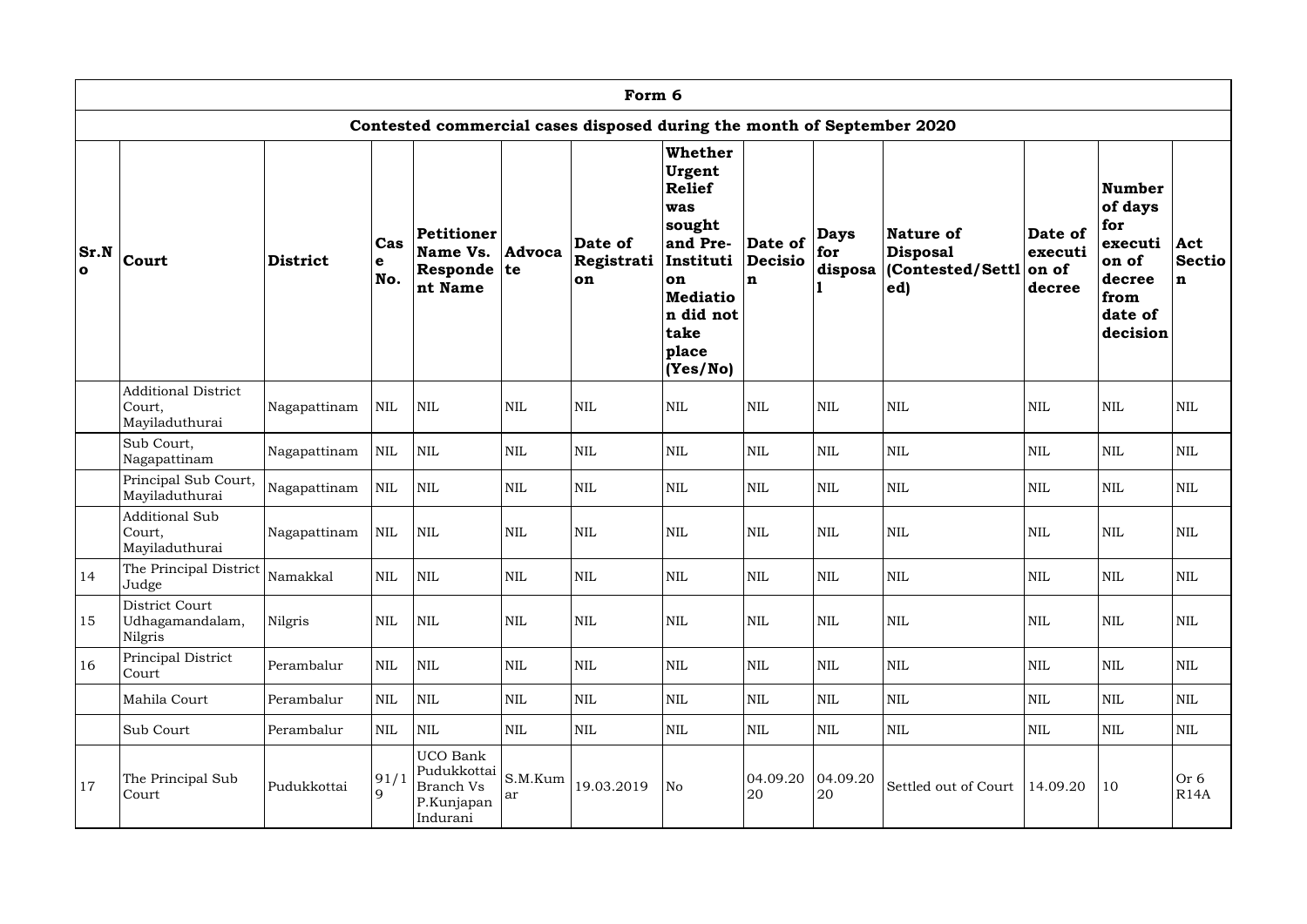## Form 6

### Contested commercial cases disposed during the month of September 2020

| Sr.No | Court | District | Case No. | Petitioner Name Vs. Respondent Name | Advocate | Date of Registration | Whether Urgent Relief was sought and Pre-Institution Mediation did not take place (Yes/No) | Date of Decision | Days for disposal | Nature of Disposal (Contested/Settled) | Date of execution of decree | Number of days for execution of decree from date of decision | Act Section |
|---|---|---|---|---|---|---|---|---|---|---|---|---|---|
| | Additional District Court, Mayiladuthurai | Nagapattinam | NIL | NIL | NIL | NIL | NIL | NIL | NIL | NIL | NIL | NIL | NIL |
| | Sub Court, Nagapattinam | Nagapattinam | NIL | NIL | NIL | NIL | NIL | NIL | NIL | NIL | NIL | NIL | NIL |
| | Principal Sub Court, Mayiladuthurai | Nagapattinam | NIL | NIL | NIL | NIL | NIL | NIL | NIL | NIL | NIL | NIL | NIL |
| | Additional Sub Court, Mayiladuthurai | Nagapattinam | NIL | NIL | NIL | NIL | NIL | NIL | NIL | NIL | NIL | NIL | NIL |
| 14 | The Principal District Judge | Namakkal | NIL | NIL | NIL | NIL | NIL | NIL | NIL | NIL | NIL | NIL | NIL |
| 15 | District Court Udhagamandalam, Nilgris | Nilgris | NIL | NIL | NIL | NIL | NIL | NIL | NIL | NIL | NIL | NIL | NIL |
| 16 | Principal District Court | Perambalur | NIL | NIL | NIL | NIL | NIL | NIL | NIL | NIL | NIL | NIL | NIL |
| | Mahila Court | Perambalur | NIL | NIL | NIL | NIL | NIL | NIL | NIL | NIL | NIL | NIL | NIL |
| | Sub Court | Perambalur | NIL | NIL | NIL | NIL | NIL | NIL | NIL | NIL | NIL | NIL | NIL |
| 17 | The Principal Sub Court | Pudukkottai | 91/19 | UCO Bank Pudukkottai Branch Vs P.Kunjapan Indurani | S.M.Kumar | 19.03.2019 | No | 04.09.2020 | 04.09.2020 | Settled out of Court | 14.09.20 | 10 | Or 6 R14A |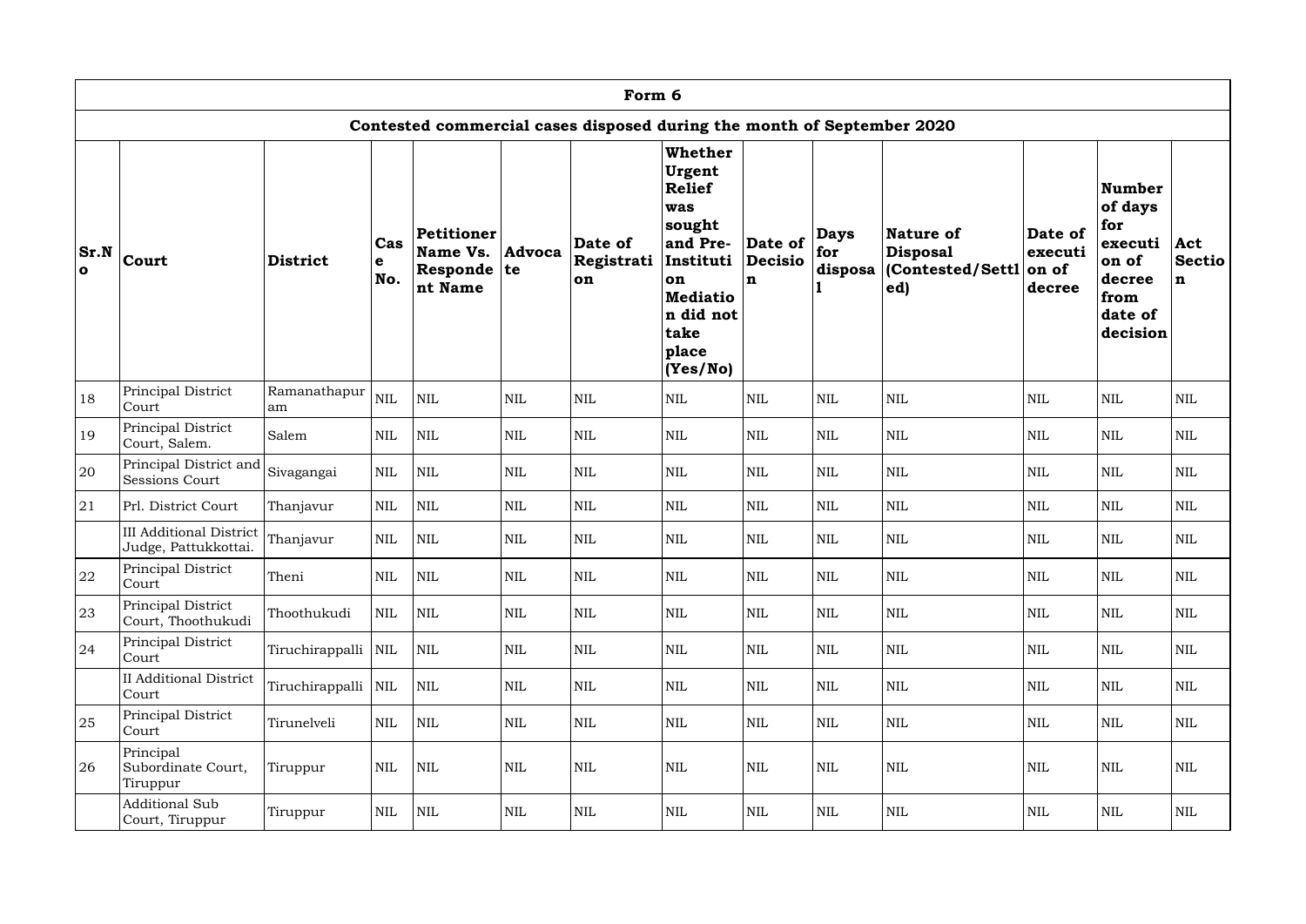## Form 6

### Contested commercial cases disposed during the month of September 2020

| Sr.No | Court | District | Case No. | Petitioner Name Vs. Respondent Name | Advocate | Date of Registration | Whether Urgent Relief was sought and Pre-Institution Mediation did not take place (Yes/No) | Date of Decision | Days for disposal | Nature of Disposal (Contested/Settled) | Date of execution of decree | Number of days for execution of decree from date of decision | Act Section |
|---|---|---|---|---|---|---|---|---|---|---|---|---|---|
| 18 | Principal District Court | Ramanathapuram | NIL | NIL | NIL | NIL | NIL | NIL | NIL | NIL | NIL | NIL | NIL |
| 19 | Principal District Court, Salem. | Salem | NIL | NIL | NIL | NIL | NIL | NIL | NIL | NIL | NIL | NIL | NIL |
| 20 | Principal District and Sessions Court | Sivagangai | NIL | NIL | NIL | NIL | NIL | NIL | NIL | NIL | NIL | NIL | NIL |
| 21 | Prl. District Court | Thanjavur | NIL | NIL | NIL | NIL | NIL | NIL | NIL | NIL | NIL | NIL | NIL |
| | III Additional District Judge, Pattukkottai. | Thanjavur | NIL | NIL | NIL | NIL | NIL | NIL | NIL | NIL | NIL | NIL | NIL |
| 22 | Principal District Court | Theni | NIL | NIL | NIL | NIL | NIL | NIL | NIL | NIL | NIL | NIL | NIL |
| 23 | Principal District Court, Thoothukudi | Thoothukudi | NIL | NIL | NIL | NIL | NIL | NIL | NIL | NIL | NIL | NIL | NIL |
| 24 | Principal District Court | Tiruchirappalli | NIL | NIL | NIL | NIL | NIL | NIL | NIL | NIL | NIL | NIL | NIL |
| | II Additional District Court | Tiruchirappalli | NIL | NIL | NIL | NIL | NIL | NIL | NIL | NIL | NIL | NIL | NIL |
| 25 | Principal District Court | Tirunelveli | NIL | NIL | NIL | NIL | NIL | NIL | NIL | NIL | NIL | NIL | NIL |
| 26 | Principal Subordinate Court, Tiruppur | Tiruppur | NIL | NIL | NIL | NIL | NIL | NIL | NIL | NIL | NIL | NIL | NIL |
| | Additional Sub Court, Tiruppur | Tiruppur | NIL | NIL | NIL | NIL | NIL | NIL | NIL | NIL | NIL | NIL | NIL |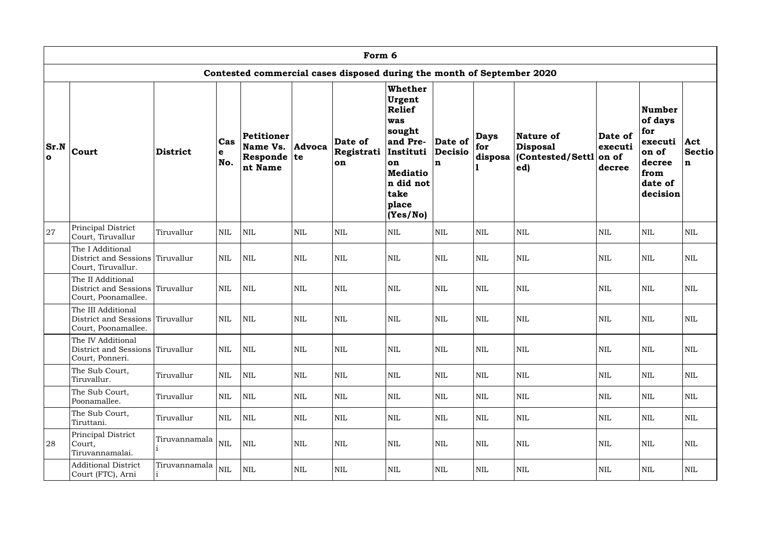| Form 6 | | | | | | | | | | | | | |
|---|---|---|---|---|---|---|---|---|---|---|---|---|---|
| Contested commercial cases disposed during the month of September 2020 | | | | | | | | | | | | | |
| **Sr.No** | **Court** | **District** | **Case No.** | **Petitioner Name Vs. Respondent Name** | **Advocate** | **Date of Registration** | **Whether Urgent Relief was sought and Pre-Institution Mediation did not take place (Yes/No)** | **Date of Decision** | **Days for disposal** | **Nature of Disposal (Contested/Settled)** | **Date of execution of decree** | **Number of days for execution of decree from date of decision** | **Act Section** |
| 27 | Principal District Court, Tiruvallur | Tiruvallur | NIL | NIL | NIL | NIL | NIL | NIL | NIL | NIL | NIL | NIL | NIL |
| | The I Additional District and Sessions Court, Tiruvallur. | Tiruvallur | NIL | NIL | NIL | NIL | NIL | NIL | NIL | NIL | NIL | NIL | NIL |
| | The II Additional District and Sessions Court, Poonamallee. | Tiruvallur | NIL | NIL | NIL | NIL | NIL | NIL | NIL | NIL | NIL | NIL | NIL |
| | The III Additional District and Sessions Court, Poonamallee. | Tiruvallur | NIL | NIL | NIL | NIL | NIL | NIL | NIL | NIL | NIL | NIL | NIL |
| | The IV Additional District and Sessions Court, Ponneri. | Tiruvallur | NIL | NIL | NIL | NIL | NIL | NIL | NIL | NIL | NIL | NIL | NIL |
| | The Sub Court, Tiruvallur. | Tiruvallur | NIL | NIL | NIL | NIL | NIL | NIL | NIL | NIL | NIL | NIL | NIL |
| | The Sub Court, Poonamallee. | Tiruvallur | NIL | NIL | NIL | NIL | NIL | NIL | NIL | NIL | NIL | NIL | NIL |
| | The Sub Court, Tiruttani. | Tiruvallur | NIL | NIL | NIL | NIL | NIL | NIL | NIL | NIL | NIL | NIL | NIL |
| 28 | Principal District Court, Tiruvannamalai. | Tiruvannamalai | NIL | NIL | NIL | NIL | NIL | NIL | NIL | NIL | NIL | NIL | NIL |
| | Additional District Court (FTC), Arni | Tiruvannamalai | NIL | NIL | NIL | NIL | NIL | NIL | NIL | NIL | NIL | NIL | NIL |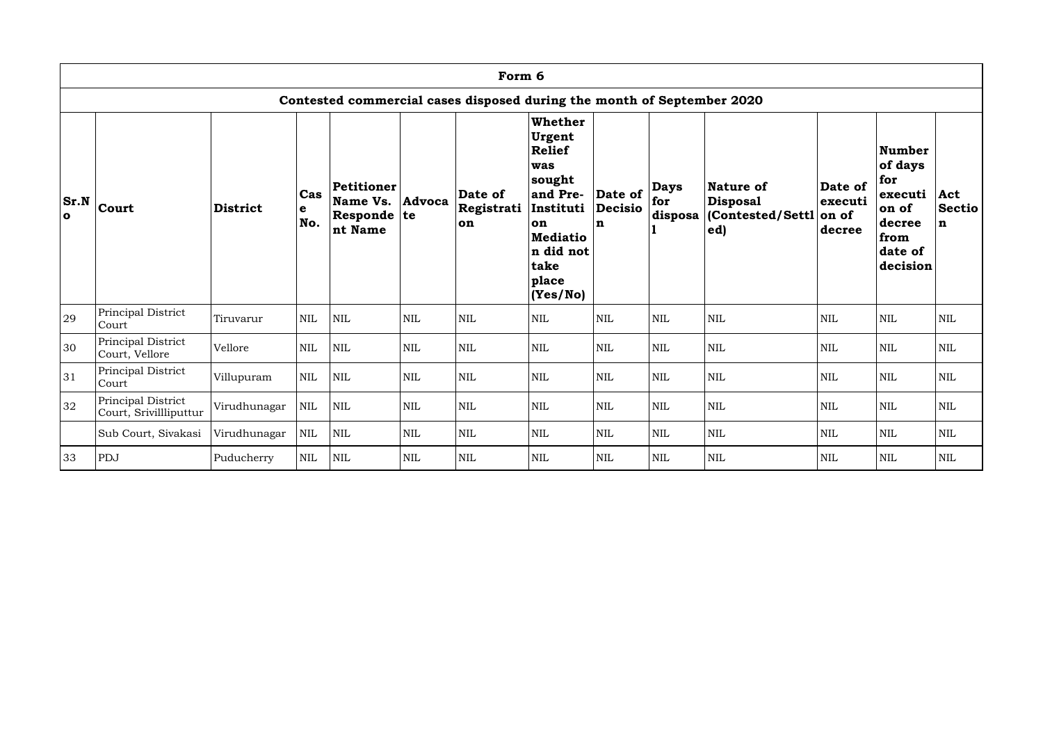| Form 6 | | | | | | | | | | | | | |
|---|---|---|---|---|---|---|---|---|---|---|---|---|---|
| Contested commercial cases disposed during the month of September 2020 | | | | | | | | | | | | | |
| Sr.No | Court | District | Case No. | Petitioner Name Vs. Respondent Name | Advocate | Date of Registration | Whether Urgent Relief was sought and Pre-Institution Mediation did not take place (Yes/No) | Date of Decision | Days for disposal | Nature of Disposal (Contested/Settled) | Date of execution of decree | Number of days for execution of decree from date of decision | Act Section |
| 29 | Principal District Court | Tiruvarur | NIL | NIL | NIL | NIL | NIL | NIL | NIL | NIL | NIL | NIL | NIL |
| 30 | Principal District Court, Vellore | Vellore | NIL | NIL | NIL | NIL | NIL | NIL | NIL | NIL | NIL | NIL | NIL |
| 31 | Principal District Court | Villupuram | NIL | NIL | NIL | NIL | NIL | NIL | NIL | NIL | NIL | NIL | NIL |
| 32 | Principal District Court, Srivillliputtur | Virudhunagar | NIL | NIL | NIL | NIL | NIL | NIL | NIL | NIL | NIL | NIL | NIL |
| | Sub Court, Sivakasi | Virudhunagar | NIL | NIL | NIL | NIL | NIL | NIL | NIL | NIL | NIL | NIL | NIL |
| 33 | PDJ | Puducherry | NIL | NIL | NIL | NIL | NIL | NIL | NIL | NIL | NIL | NIL | NIL |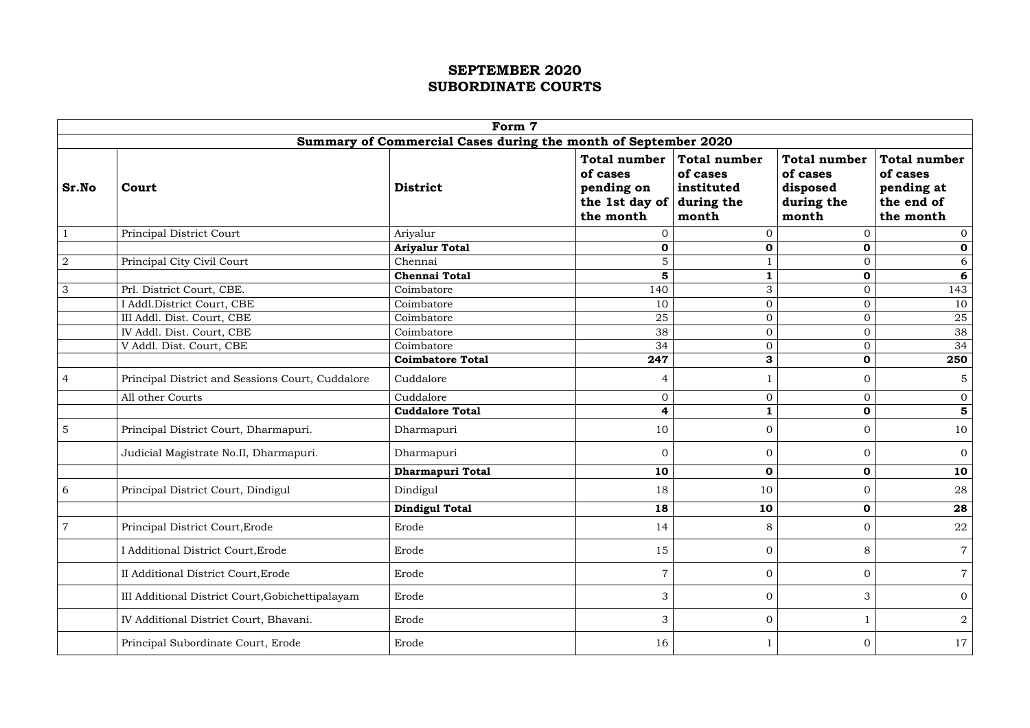# SEPTEMBER 2020
# SUBORDINATE COURTS

| Form 7 | | | | | | |
|---|---|---|---|---|---|---|
| **Summary of Commercial Cases during the month of September 2020** | | | | | | |
| **Sr.No** | **Court** | **District** | **Total number of cases pending on the 1st day of the month** | **Total number of cases instituted during the month** | **Total number of cases disposed during the month** | **Total number of cases pending at the end of the month** |
| 1 | Principal District Court | Ariyalur | 0 | 0 | 0 | 0 |
| | | **Ariyalur Total** | **0** | **0** | **0** | **0** |
| 2 | Principal City Civil Court | Chennai | 5 | 1 | 0 | 6 |
| | | **Chennai Total** | **5** | **1** | **0** | **6** |
| 3 | Prl. District Court, CBE. | Coimbatore | 140 | 3 | 0 | 143 |
| | I Addl.District Court, CBE | Coimbatore | 10 | 0 | 0 | 10 |
| | III Addl. Dist. Court, CBE | Coimbatore | 25 | 0 | 0 | 25 |
| | IV Addl. Dist. Court, CBE | Coimbatore | 38 | 0 | 0 | 38 |
| | V Addl. Dist. Court, CBE | Coimbatore | 34 | 0 | 0 | 34 |
| | | **Coimbatore Total** | **247** | **3** | **0** | **250** |
| 4 | Principal District and Sessions Court, Cuddalore | Cuddalore | 4 | 1 | 0 | 5 |
| | All other Courts | Cuddalore | 0 | 0 | 0 | 0 |
| | | **Cuddalore Total** | **4** | **1** | **0** | **5** |
| 5 | Principal District Court, Dharmapuri. | Dharmapuri | 10 | 0 | 0 | 10 |
| | Judicial Magistrate No.II, Dharmapuri. | Dharmapuri | 0 | 0 | 0 | 0 |
| | | **Dharmapuri Total** | **10** | **0** | **0** | **10** |
| 6 | Principal District Court, Dindigul | Dindigul | 18 | 10 | 0 | 28 |
| | | **Dindigul Total** | **18** | **10** | **0** | **28** |
| 7 | Principal District Court,Erode | Erode | 14 | 8 | 0 | 22 |
| | I Additional District Court,Erode | Erode | 15 | 0 | 8 | 7 |
| | II Additional District Court,Erode | Erode | 7 | 0 | 0 | 7 |
| | III Additional District Court,Gobichettipalayam | Erode | 3 | 0 | 3 | 0 |
| | IV Additional District Court, Bhavani. | Erode | 3 | 0 | 1 | 2 |
| | Principal Subordinate Court, Erode | Erode | 16 | 1 | 0 | 17 |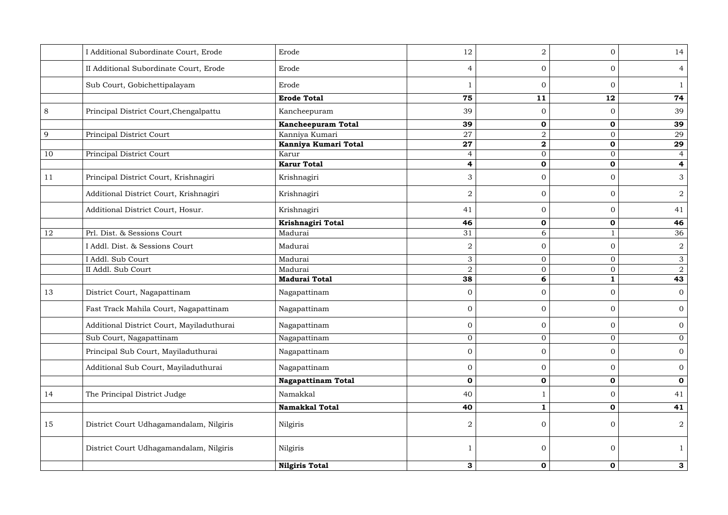| | | | | | | |
|---|---|---|---|---|---|---|
| | I Additional Subordinate Court, Erode | Erode | 12 | 2 | 0 | 14 |
| | II Additional Subordinate Court, Erode | Erode | 4 | 0 | 0 | 4 |
| | Sub Court, Gobichettipalayam | Erode | 1 | 0 | 0 | 1 |
| | | **Erode Total** | **75** | **11** | **12** | **74** |
| 8 | Principal District Court,Chengalpattu | Kancheepuram | 39 | 0 | 0 | 39 |
| | | **Kancheepuram Total** | **39** | **0** | **0** | **39** |
| 9 | Principal District Court | Kanniya Kumari | 27 | 2 | 0 | 29 |
| | | **Kanniya Kumari Total** | **27** | **2** | **0** | **29** |
| 10 | Principal District Court | Karur | 4 | 0 | 0 | 4 |
| | | **Karur Total** | **4** | **0** | **0** | **4** |
| 11 | Principal District Court, Krishnagiri | Krishnagiri | 3 | 0 | 0 | 3 |
| | Additional District Court, Krishnagiri | Krishnagiri | 2 | 0 | 0 | 2 |
| | Additional District Court, Hosur. | Krishnagiri | 41 | 0 | 0 | 41 |
| | | **Krishnagiri Total** | **46** | **0** | **0** | **46** |
| 12 | Prl. Dist. & Sessions Court | Madurai | 31 | 6 | 1 | 36 |
| | I Addl. Dist. & Sessions Court | Madurai | 2 | 0 | 0 | 2 |
| | I Addl. Sub Court | Madurai | 3 | 0 | 0 | 3 |
| | II Addl. Sub Court | Madurai | 2 | 0 | 0 | 2 |
| | | **Madurai Total** | **38** | **6** | **1** | **43** |
| 13 | District Court, Nagapattinam | Nagapattinam | 0 | 0 | 0 | 0 |
| | Fast Track Mahila Court, Nagapattinam | Nagapattinam | 0 | 0 | 0 | 0 |
| | Additional District Court, Mayiladuthurai | Nagapattinam | 0 | 0 | 0 | 0 |
| | Sub Court, Nagapattinam | Nagapattinam | 0 | 0 | 0 | 0 |
| | Principal Sub Court, Mayiladuthurai | Nagapattinam | 0 | 0 | 0 | 0 |
| | Additional Sub Court, Mayiladuthurai | Nagapattinam | 0 | 0 | 0 | 0 |
| | | **Nagapattinam Total** | **0** | **0** | **0** | **0** |
| 14 | The Principal District Judge | Namakkal | 40 | 1 | 0 | 41 |
| | | **Namakkal Total** | **40** | **1** | **0** | **41** |
| 15 | District Court Udhagamandalam, Nilgiris | Nilgiris | 2 | 0 | 0 | 2 |
| | District Court Udhagamandalam, Nilgiris | Nilgiris | 1 | 0 | 0 | 1 |
| | | **Nilgiris Total** | **3** | **0** | **0** | **3** |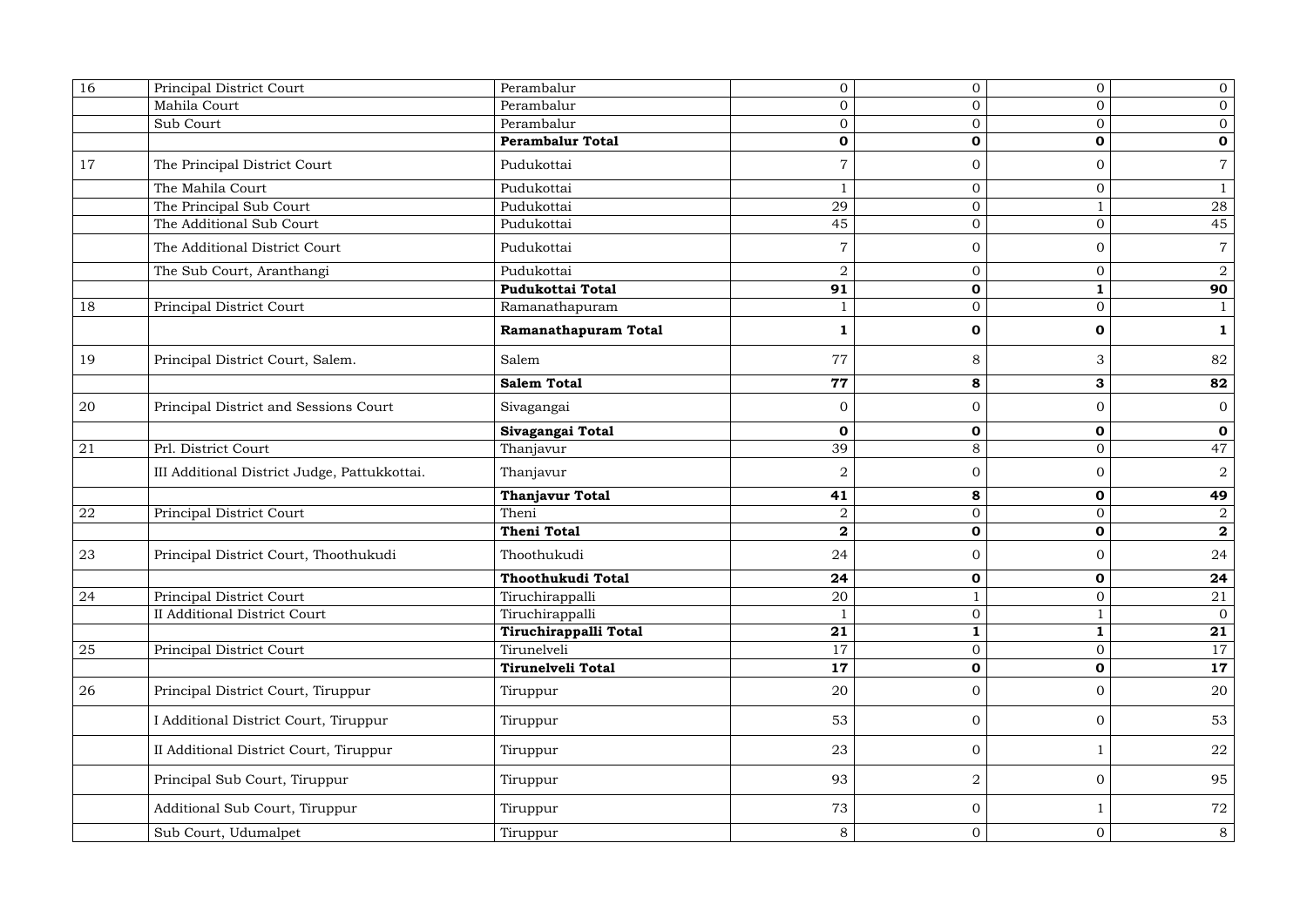| | | | | | | |
|---|---|---|---|---|---|---|
| 16 | Principal District Court | Perambalur | 0 | 0 | 0 | 0 |
| | Mahila Court | Perambalur | 0 | 0 | 0 | 0 |
| | Sub Court | Perambalur | 0 | 0 | 0 | 0 |
| | | **Perambalur Total** | **0** | **0** | **0** | **0** |
| 17 | The Principal District Court | Pudukottai | 7 | 0 | 0 | 7 |
| | The Mahila Court | Pudukottai | 1 | 0 | 0 | 1 |
| | The Principal Sub Court | Pudukottai | 29 | 0 | 1 | 28 |
| | The Additional Sub Court | Pudukottai | 45 | 0 | 0 | 45 |
| | The Additional District Court | Pudukottai | 7 | 0 | 0 | 7 |
| | The Sub Court, Aranthangi | Pudukottai | 2 | 0 | 0 | 2 |
| | | **Pudukottai Total** | **91** | **0** | **1** | **90** |
| 18 | Principal District Court | Ramanathapuram | 1 | 0 | 0 | 1 |
| | | **Ramanathapuram Total** | **1** | **0** | **0** | **1** |
| 19 | Principal District Court, Salem. | Salem | 77 | 8 | 3 | 82 |
| | | **Salem Total** | **77** | **8** | **3** | **82** |
| 20 | Principal District and Sessions Court | Sivagangai | 0 | 0 | 0 | 0 |
| | | **Sivagangai Total** | **0** | **0** | **0** | **0** |
| 21 | Prl. District Court | Thanjavur | 39 | 8 | 0 | 47 |
| | III Additional District Judge, Pattukkottai. | Thanjavur | 2 | 0 | 0 | 2 |
| | | **Thanjavur Total** | **41** | **8** | **0** | **49** |
| 22 | Principal District Court | Theni | 2 | 0 | 0 | 2 |
| | | **Theni Total** | **2** | **0** | **0** | **2** |
| 23 | Principal District Court, Thoothukudi | Thoothukudi | 24 | 0 | 0 | 24 |
| | | **Thoothukudi Total** | **24** | **0** | **0** | **24** |
| 24 | Principal District Court | Tiruchirappalli | 20 | 1 | 0 | 21 |
| | II Additional District Court | Tiruchirappalli | 1 | 0 | 1 | 0 |
| | | **Tiruchirappalli Total** | **21** | **1** | **1** | **21** |
| 25 | Principal District Court | Tirunelveli | 17 | 0 | 0 | 17 |
| | | **Tirunelveli Total** | **17** | **0** | **0** | **17** |
| 26 | Principal District Court, Tiruppur | Tiruppur | 20 | 0 | 0 | 20 |
| | I Additional District Court, Tiruppur | Tiruppur | 53 | 0 | 0 | 53 |
| | II Additional District Court, Tiruppur | Tiruppur | 23 | 0 | 1 | 22 |
| | Principal Sub Court, Tiruppur | Tiruppur | 93 | 2 | 0 | 95 |
| | Additional Sub Court, Tiruppur | Tiruppur | 73 | 0 | 1 | 72 |
| | Sub Court, Udumalpet | Tiruppur | 8 | 0 | 0 | 8 |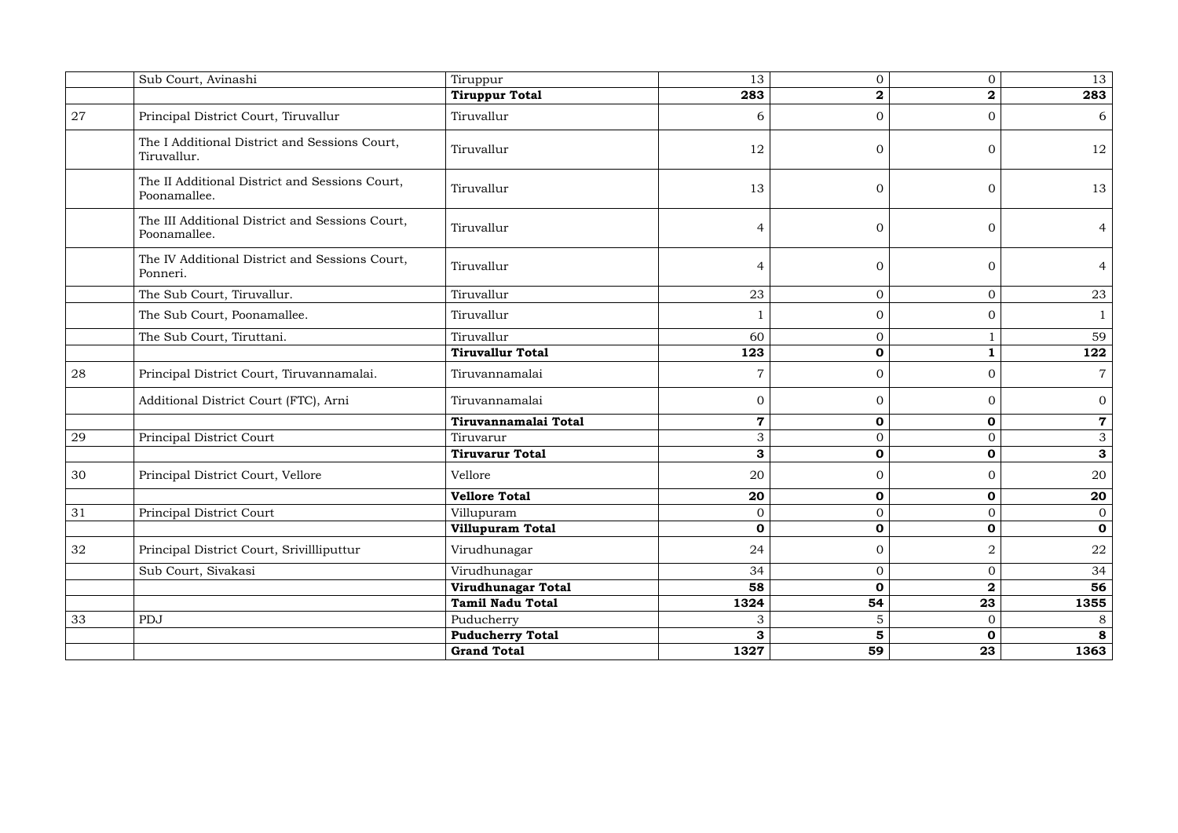| | | | | | | |
|---|---|---|---|---|---|---|
| | Sub Court, Avinashi | Tiruppur | 13 | 0 | 0 | 13 |
| | | **Tiruppur Total** | **283** | **2** | **2** | **283** |
| 27 | Principal District Court, Tiruvallur | Tiruvallur | 6 | 0 | 0 | 6 |
| | The I Additional District and Sessions Court, Tiruvallur. | Tiruvallur | 12 | 0 | 0 | 12 |
| | The II Additional District and Sessions Court, Poonamallee. | Tiruvallur | 13 | 0 | 0 | 13 |
| | The III Additional District and Sessions Court, Poonamallee. | Tiruvallur | 4 | 0 | 0 | 4 |
| | The IV Additional District and Sessions Court, Ponneri. | Tiruvallur | 4 | 0 | 0 | 4 |
| | The Sub Court, Tiruvallur. | Tiruvallur | 23 | 0 | 0 | 23 |
| | The Sub Court, Poonamallee. | Tiruvallur | 1 | 0 | 0 | 1 |
| | The Sub Court, Tiruttani. | Tiruvallur | 60 | 0 | 1 | 59 |
| | | **Tiruvallur Total** | **123** | **0** | **1** | **122** |
| 28 | Principal District Court, Tiruvannamalai. | Tiruvannamalai | 7 | 0 | 0 | 7 |
| | Additional District Court (FTC), Arni | Tiruvannamalai | 0 | 0 | 0 | 0 |
| | | **Tiruvannamalai Total** | **7** | **0** | **0** | **7** |
| 29 | Principal District Court | Tiruvarur | 3 | 0 | 0 | 3 |
| | | **Tiruvarur Total** | **3** | **0** | **0** | **3** |
| 30 | Principal District Court, Vellore | Vellore | 20 | 0 | 0 | 20 |
| | | **Vellore Total** | **20** | **0** | **0** | **20** |
| 31 | Principal District Court | Villupuram | 0 | 0 | 0 | 0 |
| | | **Villupuram Total** | **0** | **0** | **0** | **0** |
| 32 | Principal District Court, Srivillliputtur | Virudhunagar | 24 | 0 | 2 | 22 |
| | Sub Court, Sivakasi | Virudhunagar | 34 | 0 | 0 | 34 |
| | | **Virudhunagar Total** | **58** | **0** | **2** | **56** |
| | | **Tamil Nadu Total** | **1324** | **54** | **23** | **1355** |
| 33 | PDJ | Puducherry | 3 | 5 | 0 | 8 |
| | | **Puducherry Total** | **3** | **5** | **0** | **8** |
| | | **Grand Total** | **1327** | **59** | **23** | **1363** |